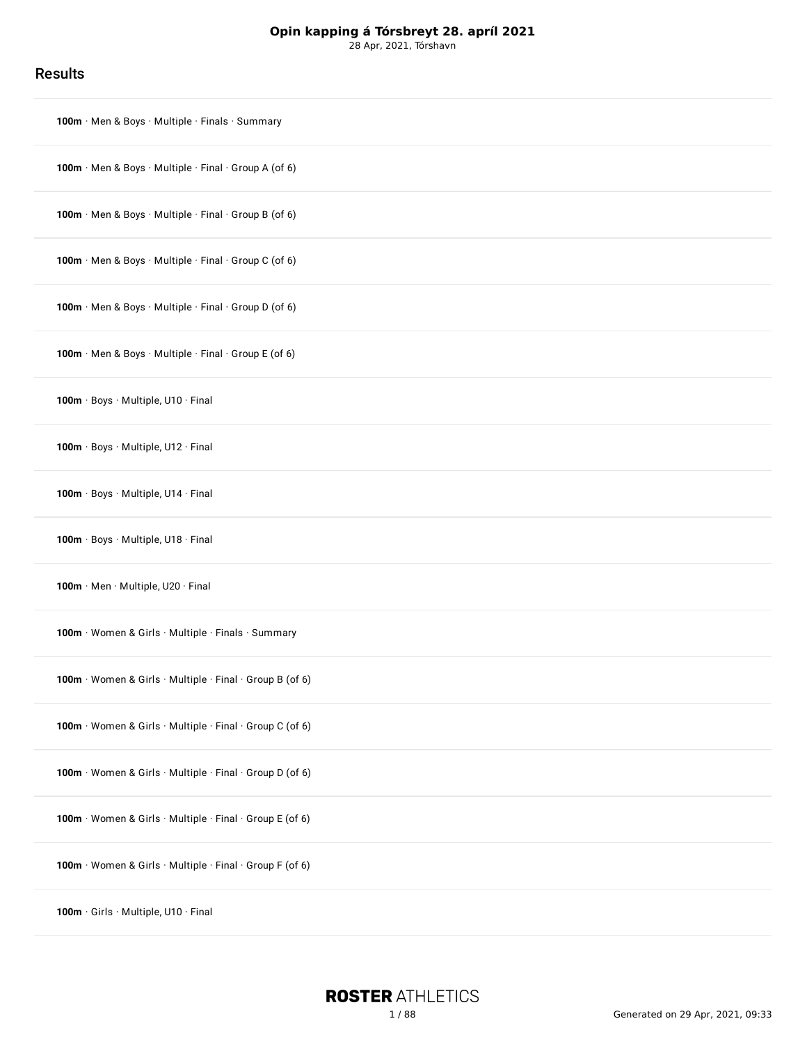# Opin kapping á Tórsbreyt 28. apríl 2021

28 Apr, 2021, Tórshavn

## Results

**100m** · Men & Boys · Multiple · Finals · Summary

**100m** · Men & Boys · Multiple · Final · Group A (of 6)

**100m** · Men & Boys · Multiple · Final · Group B (of 6)

**100m** · Men & Boys · Multiple · Final · Group C (of 6)

**100m** · Men & Boys · Multiple · Final · Group D (of 6)

**100m** · Men & Boys · Multiple · Final · Group E (of 6)

**100m** · Boys · Multiple, U10 · Final

**100m** · Boys · Multiple, U12 · Final

**100m** · Boys · Multiple, U14 · Final

**100m** · Boys · Multiple, U18 · Final

**100m** · Men · Multiple, U20 · Final

**100m** · Women & Girls · Multiple · Finals · Summary

**100m** · Women & Girls · Multiple · Final · Group B (of 6)

**100m** · Women & Girls · Multiple · Final · Group C (of 6)

**100m** · Women & Girls · Multiple · Final · Group D (of 6)

**100m** · Women & Girls · Multiple · Final · Group E (of 6)

**100m** · Women & Girls · Multiple · Final · Group F (of 6)

**100m** · Girls · Multiple, U10 · Final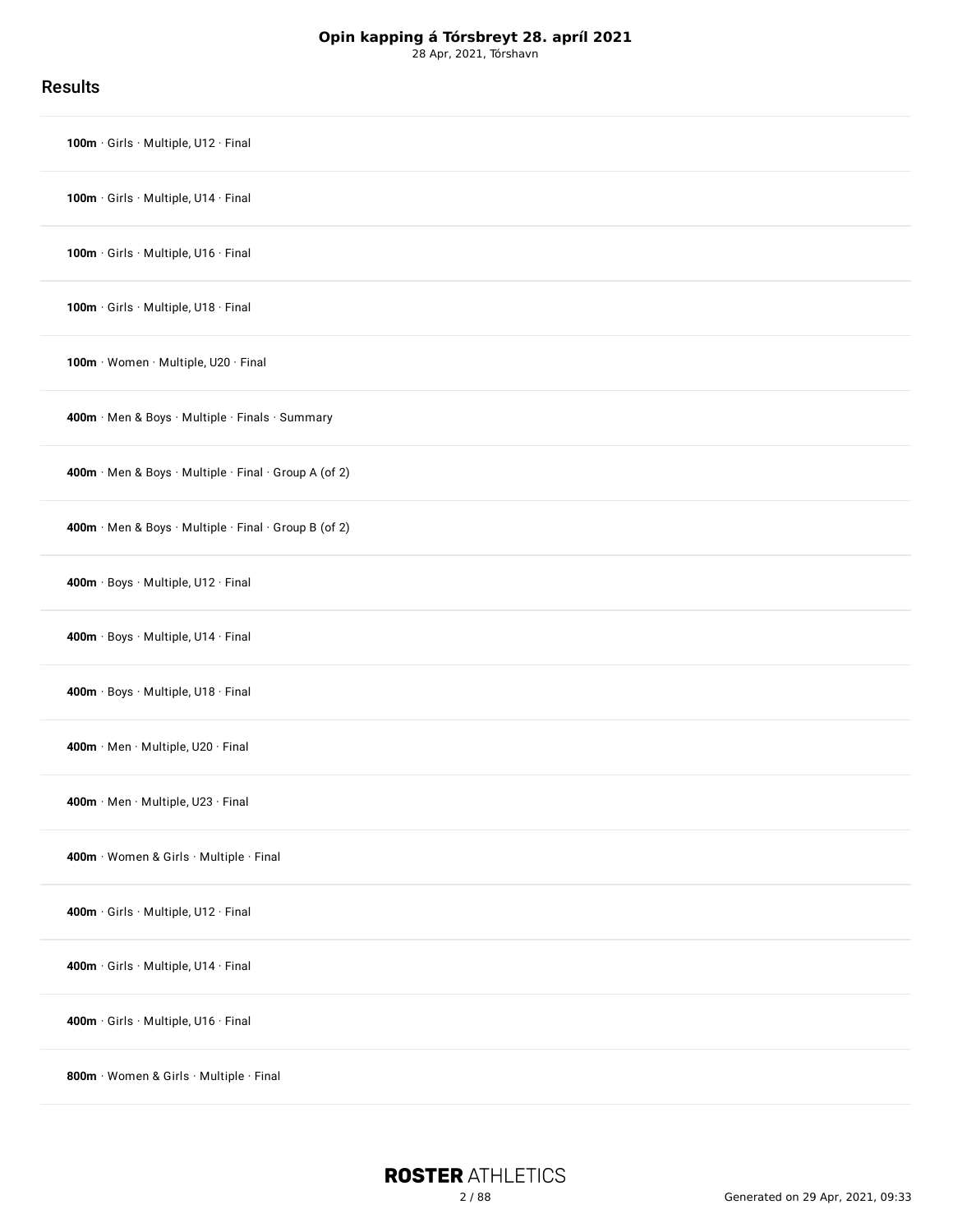# Opin kapping á Tórsbreyt 28. apríl 2021

28 Apr, 2021, Tórshavn

## Results

**100m** · Girls · Multiple, U12 · Final

**100m** · Girls · Multiple, U14 · Final

**100m** · Girls · Multiple, U16 · Final

**100m** · Girls · Multiple, U18 · Final

**100m** · Women · Multiple, U20 · Final

**400m** · Men & Boys · Multiple · Finals · Summary

**400m** · Men & Boys · Multiple · Final · Group A (of 2)

**400m** · Men & Boys · Multiple · Final · Group B (of 2)

**400m** · Boys · Multiple, U12 · Final

**400m** · Boys · Multiple, U14 · Final

**400m** · Boys · Multiple, U18 · Final

**400m** · Men · Multiple, U20 · Final

**400m** · Men · Multiple, U23 · Final

**400m** · Women & Girls · Multiple · Final

**400m** · Girls · Multiple, U12 · Final

**400m** · Girls · Multiple, U14 · Final

**400m** · Girls · Multiple, U16 · Final

**800m** · Women & Girls · Multiple · Final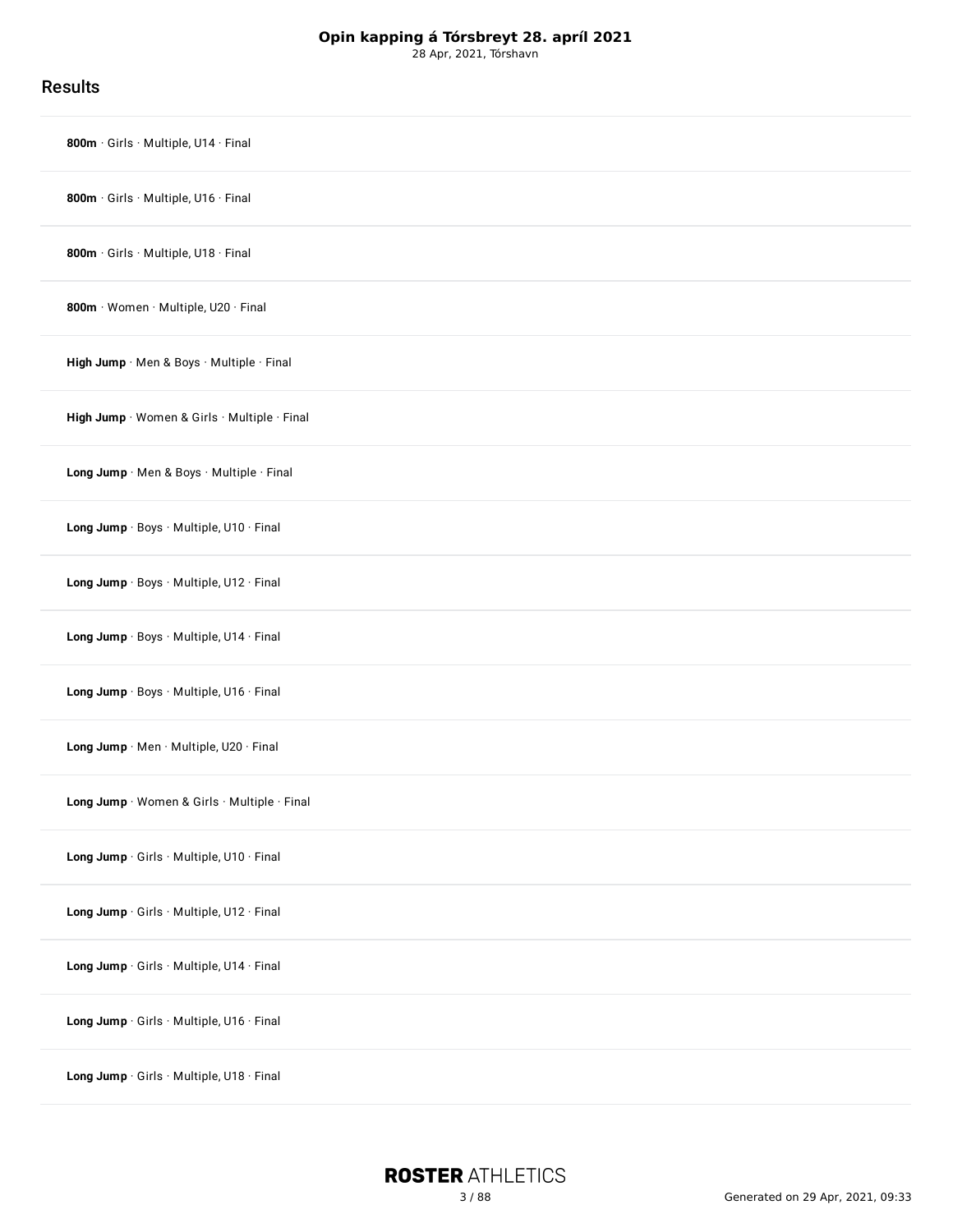## Results

**800m** · Girls · Multiple, U14 · Final

**800m** · Girls · Multiple, U16 · Final

**800m** · Girls · Multiple, U18 · Final

**800m** · Women · Multiple, U20 · Final

**High Jump** · Men & Boys · Multiple · Final

**High Jump** · Women & Girls · Multiple · Final

**Long Jump** · Men & Boys · Multiple · Final

**Long Jump** · Boys · Multiple, U10 · Final

**Long Jump** · Boys · Multiple, U12 · Final

**Long Jump** · Boys · Multiple, U14 · Final

**Long Jump** · Boys · Multiple, U16 · Final

**Long Jump** · Men · Multiple, U20 · Final

**Long Jump** · Women & Girls · Multiple · Final

**Long Jump** · Girls · Multiple, U10 · Final

**Long Jump** · Girls · Multiple, U12 · Final

**Long Jump** · Girls · Multiple, U14 · Final

**Long Jump** · Girls · Multiple, U16 · Final

**Long Jump** · Girls · Multiple, U18 · Final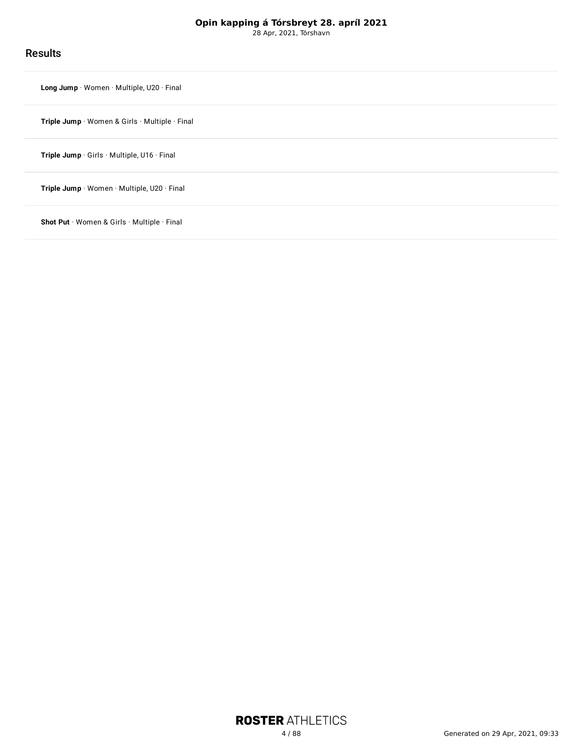# Opin kapping á Tórsbreyt 28. apríl 2021

28 Apr, 2021, Tórshavn

## Results

**Long Jump** · Women · Multiple, U20 · Final

**Triple Jump** · Women & Girls · Multiple · Final

**Triple Jump** · Girls · Multiple, U16 · Final

**Triple Jump** · Women · Multiple, U20 · Final

**Shot Put** · Women & Girls · Multiple · Final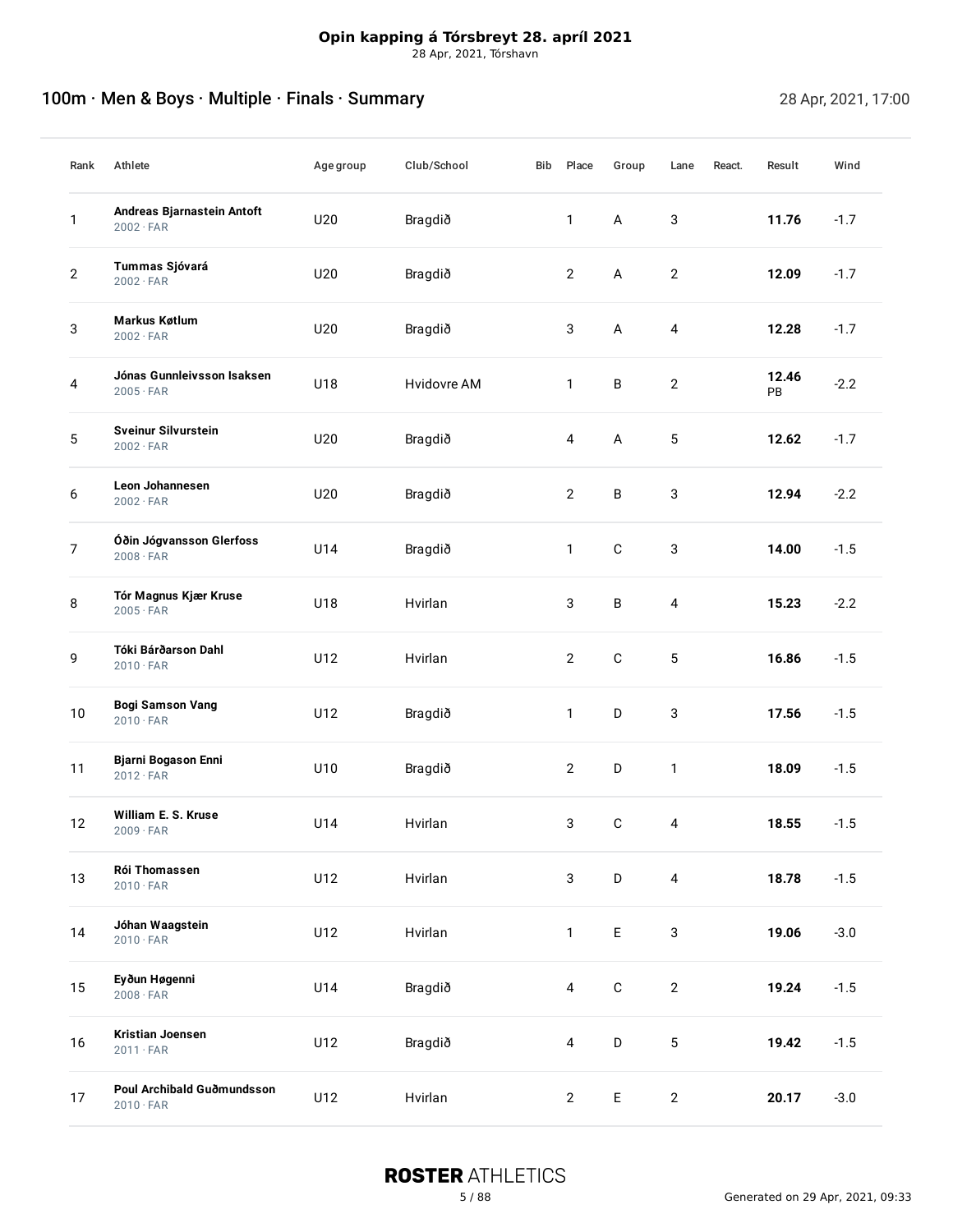**Opin kapping á Tórsbreyt 28. apríl 2021**
28 Apr, 2021, Tórshavn

## 100m · Men & Boys · Multiple · Finals · Summary

28 Apr, 2021, 17:00

| Rank | Athlete | Age group | Club/School | Bib | Place | Group | Lane | React. | Result | Wind |
|---|---|---|---|---|---|---|---|---|---|---|
| 1 | **Andreas Bjarnastein Antoft** 2002 · FAR | U20 | Bragdið | | 1 | A | 3 | | **11.76** | -1.7 |
| 2 | **Tummas Sjóvará** 2002 · FAR | U20 | Bragdið | | 2 | A | 2 | | **12.09** | -1.7 |
| 3 | **Markus Køtlum** 2002 · FAR | U20 | Bragdið | | 3 | A | 4 | | **12.28** | -1.7 |
| 4 | **Jónas Gunnleivsson Isaksen** 2005 · FAR | U18 | Hvidovre AM | | 1 | B | 2 | | **12.46** PB | -2.2 |
| 5 | **Sveinur Silvurstein** 2002 · FAR | U20 | Bragdið | | 4 | A | 5 | | **12.62** | -1.7 |
| 6 | **Leon Johannesen** 2002 · FAR | U20 | Bragdið | | 2 | B | 3 | | **12.94** | -2.2 |
| 7 | **Óðin Jógvansson Glerfoss** 2008 · FAR | U14 | Bragdið | | 1 | C | 3 | | **14.00** | -1.5 |
| 8 | **Tór Magnus Kjær Kruse** 2005 · FAR | U18 | Hvirlan | | 3 | B | 4 | | **15.23** | -2.2 |
| 9 | **Tóki Bárðarson Dahl** 2010 · FAR | U12 | Hvirlan | | 2 | C | 5 | | **16.86** | -1.5 |
| 10 | **Bogi Samson Vang** 2010 · FAR | U12 | Bragdið | | 1 | D | 3 | | **17.56** | -1.5 |
| 11 | **Bjarni Bogason Enni** 2012 · FAR | U10 | Bragdið | | 2 | D | 1 | | **18.09** | -1.5 |
| 12 | **William E. S. Kruse** 2009 · FAR | U14 | Hvirlan | | 3 | C | 4 | | **18.55** | -1.5 |
| 13 | **Rói Thomassen** 2010 · FAR | U12 | Hvirlan | | 3 | D | 4 | | **18.78** | -1.5 |
| 14 | **Jóhan Waagstein** 2010 · FAR | U12 | Hvirlan | | 1 | E | 3 | | **19.06** | -3.0 |
| 15 | **Eyðun Høgenni** 2008 · FAR | U14 | Bragdið | | 4 | C | 2 | | **19.24** | -1.5 |
| 16 | **Kristian Joensen** 2011 · FAR | U12 | Bragdið | | 4 | D | 5 | | **19.42** | -1.5 |
| 17 | **Poul Archibald Guðmundsson** 2010 · FAR | U12 | Hvirlan | | 2 | E | 2 | | **20.17** | -3.0 |

**ROSTER** ATHLETICS

Generated on 29 Apr, 2021, 09:33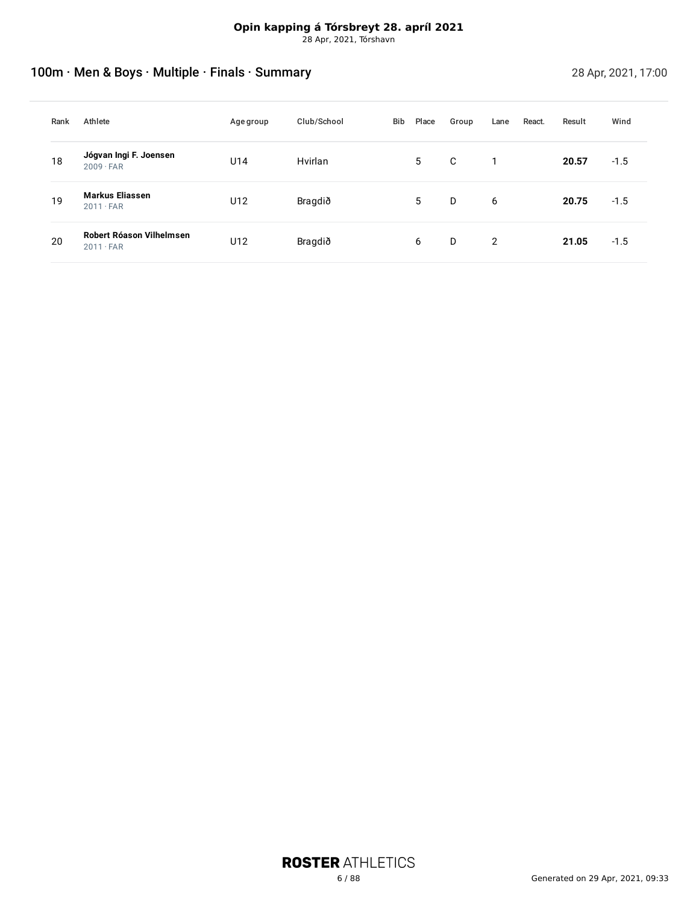**Opin kapping á Tórsbreyt 28. apríl 2021**
28 Apr, 2021, Tórshavn

## 100m · Men & Boys · Multiple · Finals · Summary

28 Apr, 2021, 17:00

| Rank | Athlete | Age group | Club/School | Bib | Place | Group | Lane | React. | Result | Wind |
|---|---|---|---|---|---|---|---|---|---|---|
| 18 | **Jógvan Ingi F. Joensen** 2009 · FAR | U14 | Hvirlan | | 5 | C | 1 | | **20.57** | -1.5 |
| 19 | **Markus Eliassen** 2011 · FAR | U12 | Bragdið | | 5 | D | 6 | | **20.75** | -1.5 |
| 20 | **Robert Róason Vilhelmsen** 2011 · FAR | U12 | Bragdið | | 6 | D | 2 | | **21.05** | -1.5 |

Generated on 29 Apr, 2021, 09:33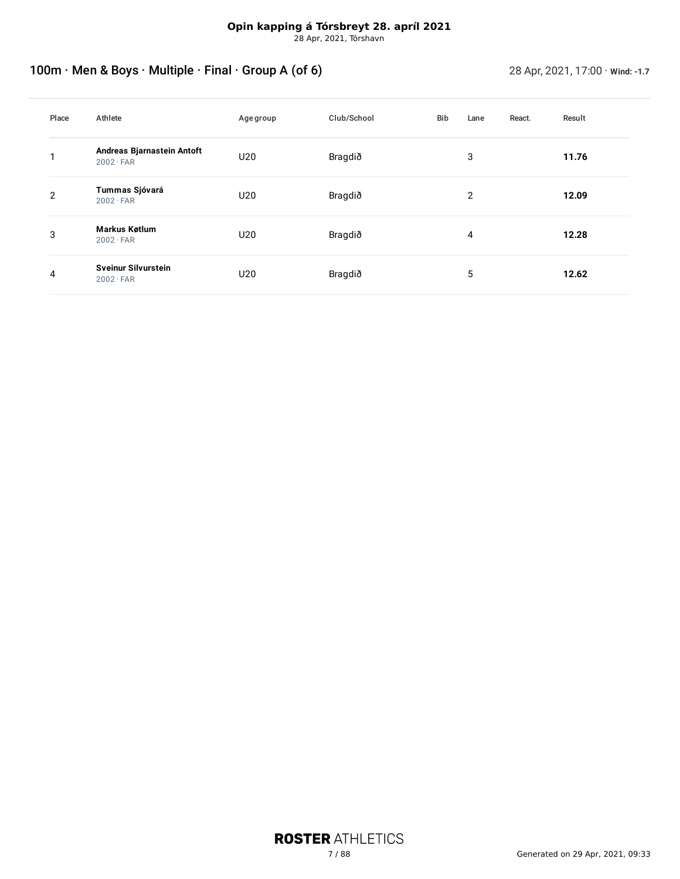**Opin kapping á Tórsbreyt 28. apríl 2021**
28 Apr, 2021, Tórshavn

## 100m · Men & Boys · Multiple · Final · Group A (of 6)

28 Apr, 2021, 17:00 · **Wind: -1.7**

| Place | Athlete | Age group | Club/School | Bib | Lane | React. | Result |
|---|---|---|---|---|---|---|---|
| 1 | **Andreas Bjarnastein Antoft** 2002 · FAR | U20 | Bragdið | | 3 | | **11.76** |
| 2 | **Tummas Sjóvará** 2002 · FAR | U20 | Bragdið | | 2 | | **12.09** |
| 3 | **Markus Køtlum** 2002 · FAR | U20 | Bragdið | | 4 | | **12.28** |
| 4 | **Sveinur Silvurstein** 2002 · FAR | U20 | Bragdið | | 5 | | **12.62** |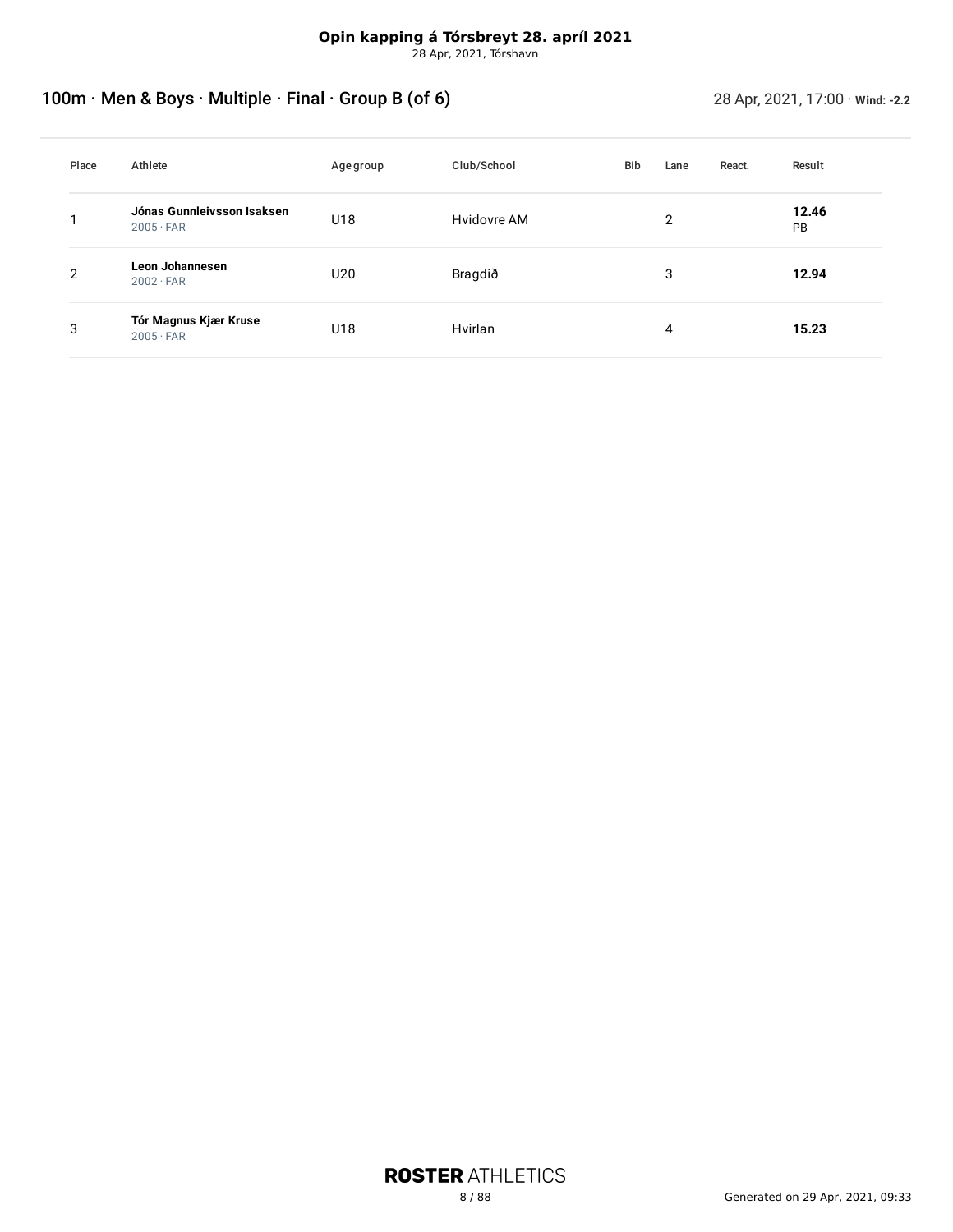**Opin kapping á Tórsbreyt 28. apríl 2021**
28 Apr, 2021, Tórshavn

## 100m · Men & Boys · Multiple · Final · Group B (of 6)

28 Apr, 2021, 17:00 · **Wind: -2.2**

| Place | Athlete | Age group | Club/School | Bib | Lane | React. | Result |
|---|---|---|---|---|---|---|---|
| 1 | **Jónas Gunnleivsson Isaksen** 2005 · FAR | U18 | Hvidovre AM | | 2 | | **12.46** PB |
| 2 | **Leon Johannesen** 2002 · FAR | U20 | Bragdið | | 3 | | **12.94** |
| 3 | **Tór Magnus Kjær Kruse** 2005 · FAR | U18 | Hvirlan | | 4 | | **15.23** |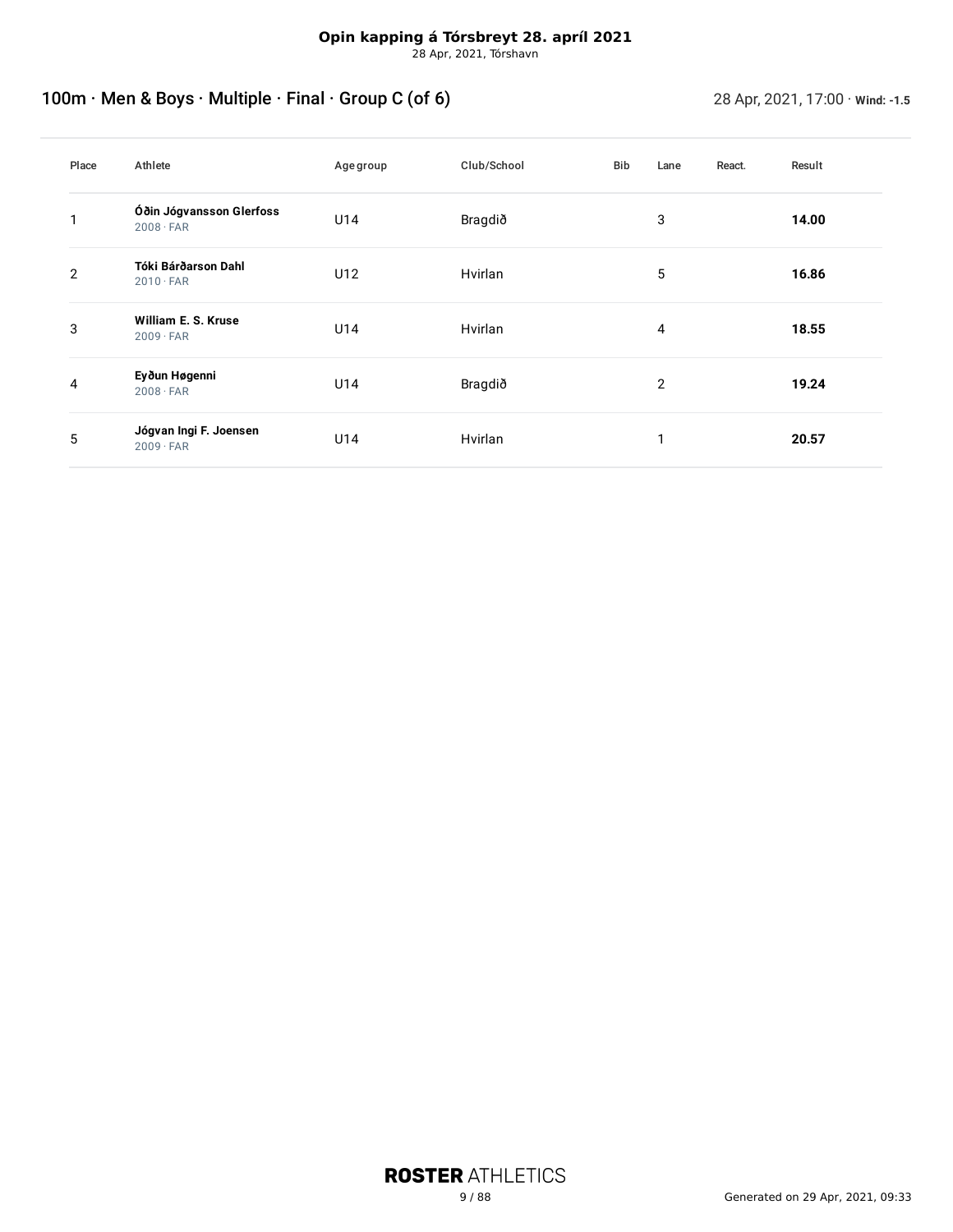**Opin kapping á Tórsbreyt 28. apríl 2021**
28 Apr, 2021, Tórshavn

## 100m · Men & Boys · Multiple · Final · Group C (of 6)

28 Apr, 2021, 17:00 · **Wind: -1.5**

| Place | Athlete | Age group | Club/School | Bib | Lane | React. | Result |
|---|---|---|---|---|---|---|---|
| 1 | **Óðin Jógvansson Glerfoss** 2008 · FAR | U14 | Bragdið | | 3 | | **14.00** |
| 2 | **Tóki Bárðarson Dahl** 2010 · FAR | U12 | Hvirlan | | 5 | | **16.86** |
| 3 | **William E. S. Kruse** 2009 · FAR | U14 | Hvirlan | | 4 | | **18.55** |
| 4 | **Eyðun Høgenni** 2008 · FAR | U14 | Bragdið | | 2 | | **19.24** |
| 5 | **Jógvan Ingi F. Joensen** 2009 · FAR | U14 | Hvirlan | | 1 | | **20.57** |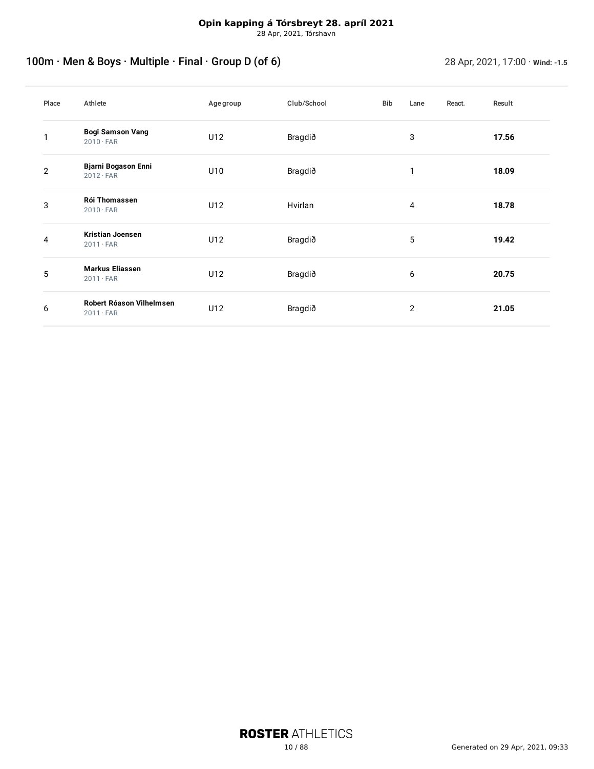**Opin kapping á Tórsbreyt 28. apríl 2021**
28 Apr, 2021, Tórshavn

## 100m · Men & Boys · Multiple · Final · Group D (of 6)

28 Apr, 2021, 17:00 · **Wind: -1.5**

| Place | Athlete | Age group | Club/School | Bib | Lane | React. | Result |
|---|---|---|---|---|---|---|---|
| 1 | **Bogi Samson Vang** 2010 · FAR | U12 | Bragdið | | 3 | | **17.56** |
| 2 | **Bjarni Bogason Enni** 2012 · FAR | U10 | Bragdið | | 1 | | **18.09** |
| 3 | **Rói Thomassen** 2010 · FAR | U12 | Hvirlan | | 4 | | **18.78** |
| 4 | **Kristian Joensen** 2011 · FAR | U12 | Bragdið | | 5 | | **19.42** |
| 5 | **Markus Eliassen** 2011 · FAR | U12 | Bragdið | | 6 | | **20.75** |
| 6 | **Robert Róason Vilhelmsen** 2011 · FAR | U12 | Bragdið | | 2 | | **21.05** |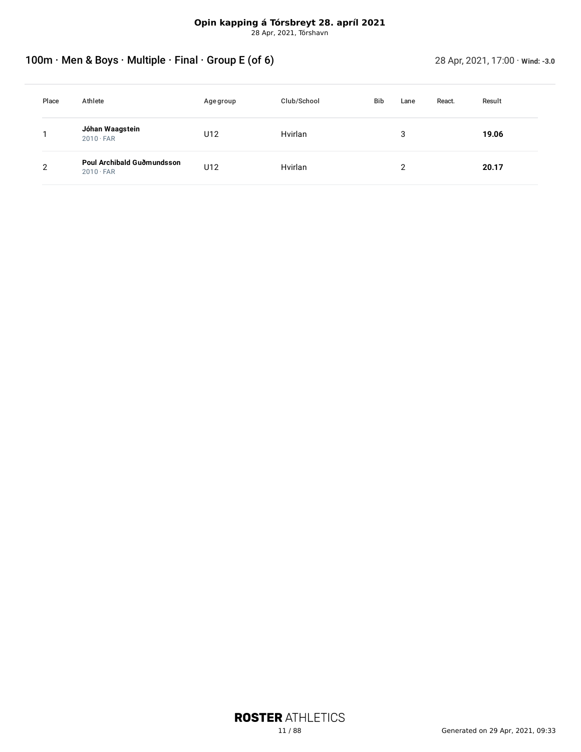**Opin kapping á Tórsbreyt 28. apríl 2021**
28 Apr, 2021, Tórshavn

## 100m · Men & Boys · Multiple · Final · Group E (of 6)

28 Apr, 2021, 17:00 · **Wind: -3.0**

| Place | Athlete | Age group | Club/School | Bib | Lane | React. | Result |
|---|---|---|---|---|---|---|---|
| 1 | **Jóhan Waagstein** 2010 · FAR | U12 | Hvirlan | | 3 | | **19.06** |
| 2 | **Poul Archibald Guðmundsson** 2010 · FAR | U12 | Hvirlan | | 2 | | **20.17** |

Generated on 29 Apr, 2021, 09:33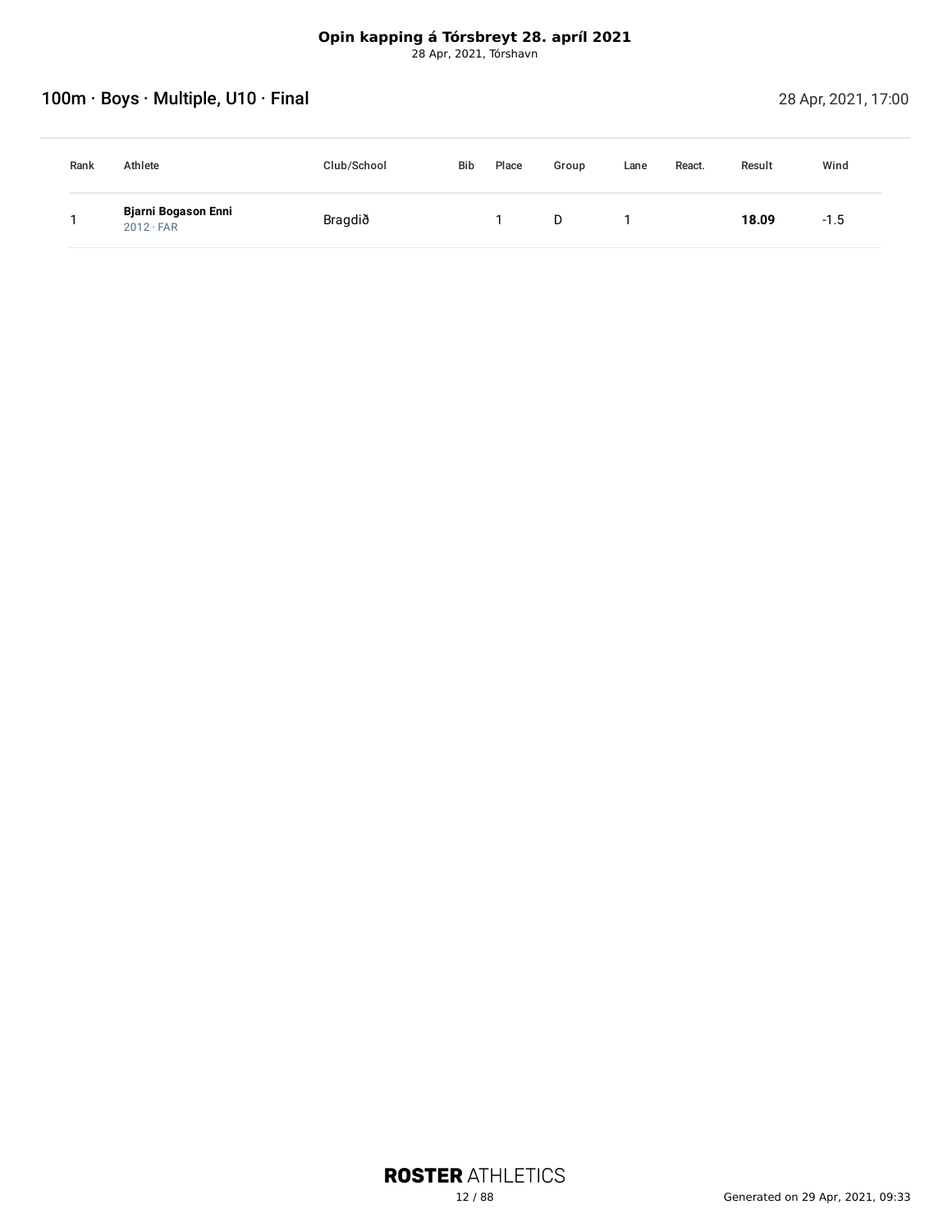**Opin kapping á Tórsbreyt 28. apríl 2021**
28 Apr, 2021, Tórshavn

## 100m · Boys · Multiple, U10 · Final

28 Apr, 2021, 17:00

| Rank | Athlete | Club/School | Bib | Place | Group | Lane | React. | Result | Wind |
|---|---|---|---|---|---|---|---|---|---|
| 1 | **Bjarni Bogason Enni** 2012 · FAR | Bragdið | | 1 | D | 1 | | **18.09** | -1.5 |

Generated on 29 Apr, 2021, 09:33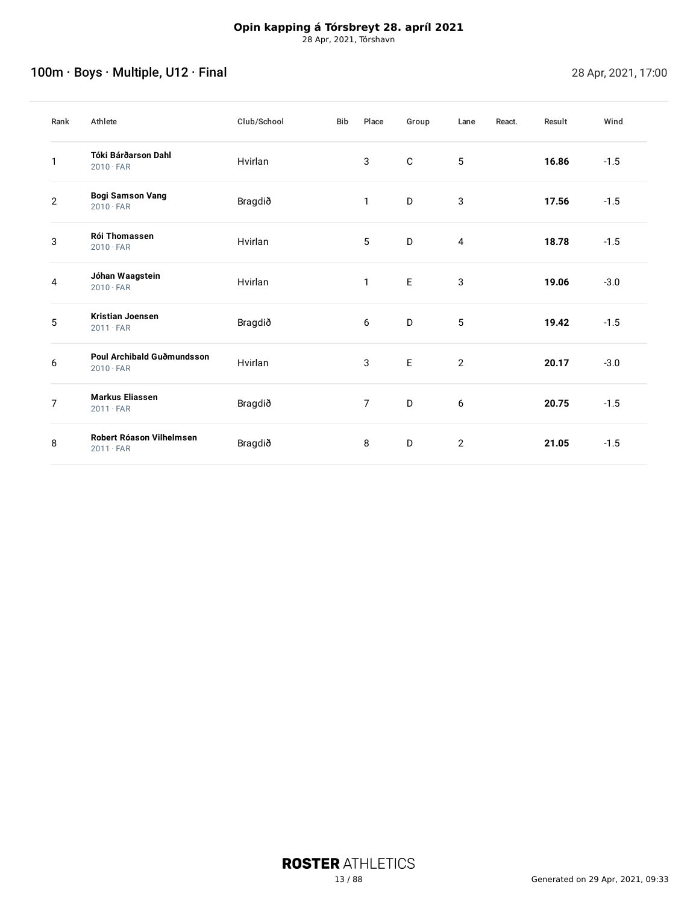**Opin kapping á Tórsbreyt 28. apríl 2021**
28 Apr, 2021, Tórshavn

## 100m · Boys · Multiple, U12 · Final

28 Apr, 2021, 17:00

| Rank | Athlete | Club/School | Bib | Place | Group | Lane | React. | Result | Wind |
|---|---|---|---|---|---|---|---|---|---|
| 1 | **Tóki Bárðarson Dahl** 2010 · FAR | Hvirlan | | 3 | C | 5 | | **16.86** | -1.5 |
| 2 | **Bogi Samson Vang** 2010 · FAR | Bragdið | | 1 | D | 3 | | **17.56** | -1.5 |
| 3 | **Rói Thomassen** 2010 · FAR | Hvirlan | | 5 | D | 4 | | **18.78** | -1.5 |
| 4 | **Jóhan Waagstein** 2010 · FAR | Hvirlan | | 1 | E | 3 | | **19.06** | -3.0 |
| 5 | **Kristian Joensen** 2011 · FAR | Bragdið | | 6 | D | 5 | | **19.42** | -1.5 |
| 6 | **Poul Archibald Guðmundsson** 2010 · FAR | Hvirlan | | 3 | E | 2 | | **20.17** | -3.0 |
| 7 | **Markus Eliassen** 2011 · FAR | Bragdið | | 7 | D | 6 | | **20.75** | -1.5 |
| 8 | **Robert Róason Vilhelmsen** 2011 · FAR | Bragdið | | 8 | D | 2 | | **21.05** | -1.5 |

Generated on 29 Apr, 2021, 09:33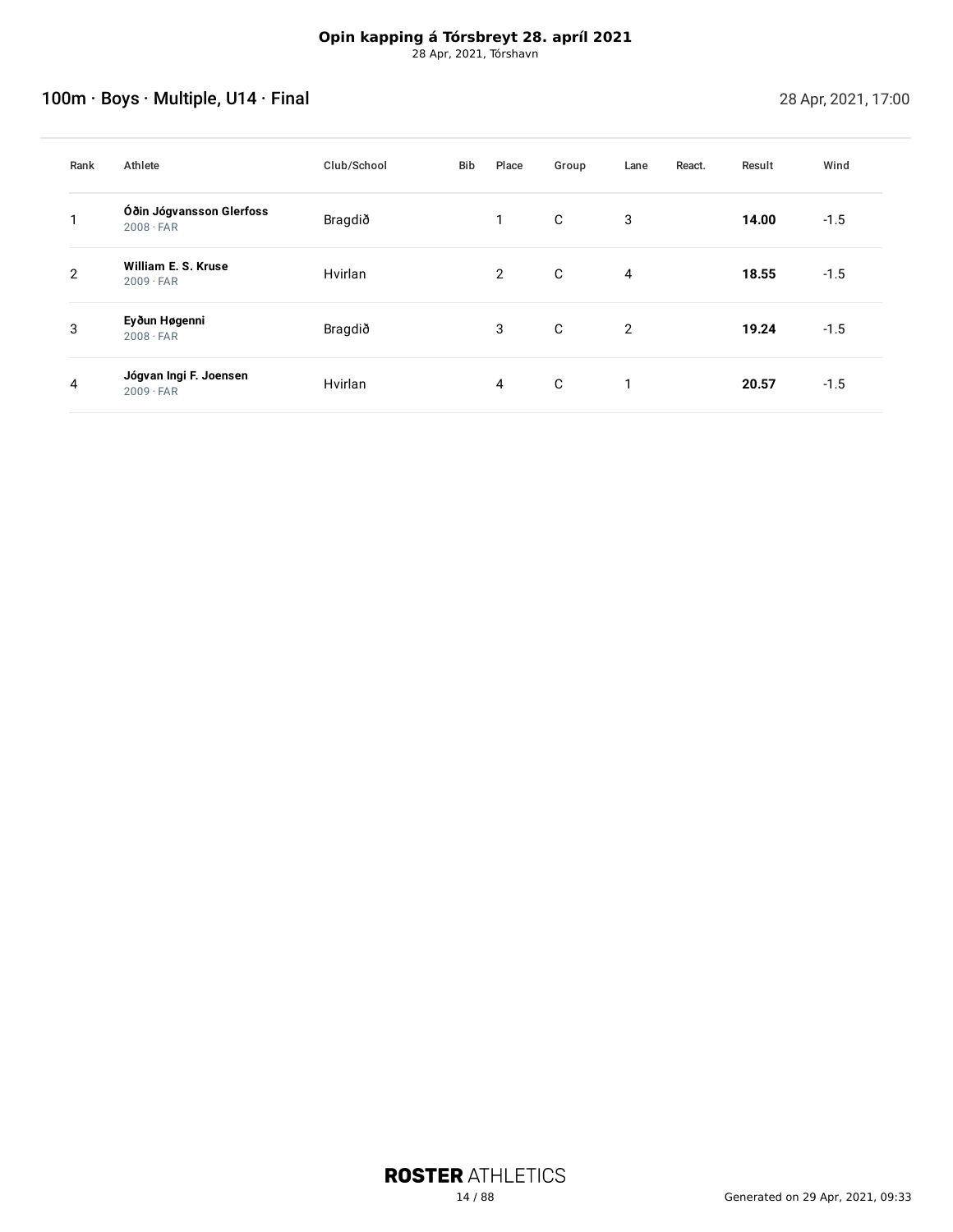**Opin kapping á Tórsbreyt 28. apríl 2021**
28 Apr, 2021, Tórshavn

## 100m · Boys · Multiple, U14 · Final

28 Apr, 2021, 17:00

| Rank | Athlete | Club/School | Bib | Place | Group | Lane | React. | Result | Wind |
|---|---|---|---|---|---|---|---|---|---|
| 1 | **Óðin Jógvansson Glerfoss** 2008 · FAR | Bragdið | | 1 | C | 3 | | **14.00** | -1.5 |
| 2 | **William E. S. Kruse** 2009 · FAR | Hvirlan | | 2 | C | 4 | | **18.55** | -1.5 |
| 3 | **Eyðun Høgenni** 2008 · FAR | Bragdið | | 3 | C | 2 | | **19.24** | -1.5 |
| 4 | **Jógvan Ingi F. Joensen** 2009 · FAR | Hvirlan | | 4 | C | 1 | | **20.57** | -1.5 |

Generated on 29 Apr, 2021, 09:33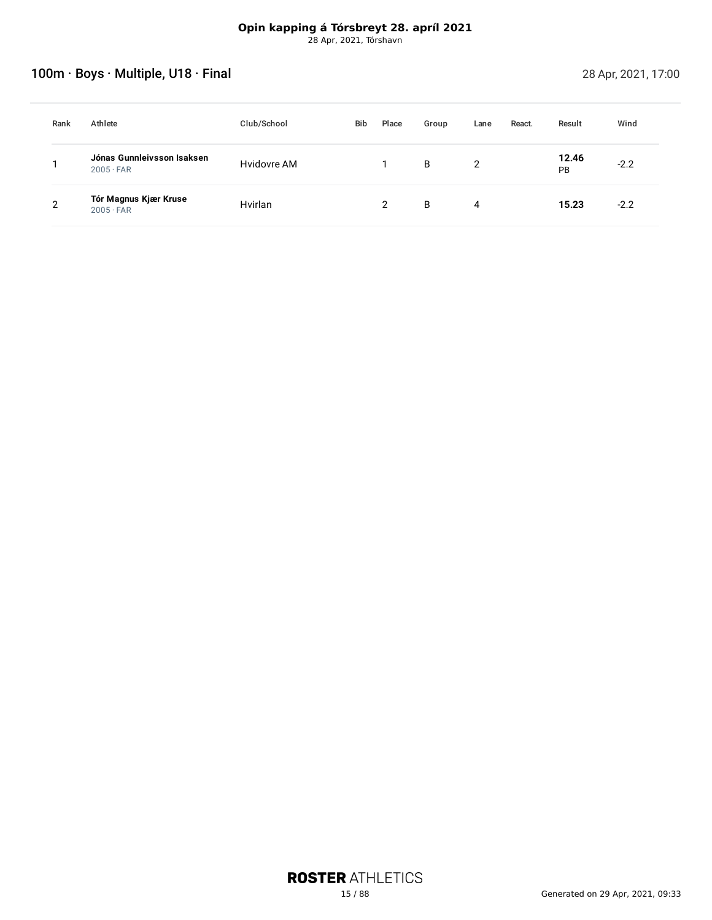**Opin kapping á Tórsbreyt 28. apríl 2021**
28 Apr, 2021, Tórshavn

## 100m · Boys · Multiple, U18 · Final

28 Apr, 2021, 17:00

| Rank | Athlete | Club/School | Bib | Place | Group | Lane | React. | Result | Wind |
|---|---|---|---|---|---|---|---|---|---|
| 1 | **Jónas Gunnleivsson Isaksen** 2005 · FAR | Hvidovre AM | | 1 | B | 2 | | **12.46** PB | -2.2 |
| 2 | **Tór Magnus Kjær Kruse** 2005 · FAR | Hvirlan | | 2 | B | 4 | | **15.23** | -2.2 |

Generated on 29 Apr, 2021, 09:33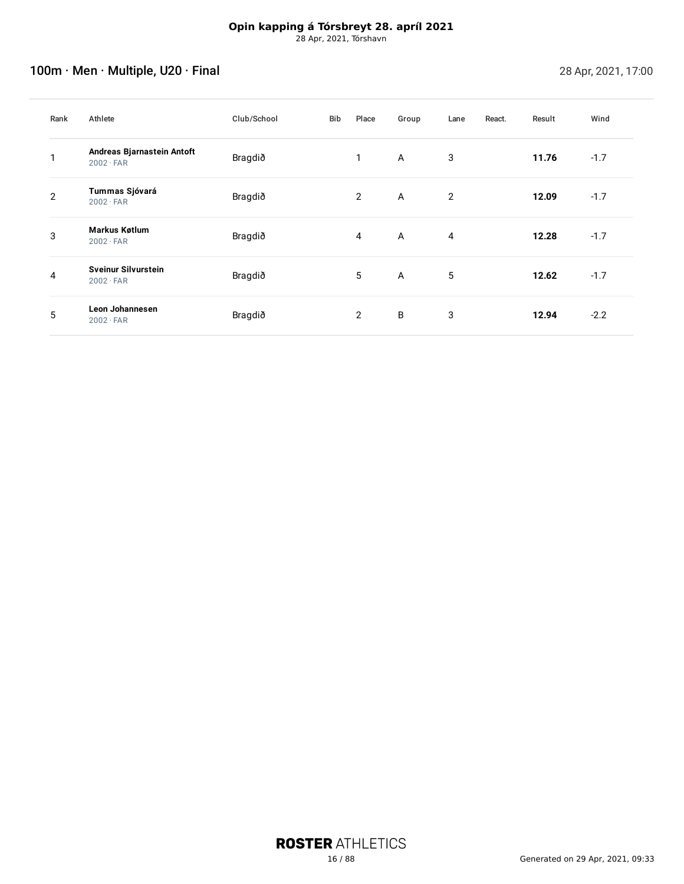**Opin kapping á Tórsbreyt 28. apríl 2021**

28 Apr, 2021, Tórshavn

## 100m · Men · Multiple, U20 · Final

28 Apr, 2021, 17:00

| Rank | Athlete | Club/School | Bib | Place | Group | Lane | React. | Result | Wind |
|---|---|---|---|---|---|---|---|---|---|
| 1 | **Andreas Bjarnastein Antoft** 2002 · FAR | Bragdið | | 1 | A | 3 | | **11.76** | -1.7 |
| 2 | **Tummas Sjóvará** 2002 · FAR | Bragdið | | 2 | A | 2 | | **12.09** | -1.7 |
| 3 | **Markus Køtlum** 2002 · FAR | Bragdið | | 4 | A | 4 | | **12.28** | -1.7 |
| 4 | **Sveinur Silvurstein** 2002 · FAR | Bragdið | | 5 | A | 5 | | **12.62** | -1.7 |
| 5 | **Leon Johannesen** 2002 · FAR | Bragdið | | 2 | B | 3 | | **12.94** | -2.2 |

Generated on 29 Apr, 2021, 09:33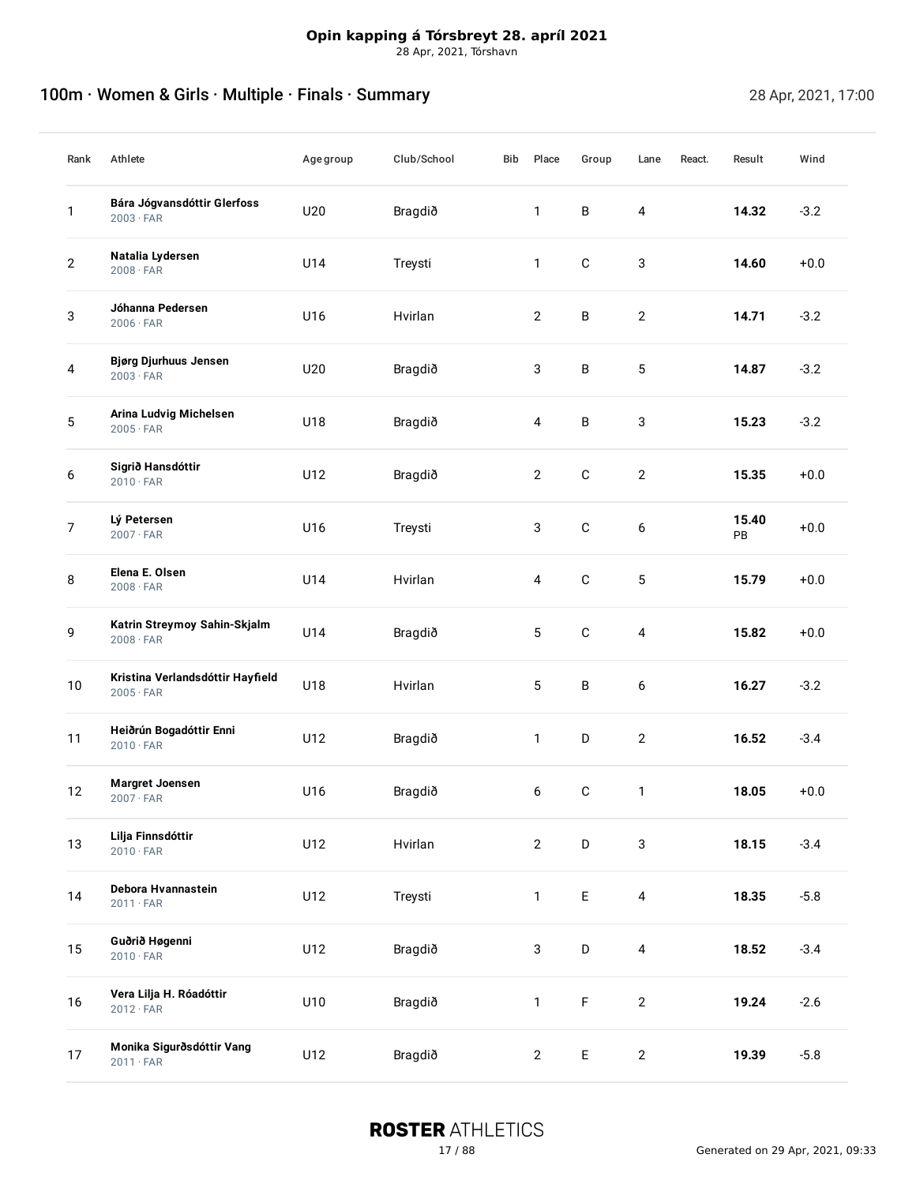**Opin kapping á Tórsbreyt 28. apríl 2021**
28 Apr, 2021, Tórshavn

## 100m · Women & Girls · Multiple · Finals · Summary

28 Apr, 2021, 17:00

| Rank | Athlete | Age group | Club/School | Bib | Place | Group | Lane | React. | Result | Wind |
|---|---|---|---|---|---|---|---|---|---|---|
| 1 | **Bára Jógvansdóttir Glerfoss** 2003 · FAR | U20 | Bragdið | | 1 | B | 4 | | **14.32** | -3.2 |
| 2 | **Natalia Lydersen** 2008 · FAR | U14 | Treysti | | 1 | C | 3 | | **14.60** | +0.0 |
| 3 | **Jóhanna Pedersen** 2006 · FAR | U16 | Hvirlan | | 2 | B | 2 | | **14.71** | -3.2 |
| 4 | **Bjørg Djurhuus Jensen** 2003 · FAR | U20 | Bragdið | | 3 | B | 5 | | **14.87** | -3.2 |
| 5 | **Arina Ludvig Michelsen** 2005 · FAR | U18 | Bragdið | | 4 | B | 3 | | **15.23** | -3.2 |
| 6 | **Sigrið Hansdóttir** 2010 · FAR | U12 | Bragdið | | 2 | C | 2 | | **15.35** | +0.0 |
| 7 | **Lý Petersen** 2007 · FAR | U16 | Treysti | | 3 | C | 6 | | **15.40** PB | +0.0 |
| 8 | **Elena E. Olsen** 2008 · FAR | U14 | Hvirlan | | 4 | C | 5 | | **15.79** | +0.0 |
| 9 | **Katrin Streymoy Sahin-Skjalm** 2008 · FAR | U14 | Bragdið | | 5 | C | 4 | | **15.82** | +0.0 |
| 10 | **Kristina Verlandsdóttir Hayfield** 2005 · FAR | U18 | Hvirlan | | 5 | B | 6 | | **16.27** | -3.2 |
| 11 | **Heiðrún Bogadóttir Enni** 2010 · FAR | U12 | Bragdið | | 1 | D | 2 | | **16.52** | -3.4 |
| 12 | **Margret Joensen** 2007 · FAR | U16 | Bragdið | | 6 | C | 1 | | **18.05** | +0.0 |
| 13 | **Lilja Finnsdóttir** 2010 · FAR | U12 | Hvirlan | | 2 | D | 3 | | **18.15** | -3.4 |
| 14 | **Debora Hvannastein** 2011 · FAR | U12 | Treysti | | 1 | E | 4 | | **18.35** | -5.8 |
| 15 | **Guðrið Høgenni** 2010 · FAR | U12 | Bragdið | | 3 | D | 4 | | **18.52** | -3.4 |
| 16 | **Vera Lilja H. Róadóttir** 2012 · FAR | U10 | Bragdið | | 1 | F | 2 | | **19.24** | -2.6 |
| 17 | **Monika Sigurðsdóttir Vang** 2011 · FAR | U12 | Bragdið | | 2 | E | 2 | | **19.39** | -5.8 |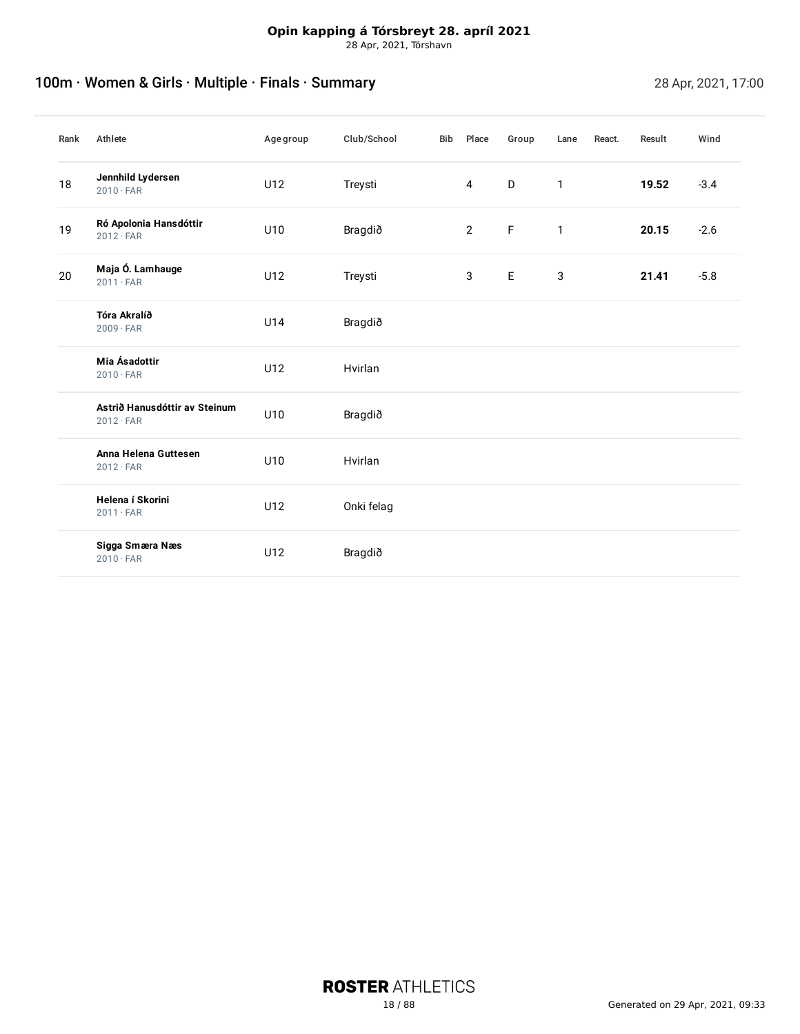**Opin kapping á Tórsbreyt 28. apríl 2021**
28 Apr, 2021, Tórshavn

## 100m · Women & Girls · Multiple · Finals · Summary

28 Apr, 2021, 17:00

| Rank | Athlete | Age group | Club/School | Bib | Place | Group | Lane | React. | Result | Wind |
|---|---|---|---|---|---|---|---|---|---|---|
| 18 | **Jennhild Lydersen** 2010 · FAR | U12 | Treysti | | 4 | D | 1 | | **19.52** | -3.4 |
| 19 | **Ró Apolonia Hansdóttir** 2012 · FAR | U10 | Bragdið | | 2 | F | 1 | | **20.15** | -2.6 |
| 20 | **Maja Ó. Lamhauge** 2011 · FAR | U12 | Treysti | | 3 | E | 3 | | **21.41** | -5.8 |
| | **Tóra Akralíð** 2009 · FAR | U14 | Bragdið | | | | | | | |
| | **Mia Ásadottir** 2010 · FAR | U12 | Hvirlan | | | | | | | |
| | **Astrið Hanusdóttir av Steinum** 2012 · FAR | U10 | Bragdið | | | | | | | |
| | **Anna Helena Guttesen** 2012 · FAR | U10 | Hvirlan | | | | | | | |
| | **Helena í Skorini** 2011 · FAR | U12 | Onki felag | | | | | | | |
| | **Sigga Smæra Næs** 2010 · FAR | U12 | Bragdið | | | | | | | |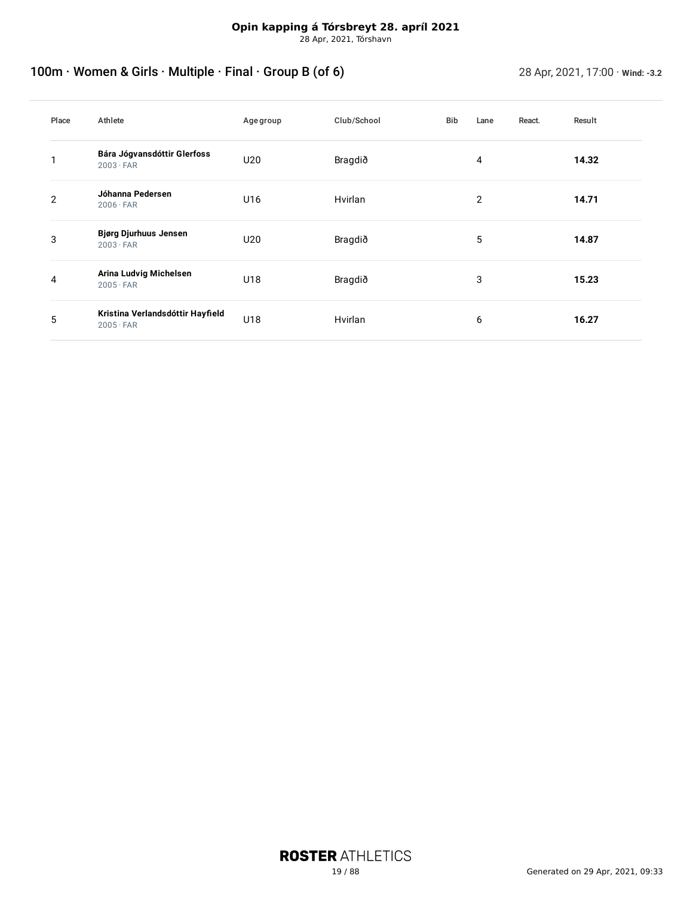**Opin kapping á Tórsbreyt 28. apríl 2021**
28 Apr, 2021, Tórshavn

## 100m · Women & Girls · Multiple · Final · Group B (of 6)

28 Apr, 2021, 17:00 · **Wind: -3.2**

| Place | Athlete | Age group | Club/School | Bib | Lane | React. | Result |
|---|---|---|---|---|---|---|---|
| 1 | **Bára Jógvansdóttir Glerfoss** 2003 · FAR | U20 | Bragdið | | 4 | | **14.32** |
| 2 | **Jóhanna Pedersen** 2006 · FAR | U16 | Hvirlan | | 2 | | **14.71** |
| 3 | **Bjørg Djurhuus Jensen** 2003 · FAR | U20 | Bragdið | | 5 | | **14.87** |
| 4 | **Arina Ludvig Michelsen** 2005 · FAR | U18 | Bragdið | | 3 | | **15.23** |
| 5 | **Kristina Verlandsdóttir Hayfield** 2005 · FAR | U18 | Hvirlan | | 6 | | **16.27** |

Generated on 29 Apr, 2021, 09:33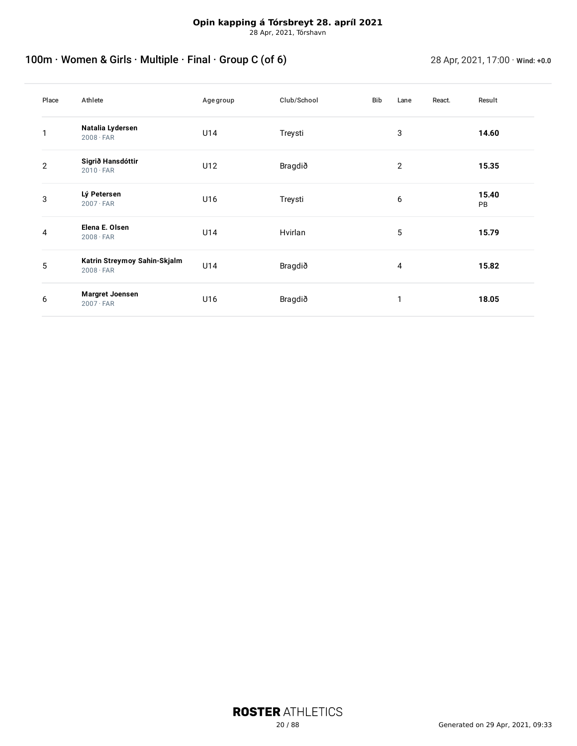**Opin kapping á Tórsbreyt 28. apríl 2021**
28 Apr, 2021, Tórshavn

## 100m · Women & Girls · Multiple · Final · Group C (of 6)

28 Apr, 2021, 17:00 · **Wind: +0.0**

| Place | Athlete | Age group | Club/School | Bib | Lane | React. | Result |
|---|---|---|---|---|---|---|---|
| 1 | **Natalia Lydersen** 2008 · FAR | U14 | Treysti | | 3 | | **14.60** |
| 2 | **Sigrið Hansdóttir** 2010 · FAR | U12 | Bragdið | | 2 | | **15.35** |
| 3 | **Lý Petersen** 2007 · FAR | U16 | Treysti | | 6 | | **15.40** PB |
| 4 | **Elena E. Olsen** 2008 · FAR | U14 | Hvirlan | | 5 | | **15.79** |
| 5 | **Katrin Streymoy Sahin-Skjalm** 2008 · FAR | U14 | Bragdið | | 4 | | **15.82** |
| 6 | **Margret Joensen** 2007 · FAR | U16 | Bragdið | | 1 | | **18.05** |

Generated on 29 Apr, 2021, 09:33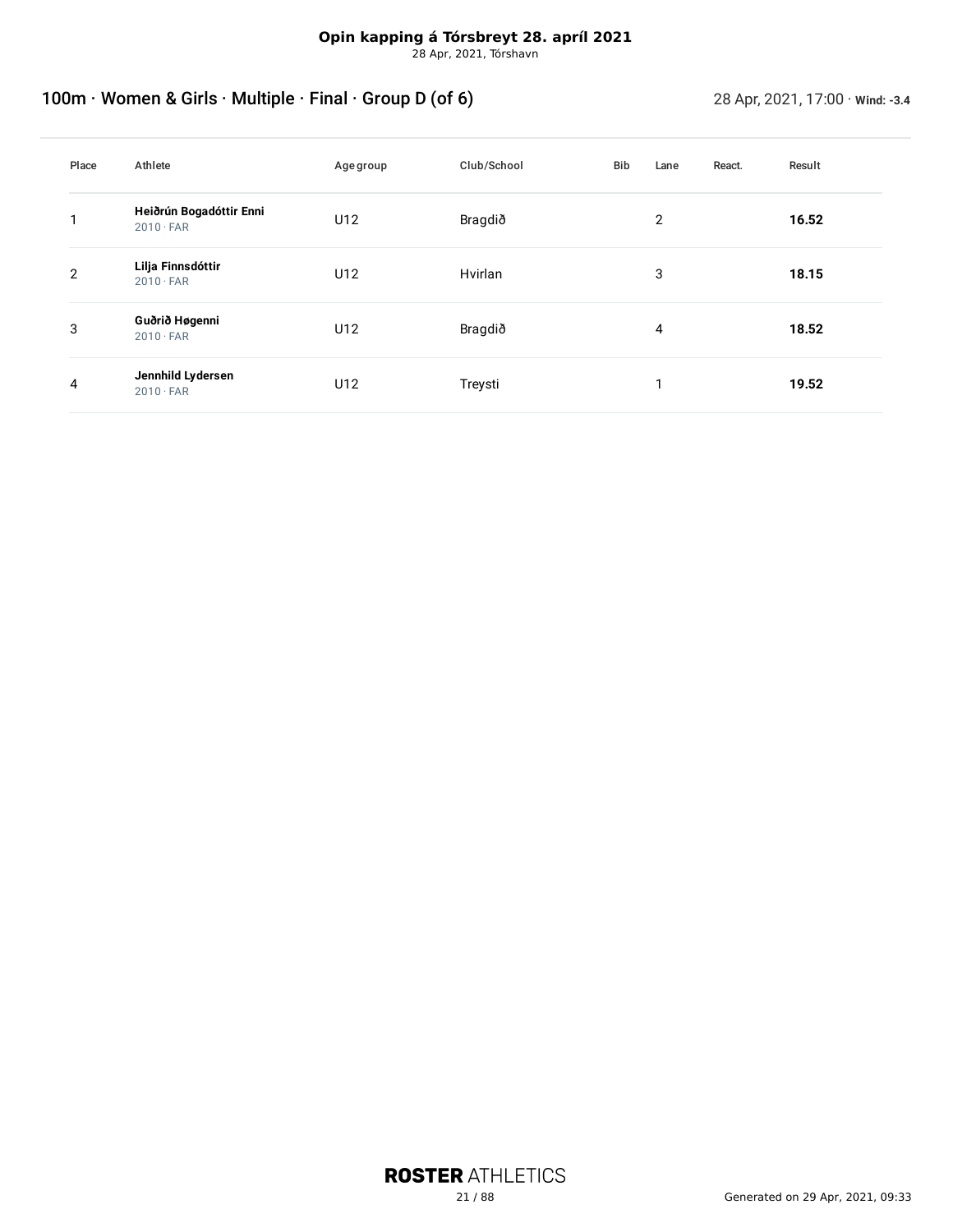**Opin kapping á Tórsbreyt 28. apríl 2021**
28 Apr, 2021, Tórshavn

## 100m · Women & Girls · Multiple · Final · Group D (of 6)

28 Apr, 2021, 17:00 · **Wind: -3.4**

| Place | Athlete | Age group | Club/School | Bib | Lane | React. | Result |
|---|---|---|---|---|---|---|---|
| 1 | **Heiðrún Bogadóttir Enni**<br>2010 · FAR | U12 | Bragdið | | 2 | | **16.52** |
| 2 | **Lilja Finnsdóttir**<br>2010 · FAR | U12 | Hvirlan | | 3 | | **18.15** |
| 3 | **Guðrið Høgenni**<br>2010 · FAR | U12 | Bragdið | | 4 | | **18.52** |
| 4 | **Jennhild Lydersen**<br>2010 · FAR | U12 | Treysti | | 1 | | **19.52** |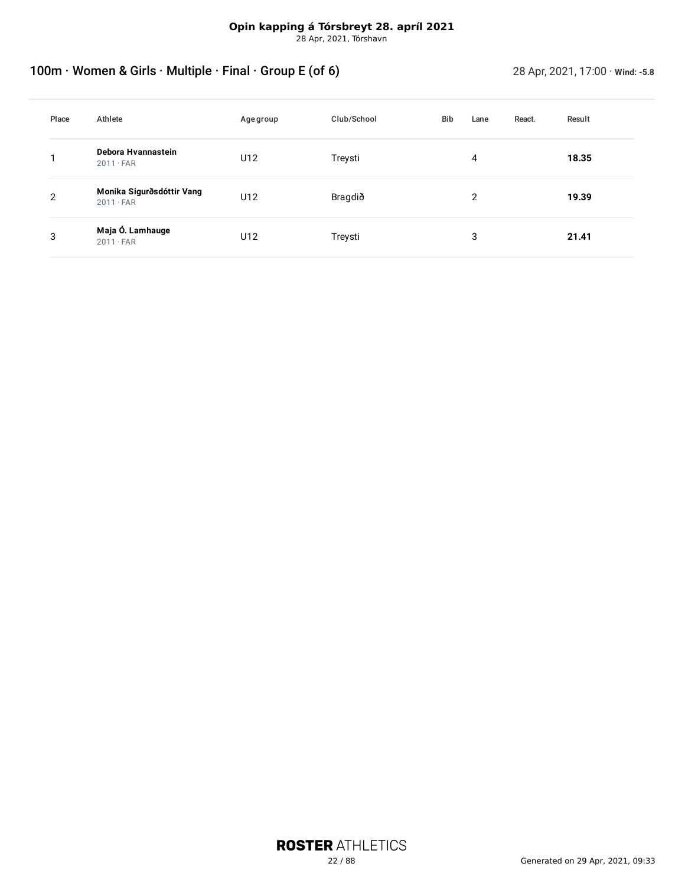**Opin kapping á Tórsbreyt 28. apríl 2021**
28 Apr, 2021, Tórshavn

## 100m · Women & Girls · Multiple · Final · Group E (of 6)

28 Apr, 2021, 17:00 · **Wind: -5.8**

| Place | Athlete | Age group | Club/School | Bib | Lane | React. | Result |
|---|---|---|---|---|---|---|---|
| 1 | **Debora Hvannastein**<br>2011 · FAR | U12 | Treysti | | 4 | | **18.35** |
| 2 | **Monika Sigurðsdóttir Vang**<br>2011 · FAR | U12 | Bragdið | | 2 | | **19.39** |
| 3 | **Maja Ó. Lamhauge**<br>2011 · FAR | U12 | Treysti | | 3 | | **21.41** |

Generated on 29 Apr, 2021, 09:33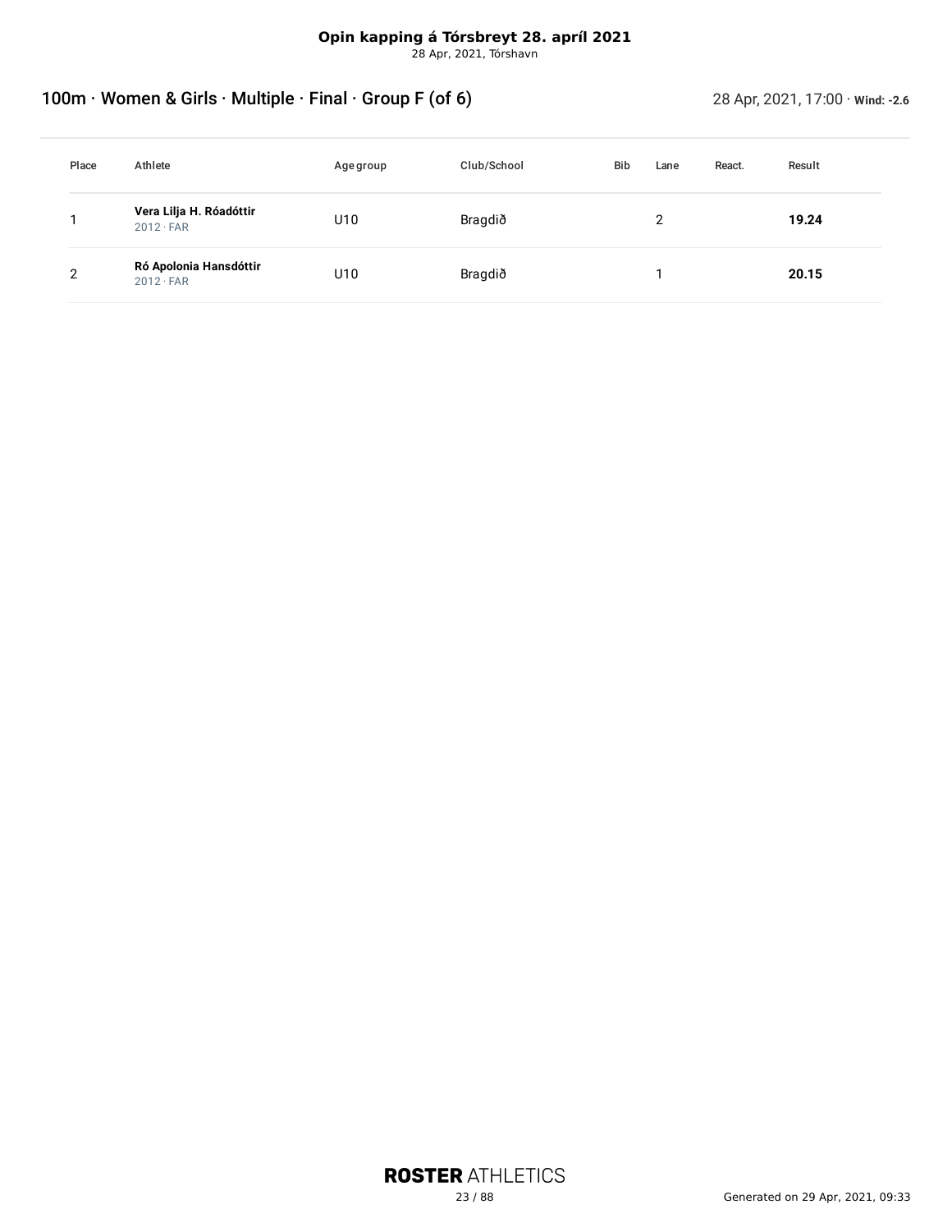**Opin kapping á Tórsbreyt 28. apríl 2021**
28 Apr, 2021, Tórshavn

## 100m · Women & Girls · Multiple · Final · Group F (of 6)

28 Apr, 2021, 17:00 · **Wind: -2.6**

| Place | Athlete | Age group | Club/School | Bib | Lane | React. | Result |
|---|---|---|---|---|---|---|---|
| 1 | **Vera Lilja H. Róadóttir**<br>2012 · FAR | U10 | Bragdið | | 2 | | **19.24** |
| 2 | **Ró Apolonia Hansdóttir**<br>2012 · FAR | U10 | Bragdið | | 1 | | **20.15** |

**ROSTER** ATHLETICS

Generated on 29 Apr, 2021, 09:33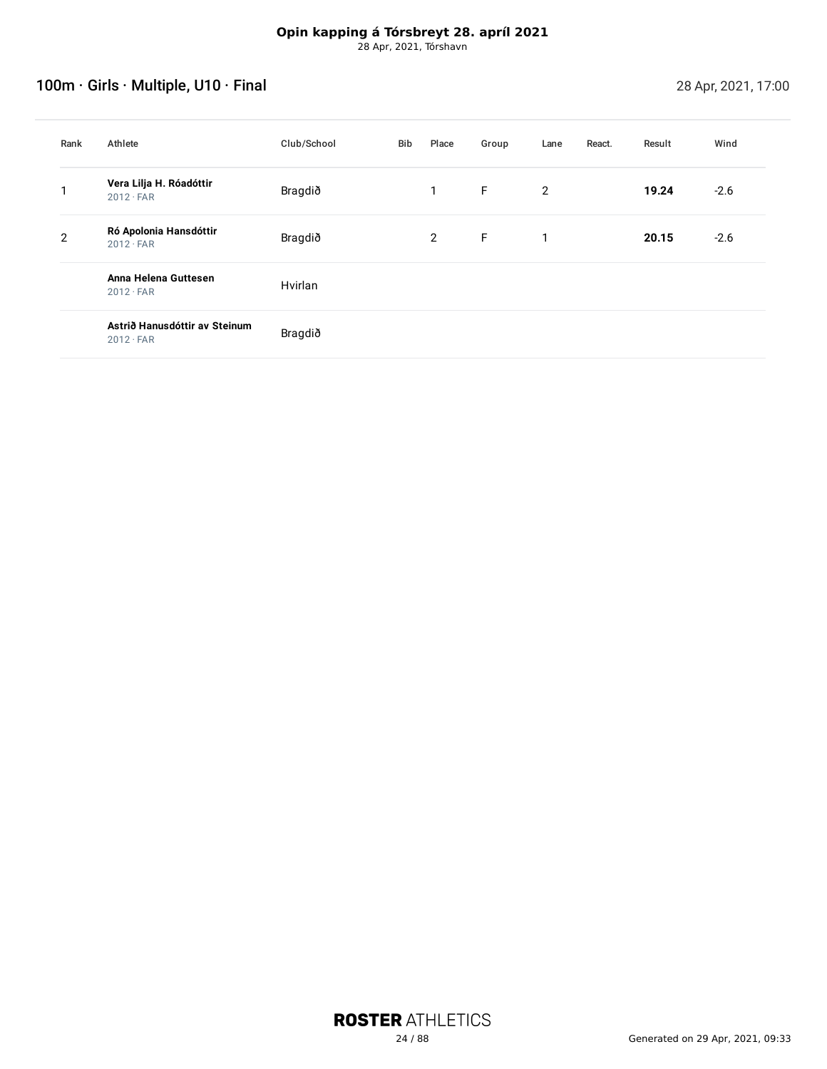**Opin kapping á Tórsbreyt 28. apríl 2021**
28 Apr, 2021, Tórshavn

## 100m · Girls · Multiple, U10 · Final

28 Apr, 2021, 17:00

| Rank | Athlete | Club/School | Bib | Place | Group | Lane | React. | Result | Wind |
|---|---|---|---|---|---|---|---|---|---|
| 1 | **Vera Lilja H. Róadóttir** 2012 · FAR | Bragdið | | 1 | F | 2 | | **19.24** | -2.6 |
| 2 | **Ró Apolonia Hansdóttir** 2012 · FAR | Bragdið | | 2 | F | 1 | | **20.15** | -2.6 |
| | **Anna Helena Guttesen** 2012 · FAR | Hvirlan | | | | | | | |
| | **Astrið Hanusdóttir av Steinum** 2012 · FAR | Bragdið | | | | | | | |

Generated on 29 Apr, 2021, 09:33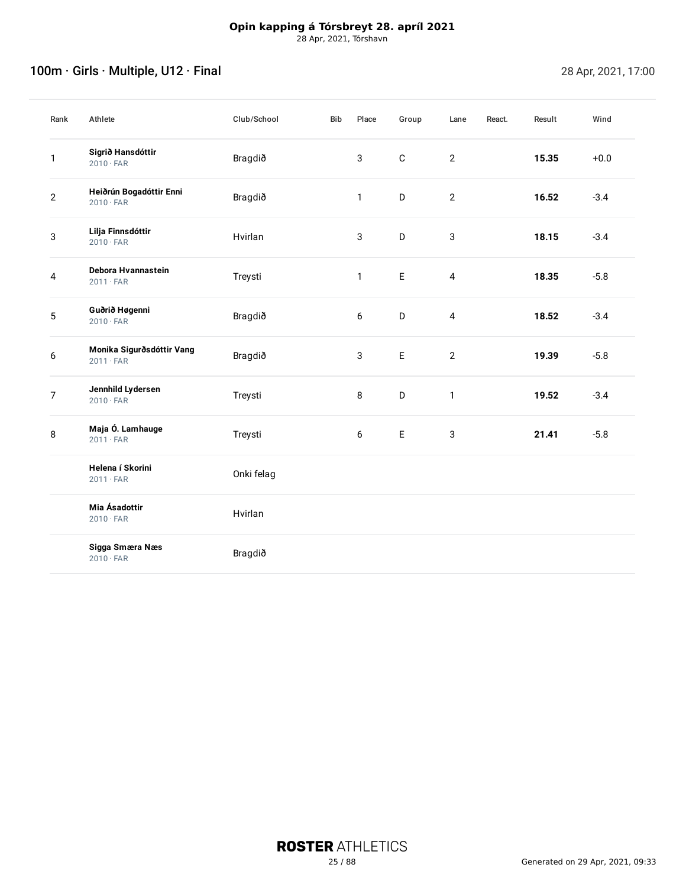**Opin kapping á Tórsbreyt 28. apríl 2021**
28 Apr, 2021, Tórshavn

## 100m · Girls · Multiple, U12 · Final

28 Apr, 2021, 17:00

| Rank | Athlete | Club/School | Bib | Place | Group | Lane | React. | Result | Wind |
|---|---|---|---|---|---|---|---|---|---|
| 1 | **Sigrið Hansdóttir** 2010 · FAR | Bragdið | | 3 | C | 2 | | **15.35** | +0.0 |
| 2 | **Heiðrún Bogadóttir Enni** 2010 · FAR | Bragdið | | 1 | D | 2 | | **16.52** | -3.4 |
| 3 | **Lilja Finnsdóttir** 2010 · FAR | Hvirlan | | 3 | D | 3 | | **18.15** | -3.4 |
| 4 | **Debora Hvannastein** 2011 · FAR | Treysti | | 1 | E | 4 | | **18.35** | -5.8 |
| 5 | **Guðrið Høgenni** 2010 · FAR | Bragdið | | 6 | D | 4 | | **18.52** | -3.4 |
| 6 | **Monika Sigurðsdóttir Vang** 2011 · FAR | Bragdið | | 3 | E | 2 | | **19.39** | -5.8 |
| 7 | **Jennhild Lydersen** 2010 · FAR | Treysti | | 8 | D | 1 | | **19.52** | -3.4 |
| 8 | **Maja Ó. Lamhauge** 2011 · FAR | Treysti | | 6 | E | 3 | | **21.41** | -5.8 |
| | **Helena í Skorini** 2011 · FAR | Onki felag | | | | | | | |
| | **Mia Ásadottir** 2010 · FAR | Hvirlan | | | | | | | |
| | **Sigga Smæra Næs** 2010 · FAR | Bragdið | | | | | | | |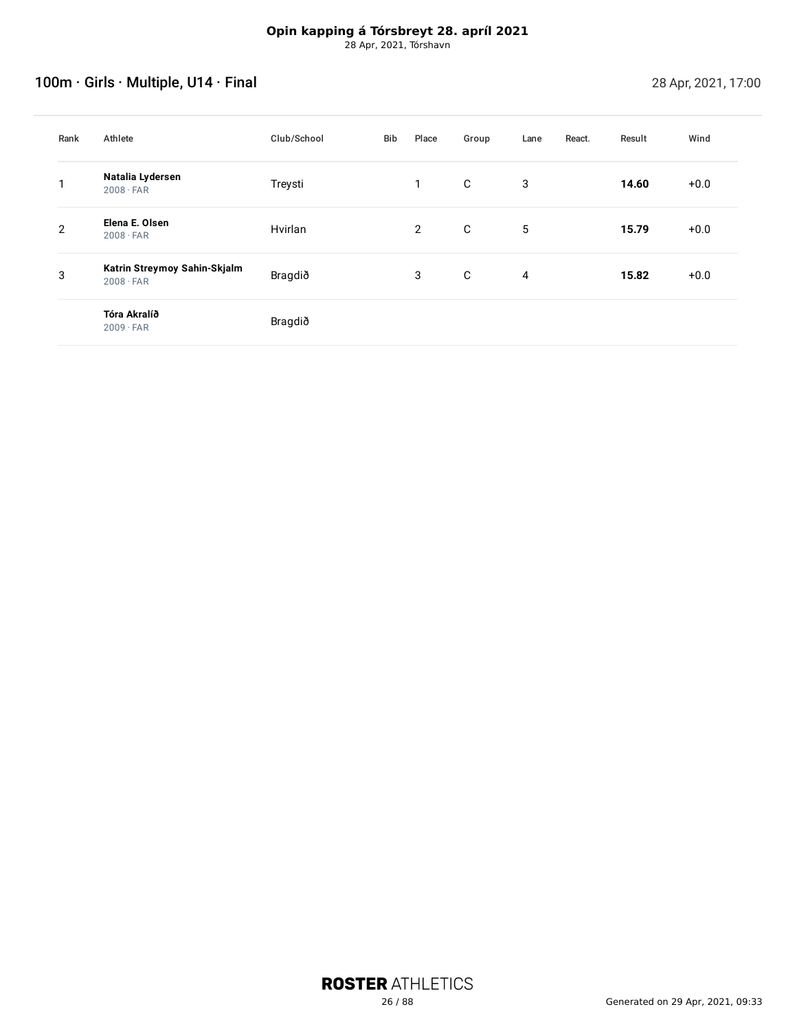**Opin kapping á Tórsbreyt 28. apríl 2021**
28 Apr, 2021, Tórshavn

## 100m · Girls · Multiple, U14 · Final

28 Apr, 2021, 17:00

| Rank | Athlete | Club/School | Bib | Place | Group | Lane | React. | Result | Wind |
|---|---|---|---|---|---|---|---|---|---|
| 1 | **Natalia Lydersen** 2008 · FAR | Treysti | | 1 | C | 3 | | **14.60** | +0.0 |
| 2 | **Elena E. Olsen** 2008 · FAR | Hvirlan | | 2 | C | 5 | | **15.79** | +0.0 |
| 3 | **Katrin Streymoy Sahin-Skjalm** 2008 · FAR | Bragdið | | 3 | C | 4 | | **15.82** | +0.0 |
| | **Tóra Akralíð** 2009 · FAR | Bragdið | | | | | | | |

**ROSTER** ATHLETICS

Generated on 29 Apr, 2021, 09:33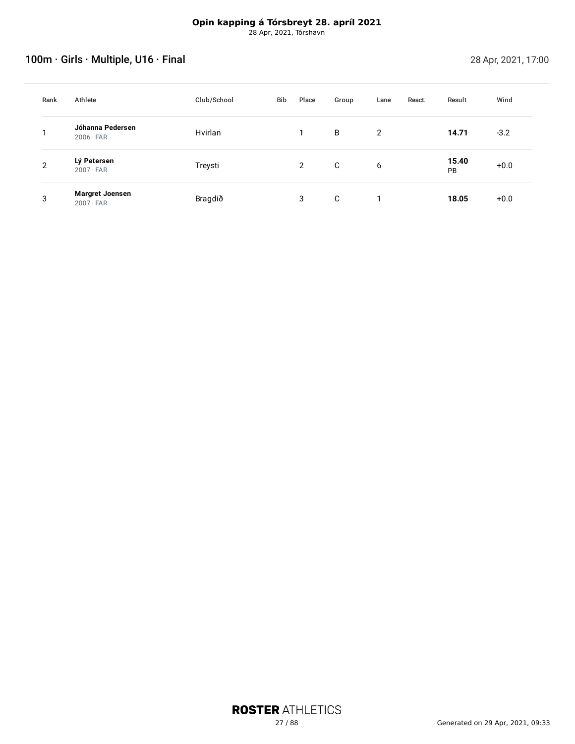**Opin kapping á Tórsbreyt 28. apríl 2021**
28 Apr, 2021, Tórshavn

## 100m · Girls · Multiple, U16 · Final

28 Apr, 2021, 17:00

| Rank | Athlete | Club/School | Bib | Place | Group | Lane | React. | Result | Wind |
|---|---|---|---|---|---|---|---|---|---|
| 1 | **Jóhanna Pedersen** 2006 · FAR | Hvirlan | | 1 | B | 2 | | **14.71** | -3.2 |
| 2 | **Lý Petersen** 2007 · FAR | Treysti | | 2 | C | 6 | | **15.40** PB | +0.0 |
| 3 | **Margret Joensen** 2007 · FAR | Bragdið | | 3 | C | 1 | | **18.05** | +0.0 |

Generated on 29 Apr, 2021, 09:33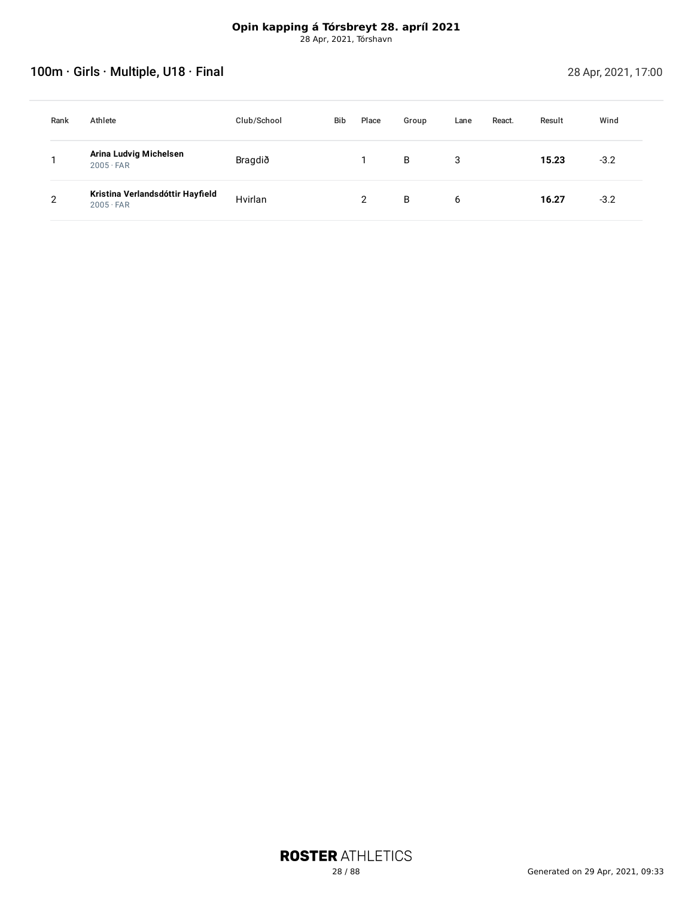**Opin kapping á Tórsbreyt 28. apríl 2021**
28 Apr, 2021, Tórshavn

## 100m · Girls · Multiple, U18 · Final

28 Apr, 2021, 17:00

| Rank | Athlete | Club/School | Bib | Place | Group | Lane | React. | Result | Wind |
|---|---|---|---|---|---|---|---|---|---|
| 1 | **Arina Ludvig Michelsen** 2005 · FAR | Bragdið | | 1 | B | 3 | | **15.23** | -3.2 |
| 2 | **Kristina Verlandsdóttir Hayfield** 2005 · FAR | Hvirlan | | 2 | B | 6 | | **16.27** | -3.2 |

**ROSTER** ATHLETICS

Generated on 29 Apr, 2021, 09:33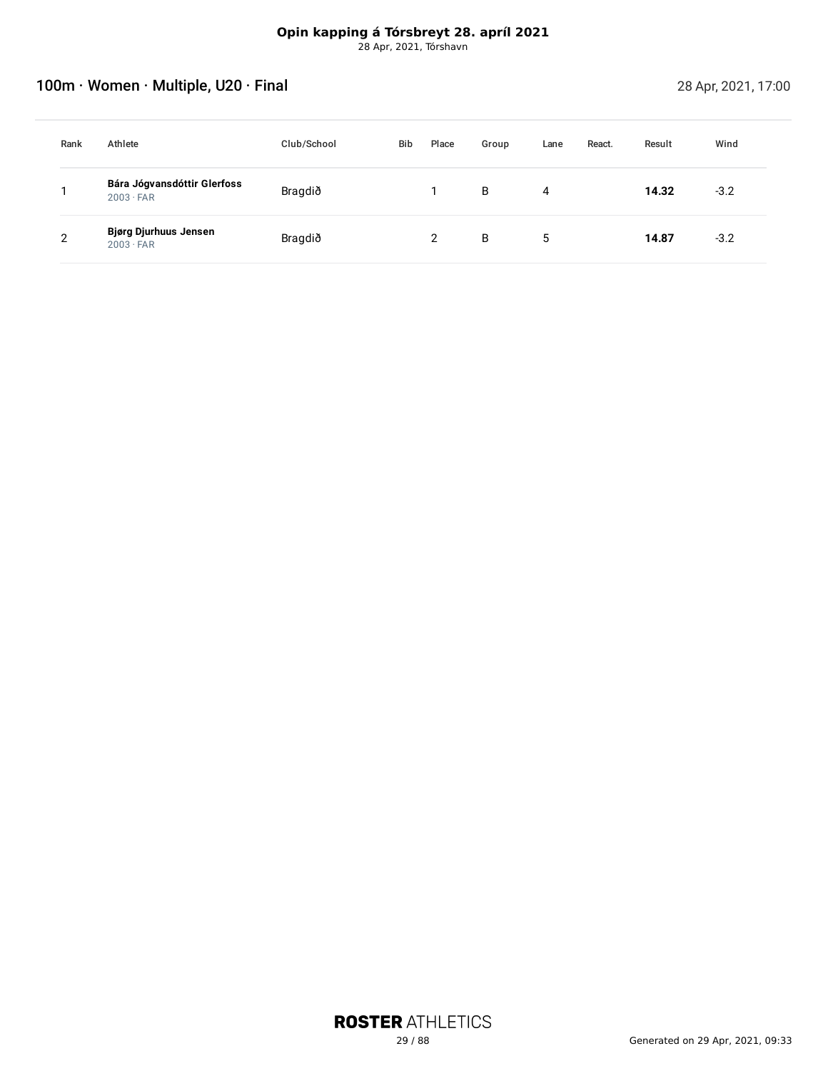**Opin kapping á Tórsbreyt 28. apríl 2021**
28 Apr, 2021, Tórshavn

## 100m · Women · Multiple, U20 · Final

28 Apr, 2021, 17:00

| Rank | Athlete | Club/School | Bib | Place | Group | Lane | React. | Result | Wind |
|---|---|---|---|---|---|---|---|---|---|
| 1 | **Bára Jógvansdóttir Glerfoss** 2003 · FAR | Bragdið | | 1 | B | 4 | | **14.32** | -3.2 |
| 2 | **Bjørg Djurhuus Jensen** 2003 · FAR | Bragdið | | 2 | B | 5 | | **14.87** | -3.2 |

Generated on 29 Apr, 2021, 09:33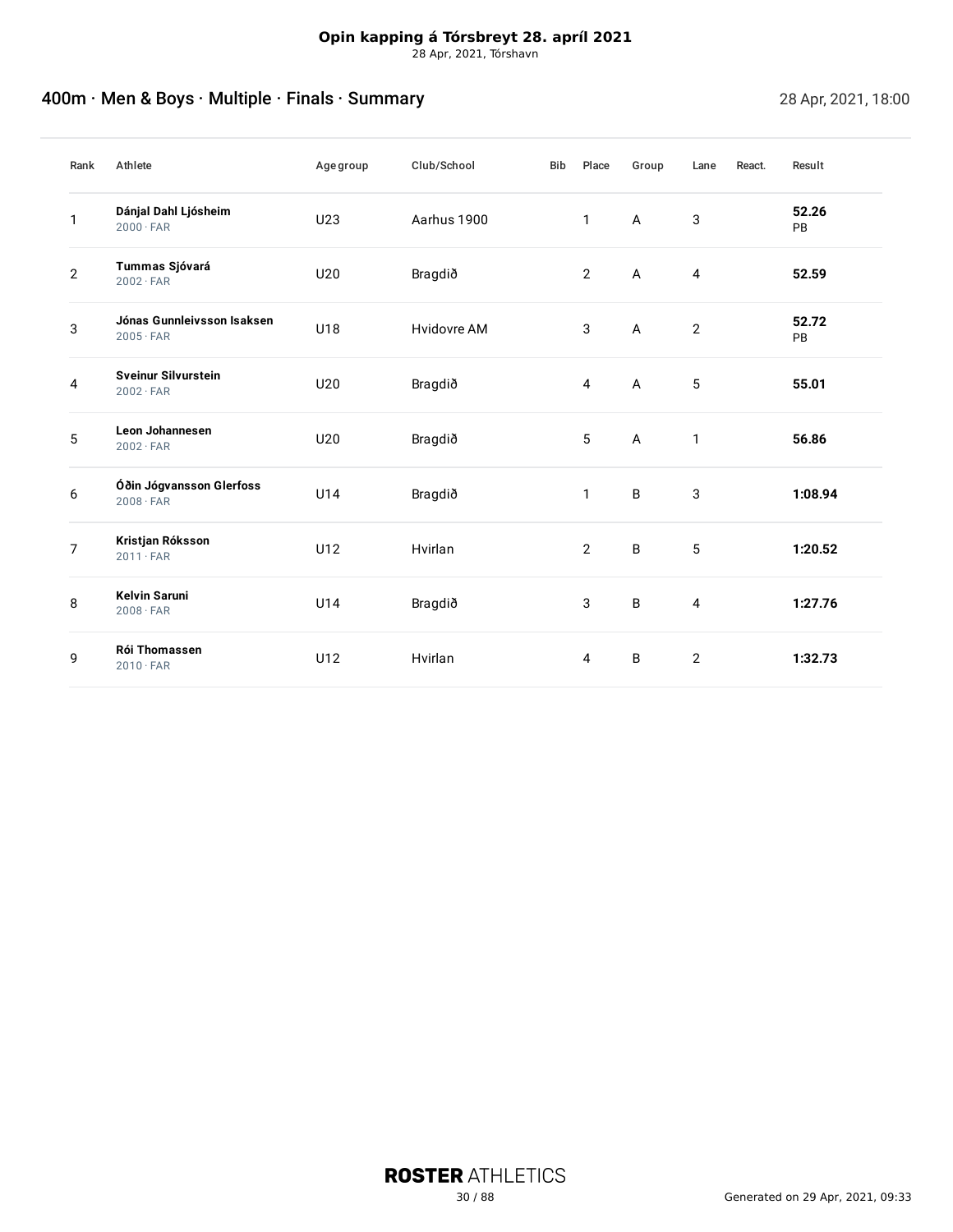**Opin kapping á Tórsbreyt 28. apríl 2021**

28 Apr, 2021, Tórshavn

## 400m · Men & Boys · Multiple · Finals · Summary

28 Apr, 2021, 18:00

| Rank | Athlete | Age group | Club/School | Bib | Place | Group | Lane | React. | Result |
|---|---|---|---|---|---|---|---|---|---|
| 1 | **Dánjal Dahl Ljósheim** 2000 · FAR | U23 | Aarhus 1900 | | 1 | A | 3 | | **52.26** PB |
| 2 | **Tummas Sjóvará** 2002 · FAR | U20 | Bragdið | | 2 | A | 4 | | **52.59** |
| 3 | **Jónas Gunnleivsson Isaksen** 2005 · FAR | U18 | Hvidovre AM | | 3 | A | 2 | | **52.72** PB |
| 4 | **Sveinur Silvurstein** 2002 · FAR | U20 | Bragdið | | 4 | A | 5 | | **55.01** |
| 5 | **Leon Johannesen** 2002 · FAR | U20 | Bragdið | | 5 | A | 1 | | **56.86** |
| 6 | **Óðin Jógvansson Glerfoss** 2008 · FAR | U14 | Bragdið | | 1 | B | 3 | | **1:08.94** |
| 7 | **Kristjan Róksson** 2011 · FAR | U12 | Hvirlan | | 2 | B | 5 | | **1:20.52** |
| 8 | **Kelvin Saruni** 2008 · FAR | U14 | Bragdið | | 3 | B | 4 | | **1:27.76** |
| 9 | **Rói Thomassen** 2010 · FAR | U12 | Hvirlan | | 4 | B | 2 | | **1:32.73** |

Generated on 29 Apr, 2021, 09:33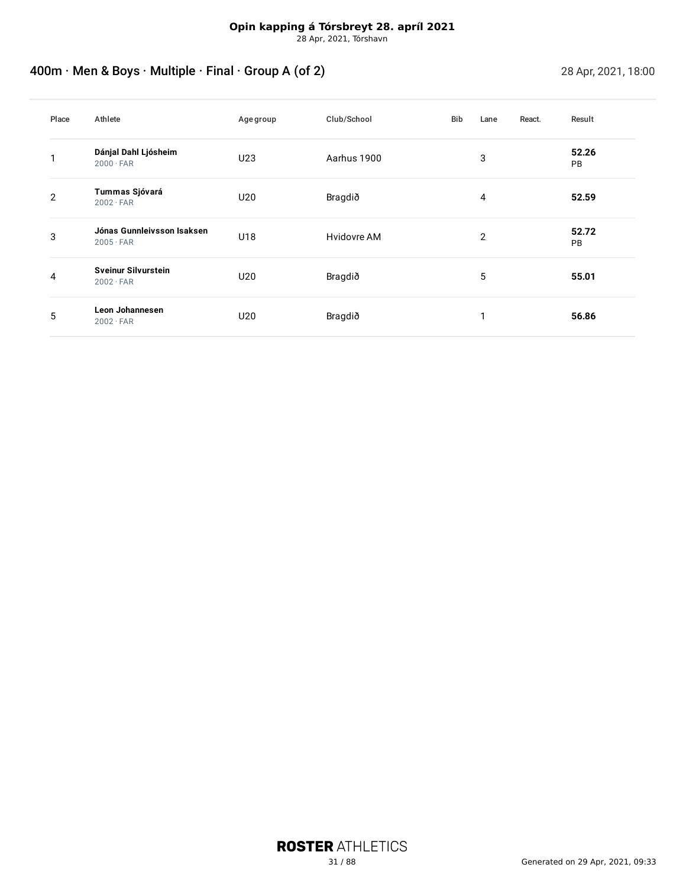**Opin kapping á Tórsbreyt 28. apríl 2021**
28 Apr, 2021, Tórshavn

## 400m · Men & Boys · Multiple · Final · Group A (of 2)

28 Apr, 2021, 18:00

| Place | Athlete | Age group | Club/School | Bib | Lane | React. | Result |
|---|---|---|---|---|---|---|---|
| 1 | **Dánjal Dahl Ljósheim** 2000 · FAR | U23 | Aarhus 1900 | | 3 | | **52.26** PB |
| 2 | **Tummas Sjóvará** 2002 · FAR | U20 | Bragdið | | 4 | | **52.59** |
| 3 | **Jónas Gunnleivsson Isaksen** 2005 · FAR | U18 | Hvidovre AM | | 2 | | **52.72** PB |
| 4 | **Sveinur Silvurstein** 2002 · FAR | U20 | Bragdið | | 5 | | **55.01** |
| 5 | **Leon Johannesen** 2002 · FAR | U20 | Bragdið | | 1 | | **56.86** |

Generated on 29 Apr, 2021, 09:33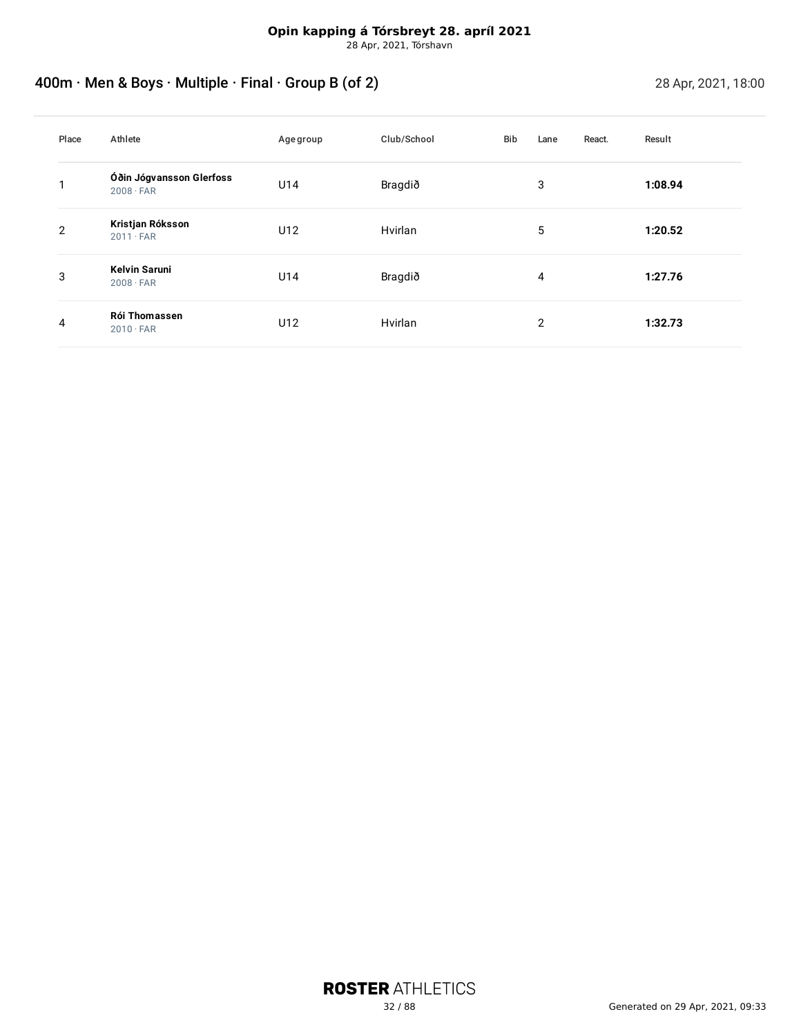**Opin kapping á Tórsbreyt 28. apríl 2021**
28 Apr, 2021, Tórshavn

## 400m · Men & Boys · Multiple · Final · Group B (of 2)

28 Apr, 2021, 18:00

| Place | Athlete | Age group | Club/School | Bib | Lane | React. | Result |
|---|---|---|---|---|---|---|---|
| 1 | **Óðin Jógvansson Glerfoss** 2008 · FAR | U14 | Bragdið | | 3 | | **1:08.94** |
| 2 | **Kristjan Róksson** 2011 · FAR | U12 | Hvirlan | | 5 | | **1:20.52** |
| 3 | **Kelvin Saruni** 2008 · FAR | U14 | Bragdið | | 4 | | **1:27.76** |
| 4 | **Rói Thomassen** 2010 · FAR | U12 | Hvirlan | | 2 | | **1:32.73** |

Generated on 29 Apr, 2021, 09:33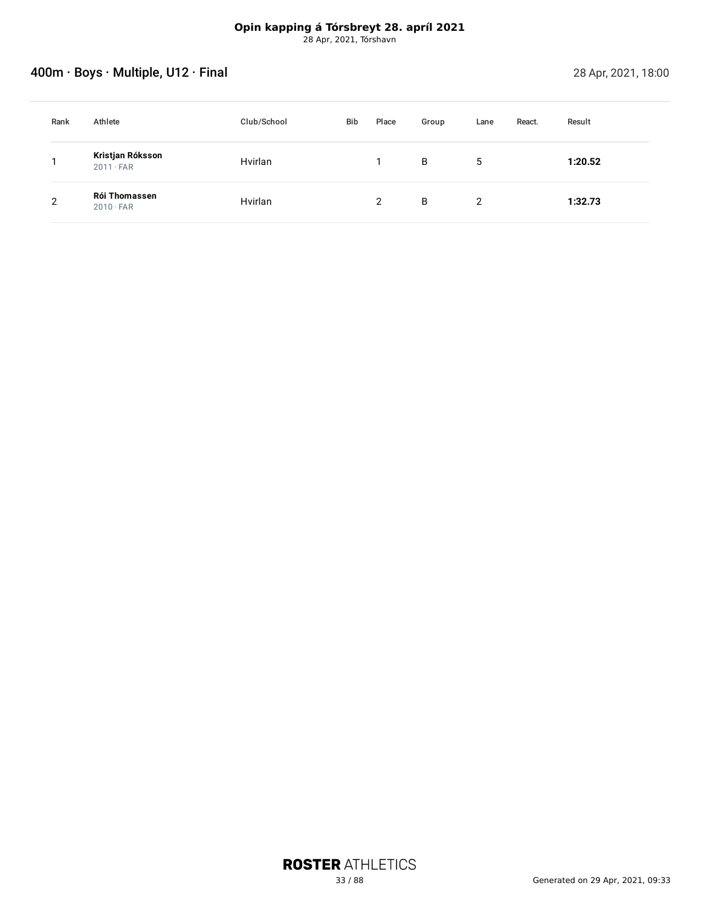**Opin kapping á Tórsbreyt 28. apríl 2021**
28 Apr, 2021, Tórshavn

## 400m · Boys · Multiple, U12 · Final

28 Apr, 2021, 18:00

| Rank | Athlete | Club/School | Bib | Place | Group | Lane | React. | Result |
|---|---|---|---|---|---|---|---|---|
| 1 | **Kristjan Róksson** 2011 · FAR | Hvirlan | | 1 | B | 5 | | **1:20.52** |
| 2 | **Rói Thomassen** 2010 · FAR | Hvirlan | | 2 | B | 2 | | **1:32.73** |

Generated on 29 Apr, 2021, 09:33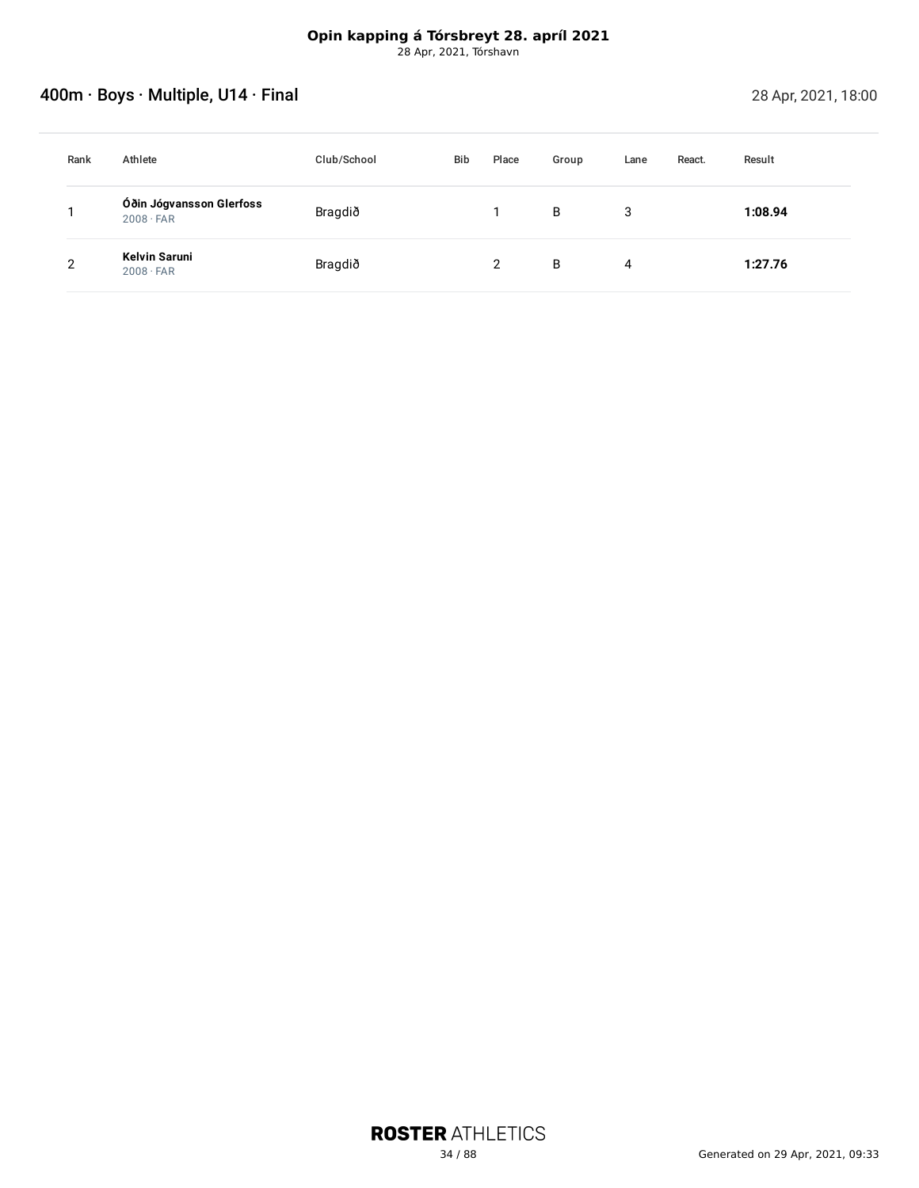**Opin kapping á Tórsbreyt 28. apríl 2021**
28 Apr, 2021, Tórshavn

## 400m · Boys · Multiple, U14 · Final

28 Apr, 2021, 18:00

| Rank | Athlete | Club/School | Bib | Place | Group | Lane | React. | Result |
|---|---|---|---|---|---|---|---|---|
| 1 | **Óðin Jógvansson Glerfoss** 2008 · FAR | Bragdið | | 1 | B | 3 | | **1:08.94** |
| 2 | **Kelvin Saruni** 2008 · FAR | Bragdið | | 2 | B | 4 | | **1:27.76** |

**ROSTER** ATHLETICS

Generated on 29 Apr, 2021, 09:33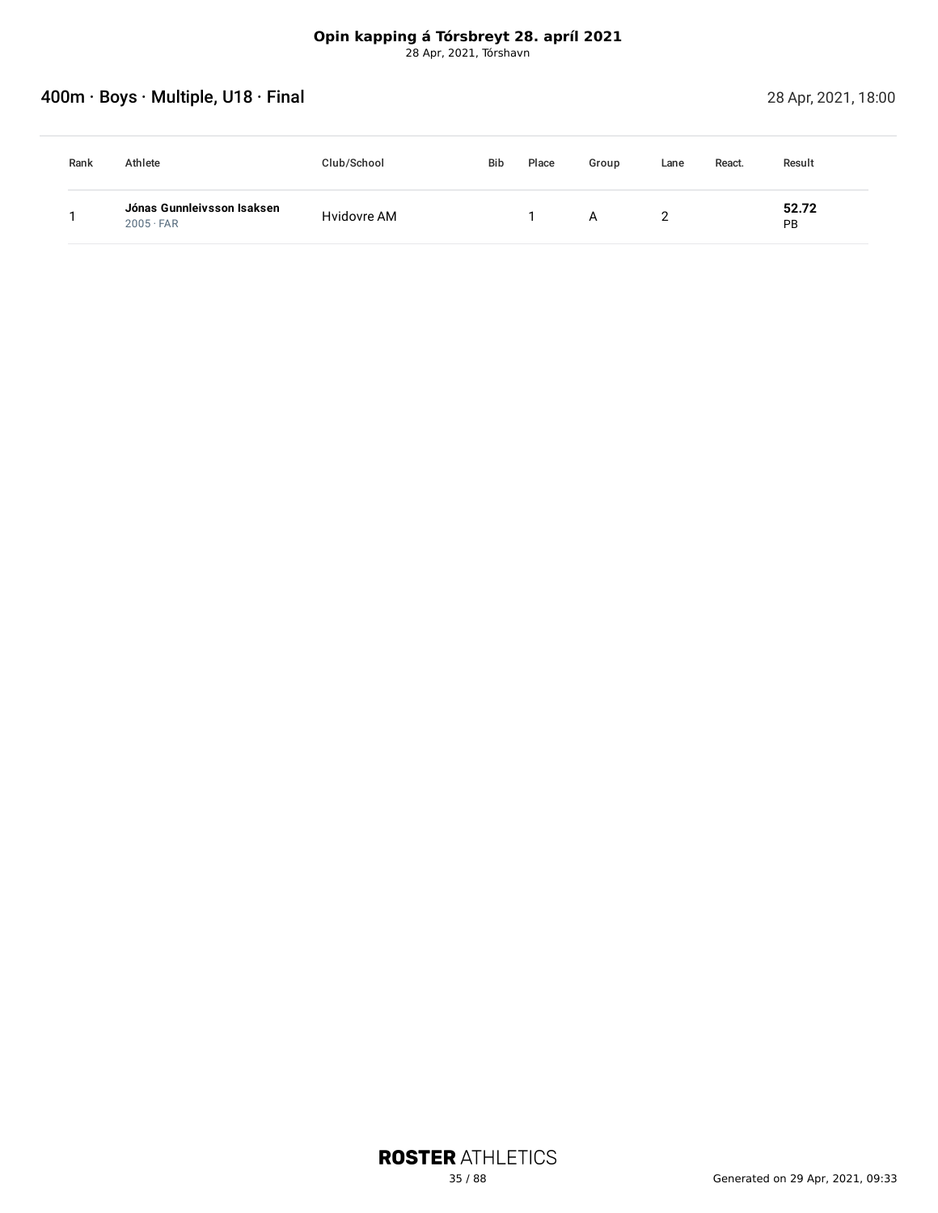**Opin kapping á Tórsbreyt 28. apríl 2021**
28 Apr, 2021, Tórshavn

## 400m · Boys · Multiple, U18 · Final

28 Apr, 2021, 18:00

| Rank | Athlete | Club/School | Bib | Place | Group | Lane | React. | Result |
|---|---|---|---|---|---|---|---|---|
| 1 | **Jónas Gunnleivsson Isaksen** 2005 · FAR | Hvidovre AM | | 1 | A | 2 | | **52.72** PB |

**ROSTER** ATHLETICS

Generated on 29 Apr, 2021, 09:33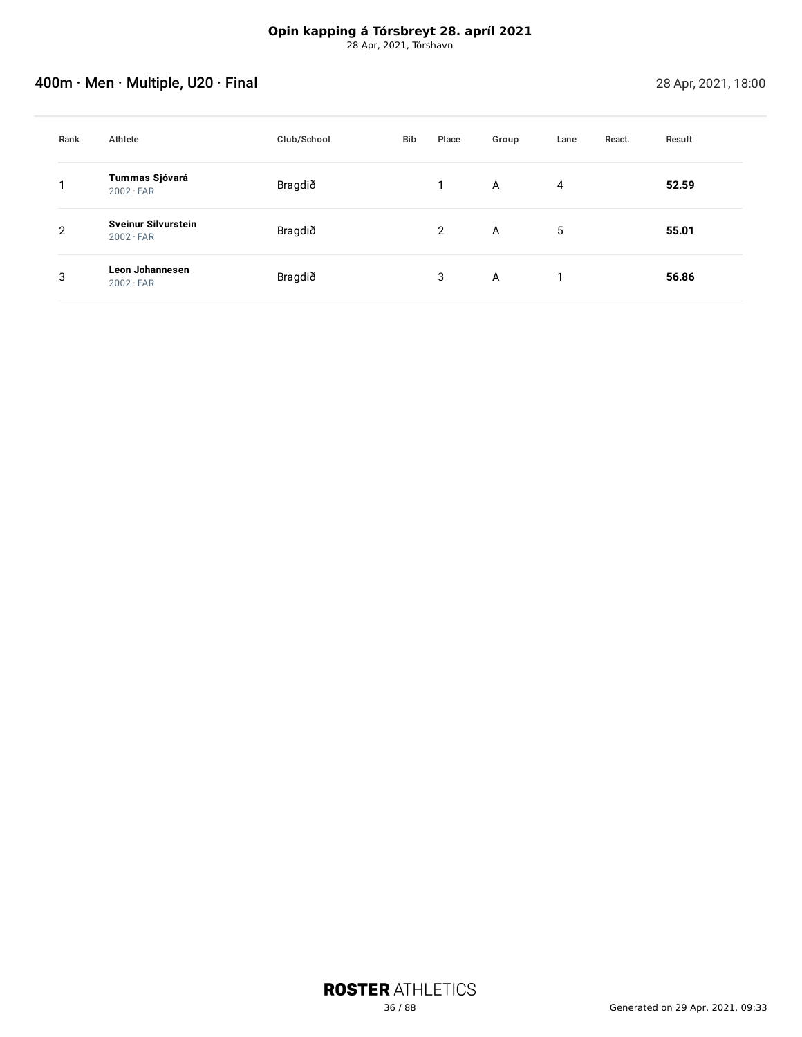**Opin kapping á Tórsbreyt 28. apríl 2021**
28 Apr, 2021, Tórshavn

## 400m · Men · Multiple, U20 · Final

28 Apr, 2021, 18:00

| Rank | Athlete | Club/School | Bib | Place | Group | Lane | React. | Result |
|---|---|---|---|---|---|---|---|---|
| 1 | **Tummas Sjóvará** 2002 · FAR | Bragdið | | 1 | A | 4 | | **52.59** |
| 2 | **Sveinur Silvurstein** 2002 · FAR | Bragdið | | 2 | A | 5 | | **55.01** |
| 3 | **Leon Johannesen** 2002 · FAR | Bragdið | | 3 | A | 1 | | **56.86** |

**ROSTER** ATHLETICS

Generated on 29 Apr, 2021, 09:33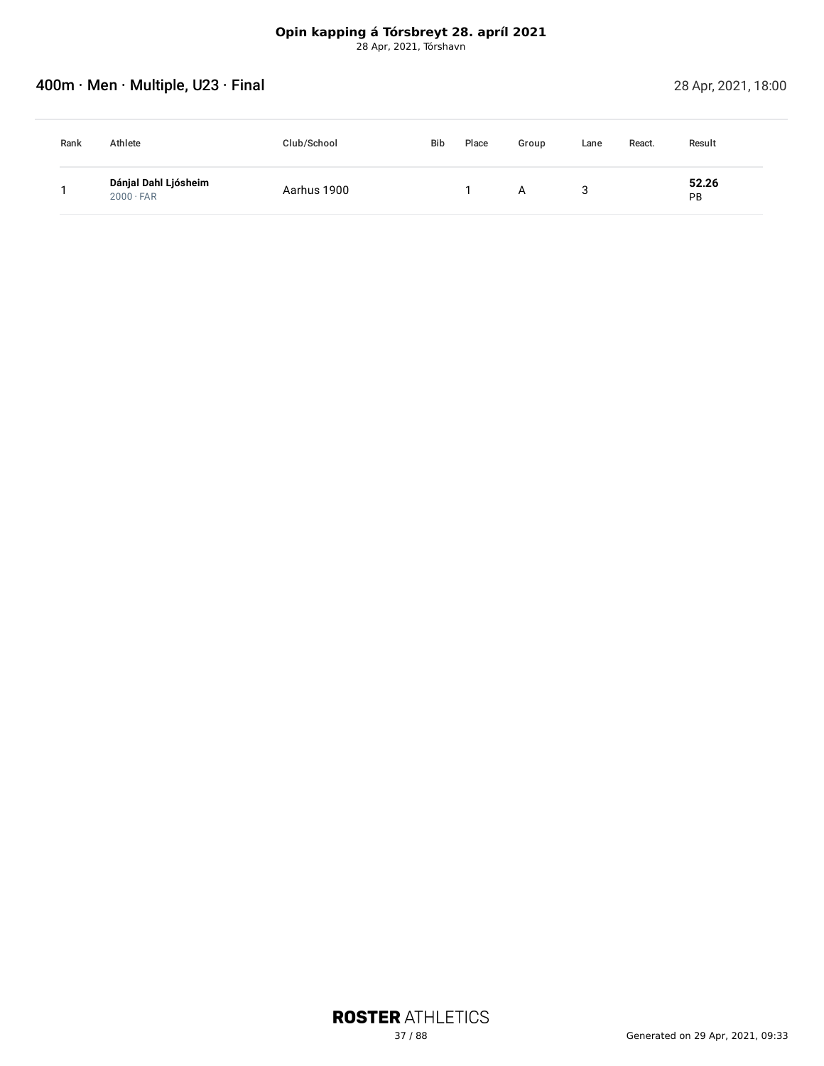**Opin kapping á Tórsbreyt 28. apríl 2021**
28 Apr, 2021, Tórshavn

## 400m · Men · Multiple, U23 · Final

28 Apr, 2021, 18:00

| Rank | Athlete | Club/School | Bib | Place | Group | Lane | React. | Result |
|---|---|---|---|---|---|---|---|---|
| 1 | **Dánjal Dahl Ljósheim** 2000 · FAR | Aarhus 1900 | | 1 | A | 3 | | **52.26** PB |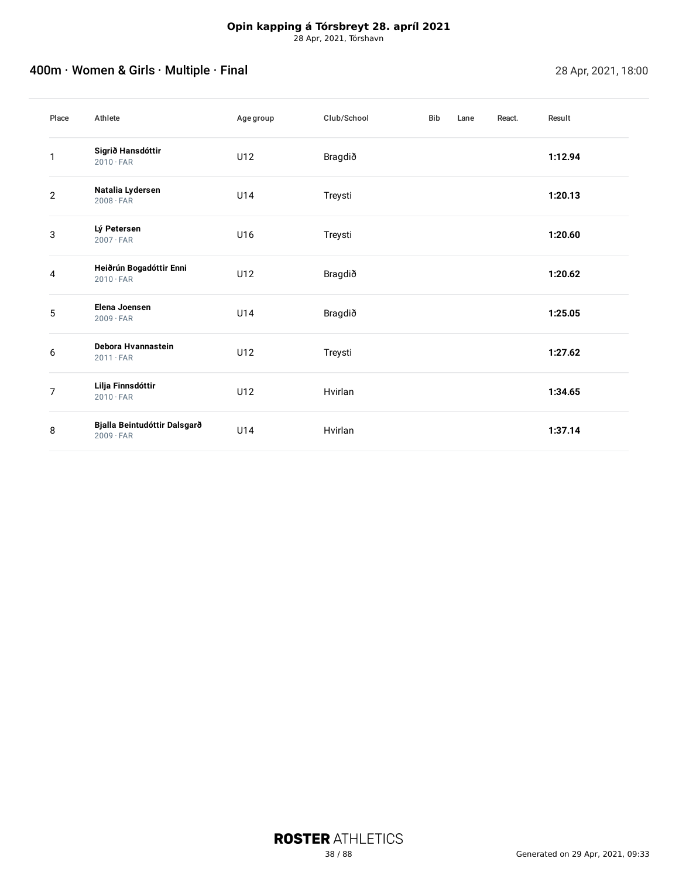# Opin kapping á Tórsbreyt 28. apríl 2021

28 Apr, 2021, Tórshavn

## 400m · Women & Girls · Multiple · Final

28 Apr, 2021, 18:00

| Place | Athlete | Age group | Club/School | Bib | Lane | React. | Result |
|---|---|---|---|---|---|---|---|
| 1 | **Sigrið Hansdóttir** 2010 · FAR | U12 | Bragdið | | | | **1:12.94** |
| 2 | **Natalia Lydersen** 2008 · FAR | U14 | Treysti | | | | **1:20.13** |
| 3 | **Lý Petersen** 2007 · FAR | U16 | Treysti | | | | **1:20.60** |
| 4 | **Heiðrún Bogadóttir Enni** 2010 · FAR | U12 | Bragdið | | | | **1:20.62** |
| 5 | **Elena Joensen** 2009 · FAR | U14 | Bragdið | | | | **1:25.05** |
| 6 | **Debora Hvannastein** 2011 · FAR | U12 | Treysti | | | | **1:27.62** |
| 7 | **Lilja Finnsdóttir** 2010 · FAR | U12 | Hvirlan | | | | **1:34.65** |
| 8 | **Bjalla Beintudóttir Dalsgarð** 2009 · FAR | U14 | Hvirlan | | | | **1:37.14** |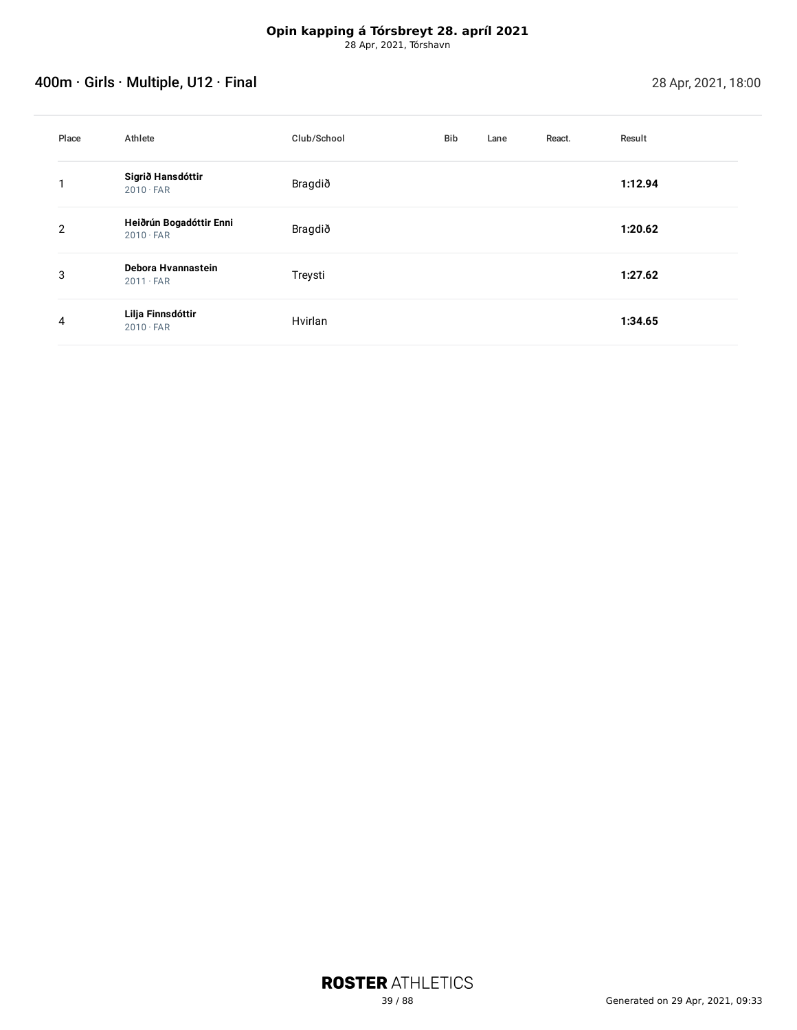**Opin kapping á Tórsbreyt 28. apríl 2021**
28 Apr, 2021, Tórshavn

## 400m · Girls · Multiple, U12 · Final

28 Apr, 2021, 18:00

| Place | Athlete | Club/School | Bib | Lane | React. | Result |
|---|---|---|---|---|---|---|
| 1 | **Sigrið Hansdóttir** 2010 · FAR | Bragdið | | | | **1:12.94** |
| 2 | **Heiðrún Bogadóttir Enni** 2010 · FAR | Bragdið | | | | **1:20.62** |
| 3 | **Debora Hvannastein** 2011 · FAR | Treysti | | | | **1:27.62** |
| 4 | **Lilja Finnsdóttir** 2010 · FAR | Hvirlan | | | | **1:34.65** |

**ROSTER** ATHLETICS

Generated on 29 Apr, 2021, 09:33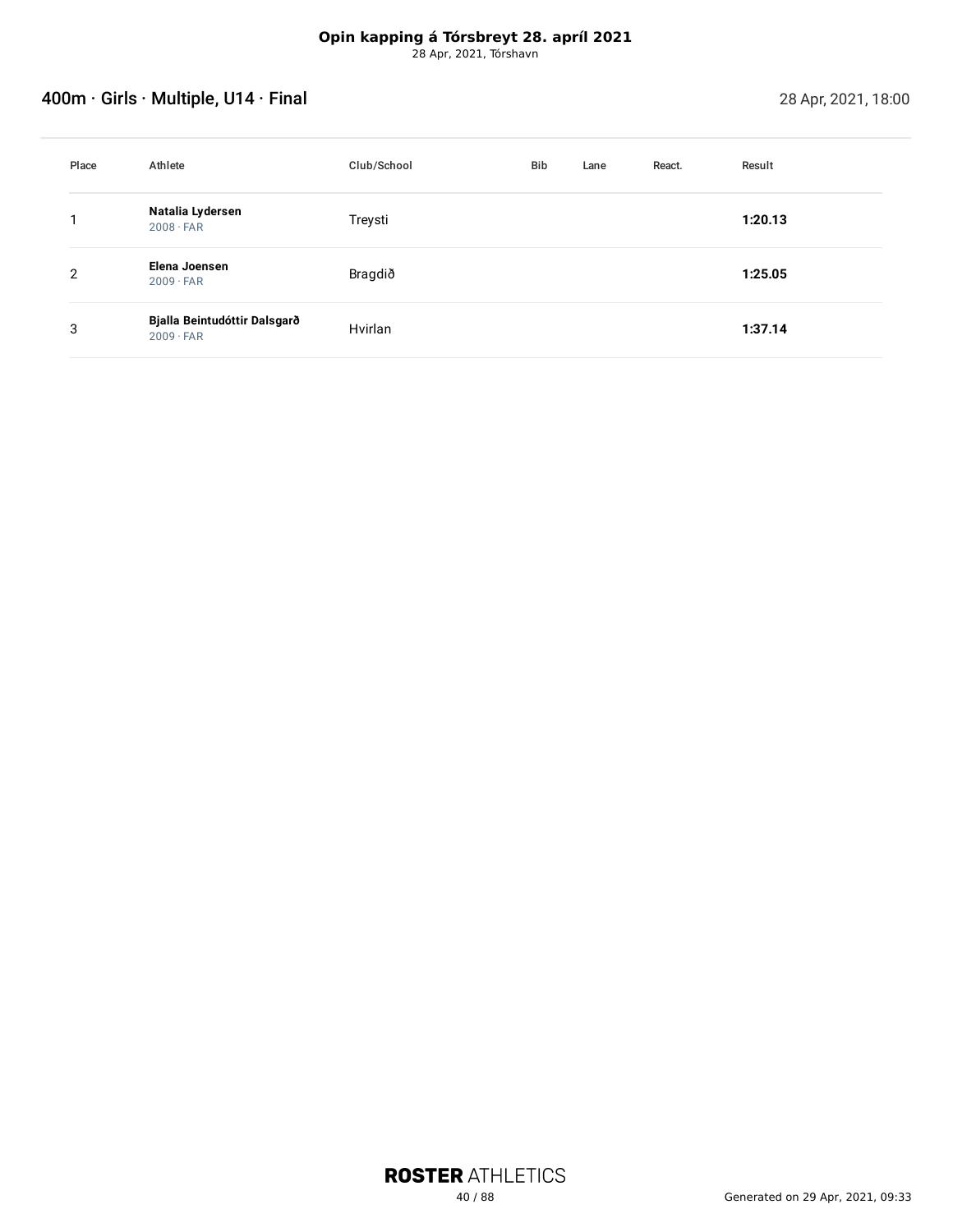**Opin kapping á Tórsbreyt 28. apríl 2021**
28 Apr, 2021, Tórshavn

## 400m · Girls · Multiple, U14 · Final

28 Apr, 2021, 18:00

| Place | Athlete | Club/School | Bib | Lane | React. | Result |
|---|---|---|---|---|---|---|
| 1 | **Natalia Lydersen**<br>2008 · FAR | Treysti | | | | **1:20.13** |
| 2 | **Elena Joensen**<br>2009 · FAR | Bragdið | | | | **1:25.05** |
| 3 | **Bjalla Beintudóttir Dalsgarð**<br>2009 · FAR | Hvirlan | | | | **1:37.14** |

Generated on 29 Apr, 2021, 09:33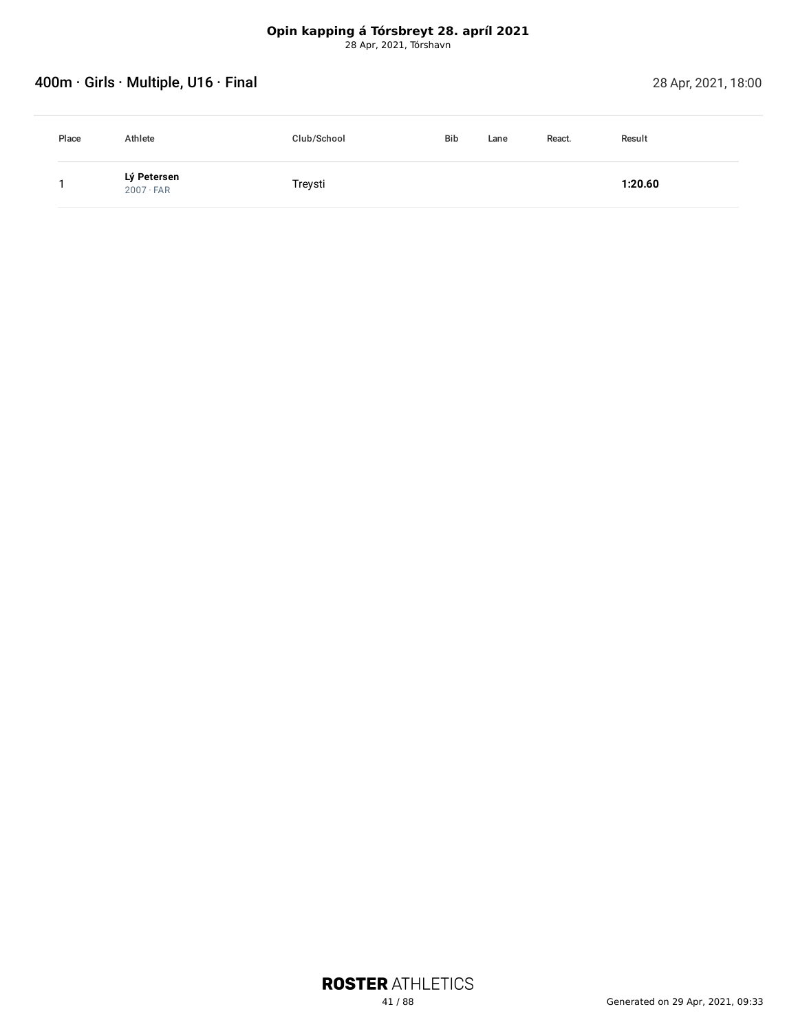**Opin kapping á Tórsbreyt 28. apríl 2021**
28 Apr, 2021, Tórshavn

## 400m · Girls · Multiple, U16 · Final

28 Apr, 2021, 18:00

| Place | Athlete | Club/School | Bib | Lane | React. | Result |
|---|---|---|---|---|---|---|
| 1 | **Lý Petersen** 2007 · FAR | Treysti | | | | **1:20.60** |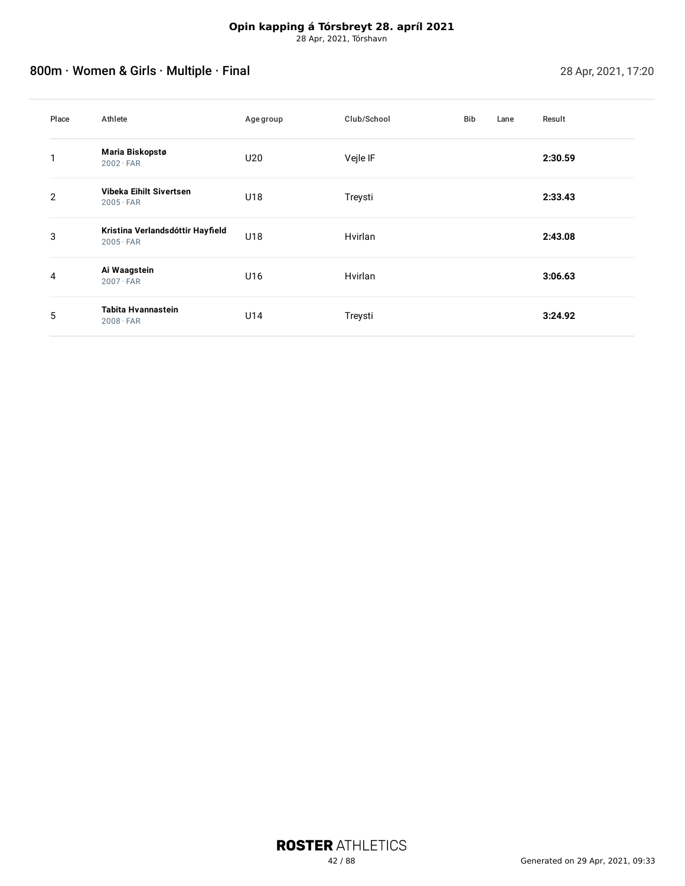**Opin kapping á Tórsbreyt 28. apríl 2021**
28 Apr, 2021, Tórshavn

## 800m · Women & Girls · Multiple · Final

28 Apr, 2021, 17:20

| Place | Athlete | Age group | Club/School | Bib | Lane | Result |
| --- | --- | --- | --- | --- | --- | --- |
| 1 | **Maria Biskopstø** 2002 · FAR | U20 | Vejle IF | | | **2:30.59** |
| 2 | **Vibeka Eihilt Sivertsen** 2005 · FAR | U18 | Treysti | | | **2:33.43** |
| 3 | **Kristina Verlandsdóttir Hayfield** 2005 · FAR | U18 | Hvirlan | | | **2:43.08** |
| 4 | **Ai Waagstein** 2007 · FAR | U16 | Hvirlan | | | **3:06.63** |
| 5 | **Tabita Hvannastein** 2008 · FAR | U14 | Treysti | | | **3:24.92** |

Generated on 29 Apr, 2021, 09:33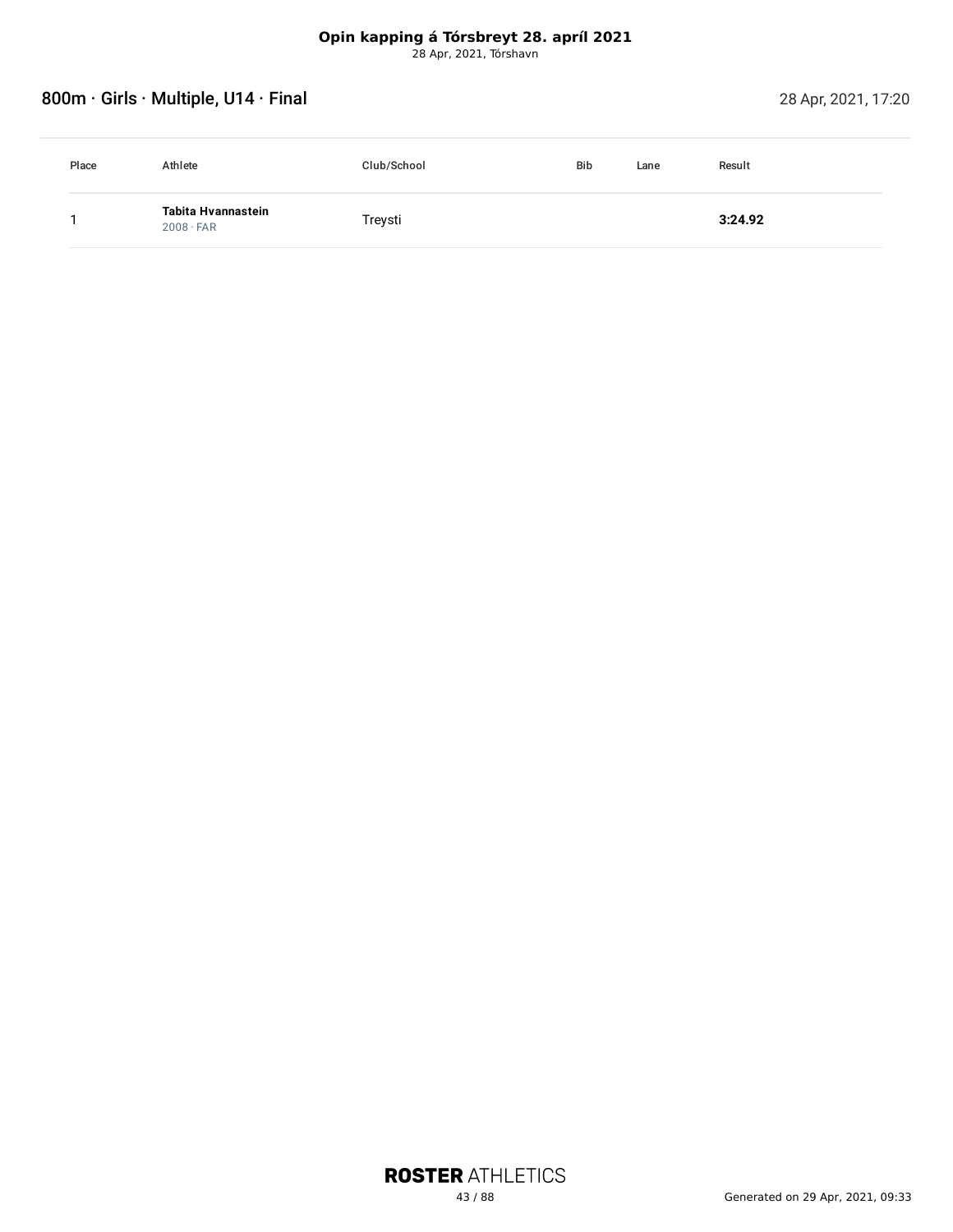**Opin kapping á Tórsbreyt 28. apríl 2021**
28 Apr, 2021, Tórshavn

## 800m · Girls · Multiple, U14 · Final

28 Apr, 2021, 17:20

| Place | Athlete | Club/School | Bib | Lane | Result |
| --- | --- | --- | --- | --- | --- |
| 1 | **Tabita Hvannastein** 2008 · FAR | Treysti | | | **3:24.92** |

Generated on 29 Apr, 2021, 09:33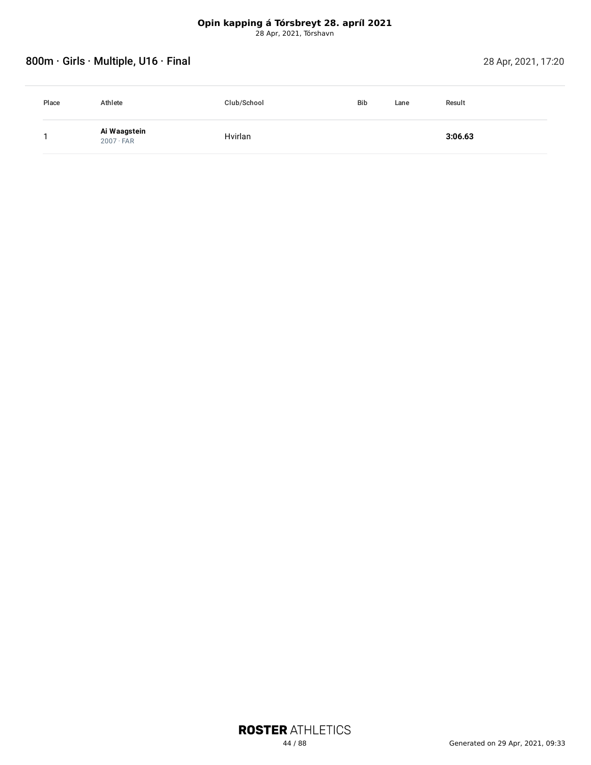**Opin kapping á Tórsbreyt 28. apríl 2021**
28 Apr, 2021, Tórshavn

## 800m · Girls · Multiple, U16 · Final

28 Apr, 2021, 17:20

| Place | Athlete | Club/School | Bib | Lane | Result |
|---|---|---|---|---|---|
| 1 | **Ai Waagstein** 2007 · FAR | Hvirlan | | | **3:06.63** |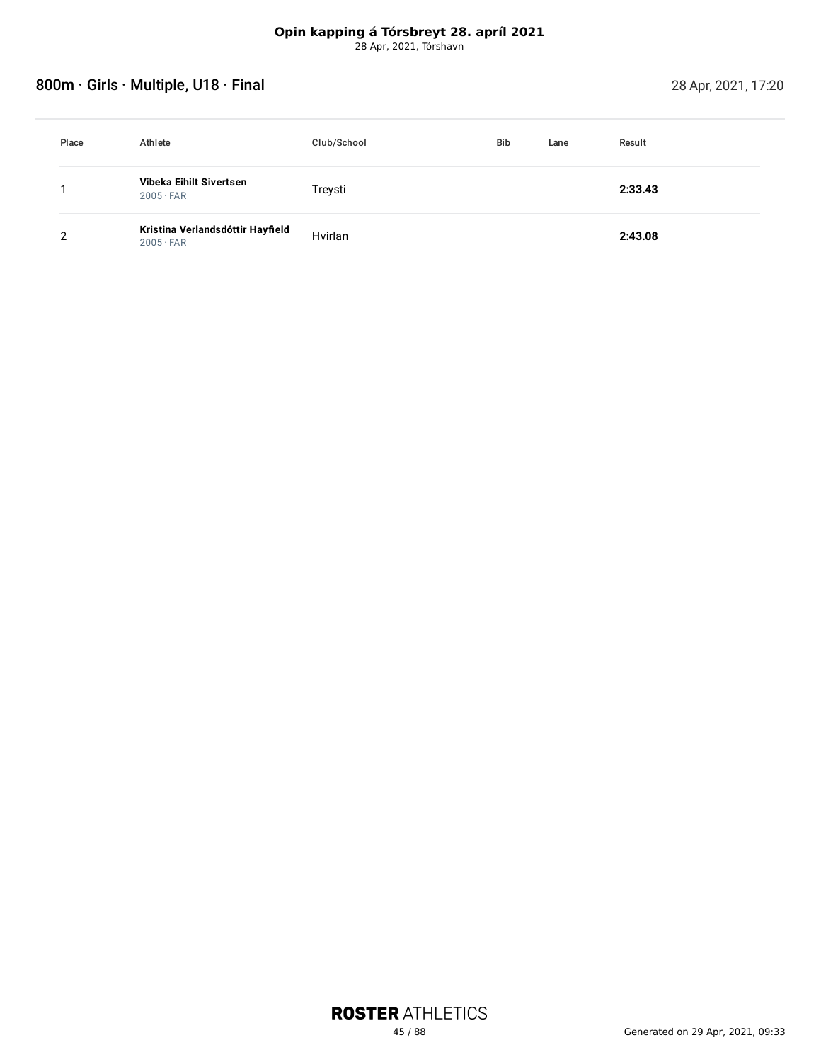**Opin kapping á Tórsbreyt 28. apríl 2021**
28 Apr, 2021, Tórshavn

## 800m · Girls · Multiple, U18 · Final

28 Apr, 2021, 17:20

| Place | Athlete | Club/School | Bib | Lane | Result |
|---|---|---|---|---|---|
| 1 | **Vibeka Eihilt Sivertsen** 2005 · FAR | Treysti | | | **2:33.43** |
| 2 | **Kristina Verlandsdóttir Hayfield** 2005 · FAR | Hvirlan | | | **2:43.08** |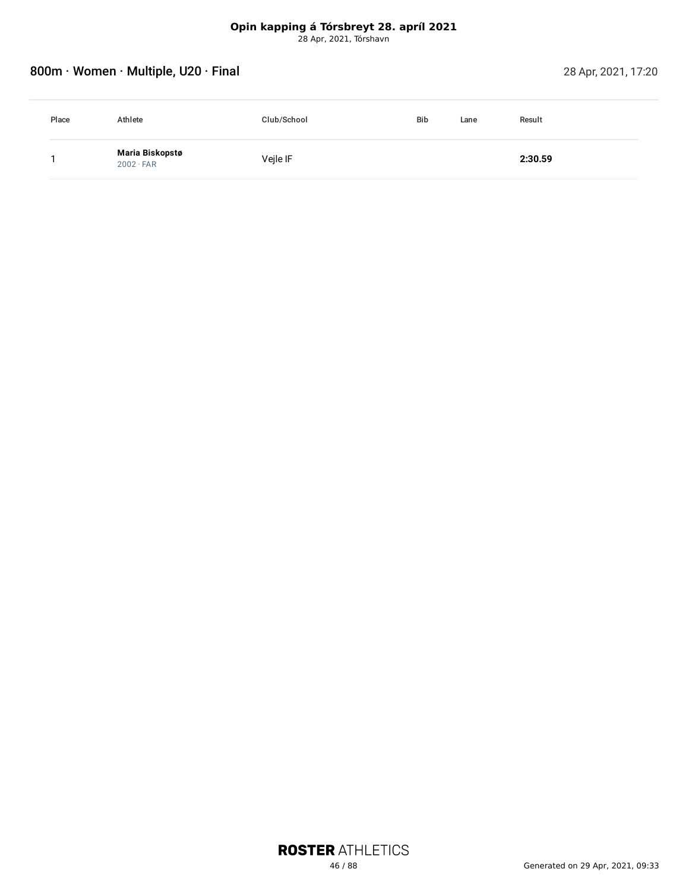**Opin kapping á Tórsbreyt 28. apríl 2021**
28 Apr, 2021, Tórshavn

## 800m · Women · Multiple, U20 · Final

28 Apr, 2021, 17:20

| Place | Athlete | Club/School | Bib | Lane | Result |
|---|---|---|---|---|---|
| 1 | **Maria Biskopstø** 2002 · FAR | Vejle IF | | | **2:30.59** |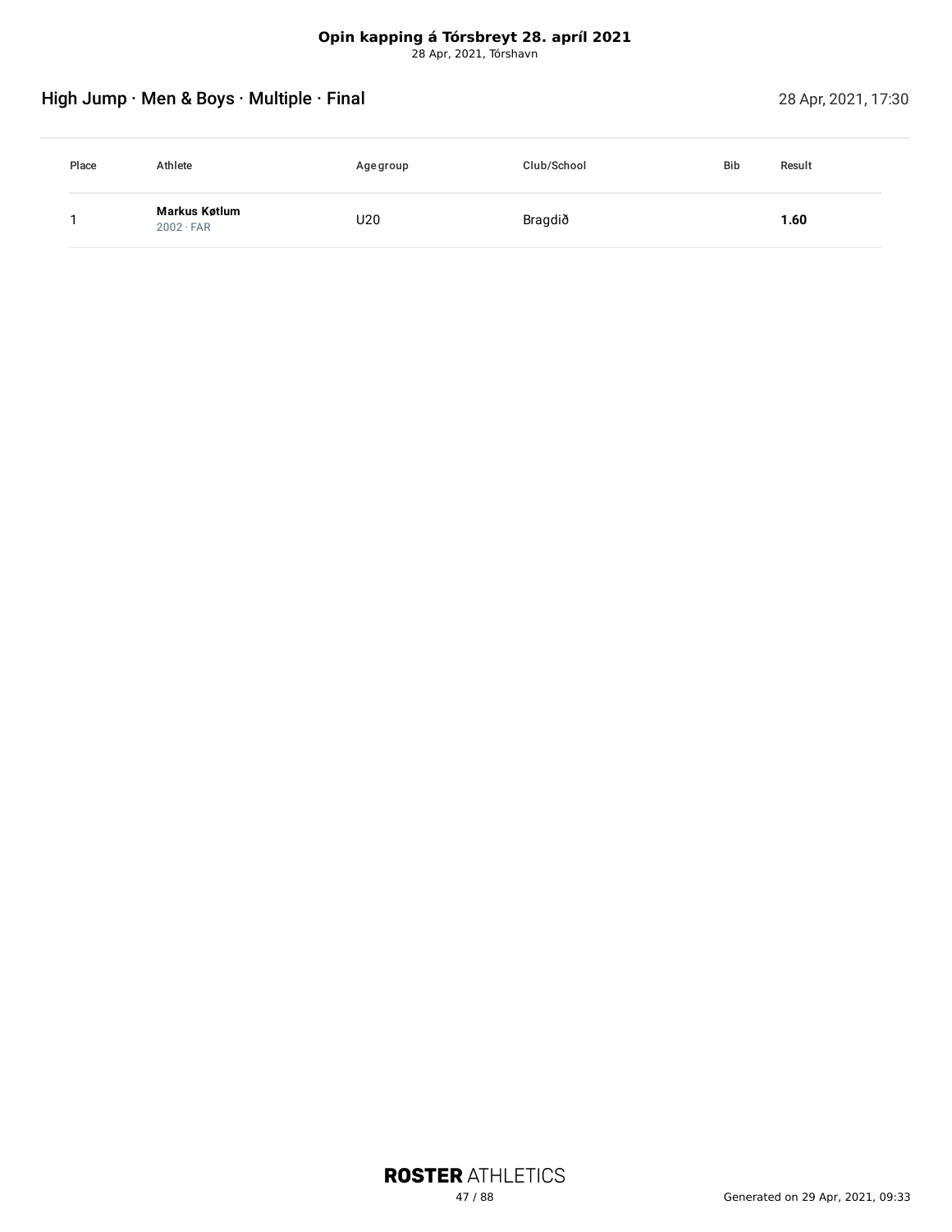**Opin kapping á Tórsbreyt 28. apríl 2021**
28 Apr, 2021, Tórshavn

## High Jump · Men & Boys · Multiple · Final

28 Apr, 2021, 17:30

| Place | Athlete | Age group | Club/School | Bib | Result |
|---|---|---|---|---|---|
| 1 | **Markus Køtlum** 2002 · FAR | U20 | Bragdið | | **1.60** |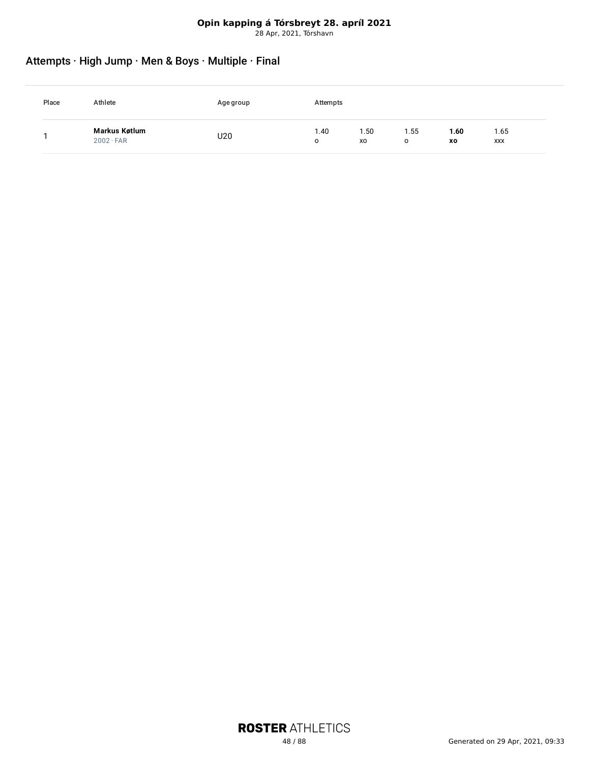**Opin kapping á Tórsbreyt 28. apríl 2021**
28 Apr, 2021, Tórshavn

## Attempts · High Jump · Men & Boys · Multiple · Final

| Place | Athlete | Age group | Attempts | | | | |
|---|---|---|---|---|---|---|---|
| 1 | **Markus Køtlum** 2002 · FAR | U20 | 1.40 o | 1.50 xo | 1.55 o | **1.60 xo** | 1.65 xxx |

**ROSTER** ATHLETICS

Generated on 29 Apr, 2021, 09:33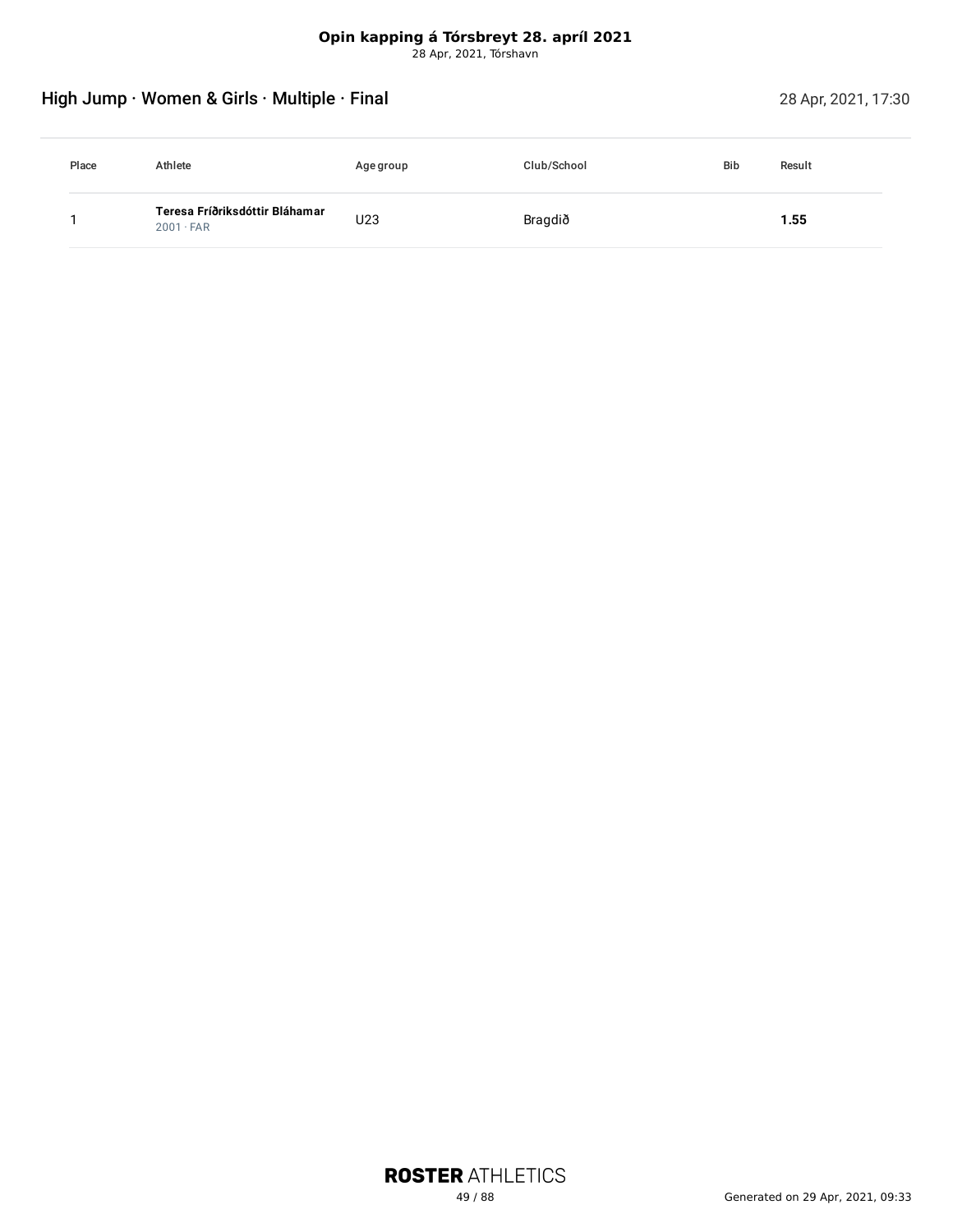**Opin kapping á Tórsbreyt 28. apríl 2021**
28 Apr, 2021, Tórshavn

## High Jump · Women & Girls · Multiple · Final

28 Apr, 2021, 17:30

| Place | Athlete | Age group | Club/School | Bib | Result |
|---|---|---|---|---|---|
| 1 | **Teresa Fríðriksdóttir Bláhamar** 2001 · FAR | U23 | Bragdið | | **1.55** |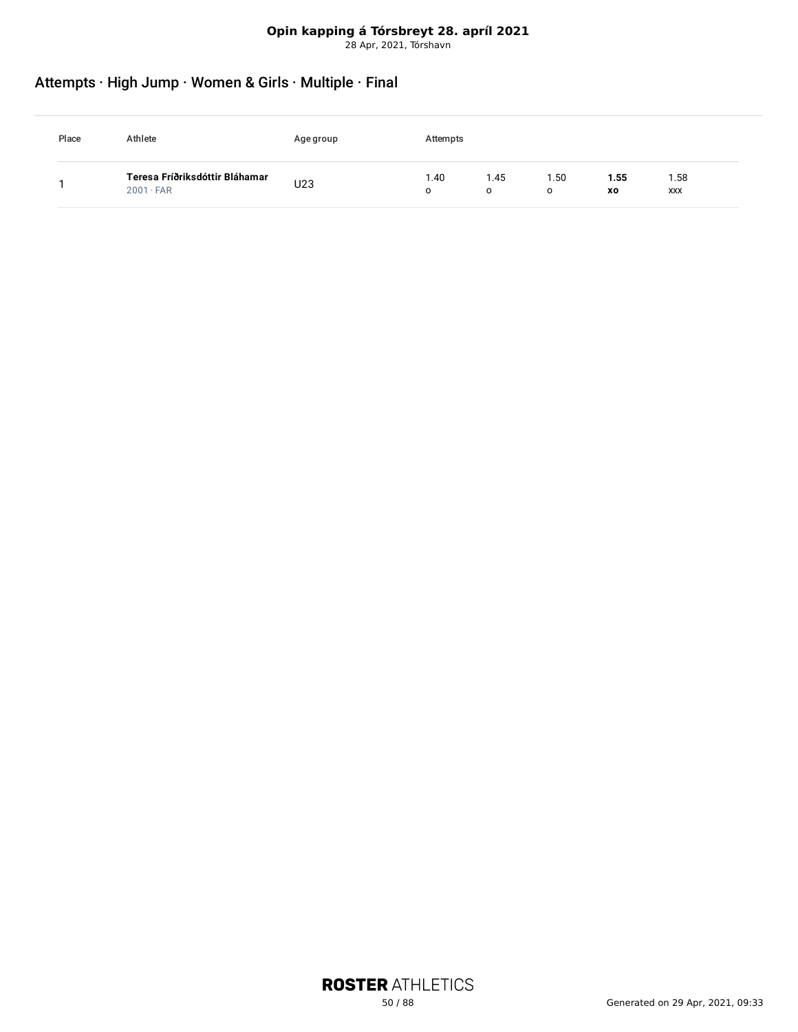**Opin kapping á Tórsbreyt 28. apríl 2021**
28 Apr, 2021, Tórshavn

## Attempts · High Jump · Women & Girls · Multiple · Final

| Place | Athlete | Age group | Attempts | | | | |
|---|---|---|---|---|---|---|---|
| 1 | **Teresa Fríðriksdóttir Bláhamar** 2001 · FAR | U23 | 1.40 o | 1.45 o | 1.50 o | **1.55 xo** | 1.58 xxx |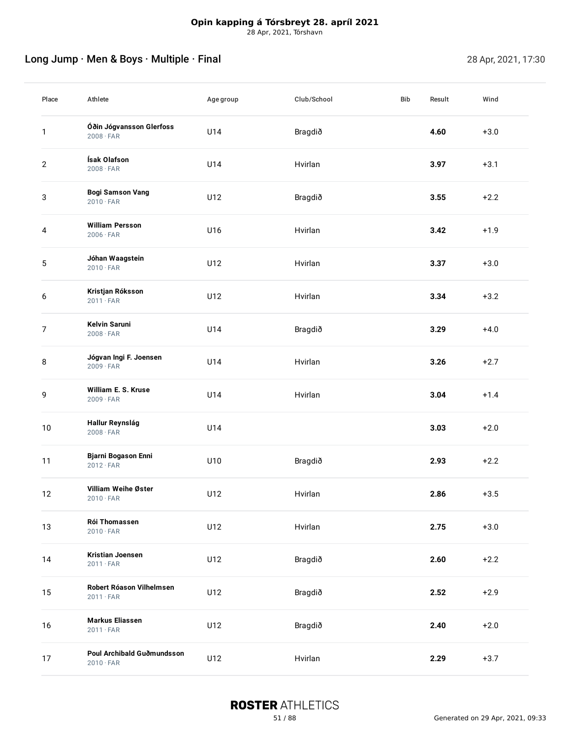**Opin kapping á Tórsbreyt 28. apríl 2021**
28 Apr, 2021, Tórshavn

## Long Jump · Men & Boys · Multiple · Final

28 Apr, 2021, 17:30

| Place | Athlete | Age group | Club/School | Bib | Result | Wind |
|---|---|---|---|---|---|---|
| 1 | **Óðin Jógvansson Glerfoss** 2008 · FAR | U14 | Bragdið | | **4.60** | +3.0 |
| 2 | **Ísak Olafson** 2008 · FAR | U14 | Hvirlan | | **3.97** | +3.1 |
| 3 | **Bogi Samson Vang** 2010 · FAR | U12 | Bragdið | | **3.55** | +2.2 |
| 4 | **William Persson** 2006 · FAR | U16 | Hvirlan | | **3.42** | +1.9 |
| 5 | **Jóhan Waagstein** 2010 · FAR | U12 | Hvirlan | | **3.37** | +3.0 |
| 6 | **Kristjan Róksson** 2011 · FAR | U12 | Hvirlan | | **3.34** | +3.2 |
| 7 | **Kelvin Saruni** 2008 · FAR | U14 | Bragdið | | **3.29** | +4.0 |
| 8 | **Jógvan Ingi F. Joensen** 2009 · FAR | U14 | Hvirlan | | **3.26** | +2.7 |
| 9 | **William E. S. Kruse** 2009 · FAR | U14 | Hvirlan | | **3.04** | +1.4 |
| 10 | **Hallur Reynslág** 2008 · FAR | U14 | | | **3.03** | +2.0 |
| 11 | **Bjarni Bogason Enni** 2012 · FAR | U10 | Bragdið | | **2.93** | +2.2 |
| 12 | **Villiam Weihe Øster** 2010 · FAR | U12 | Hvirlan | | **2.86** | +3.5 |
| 13 | **Rói Thomassen** 2010 · FAR | U12 | Hvirlan | | **2.75** | +3.0 |
| 14 | **Kristian Joensen** 2011 · FAR | U12 | Bragdið | | **2.60** | +2.2 |
| 15 | **Robert Róason Vilhelmsen** 2011 · FAR | U12 | Bragdið | | **2.52** | +2.9 |
| 16 | **Markus Eliassen** 2011 · FAR | U12 | Bragdið | | **2.40** | +2.0 |
| 17 | **Poul Archibald Guðmundsson** 2010 · FAR | U12 | Hvirlan | | **2.29** | +3.7 |

Generated on 29 Apr, 2021, 09:33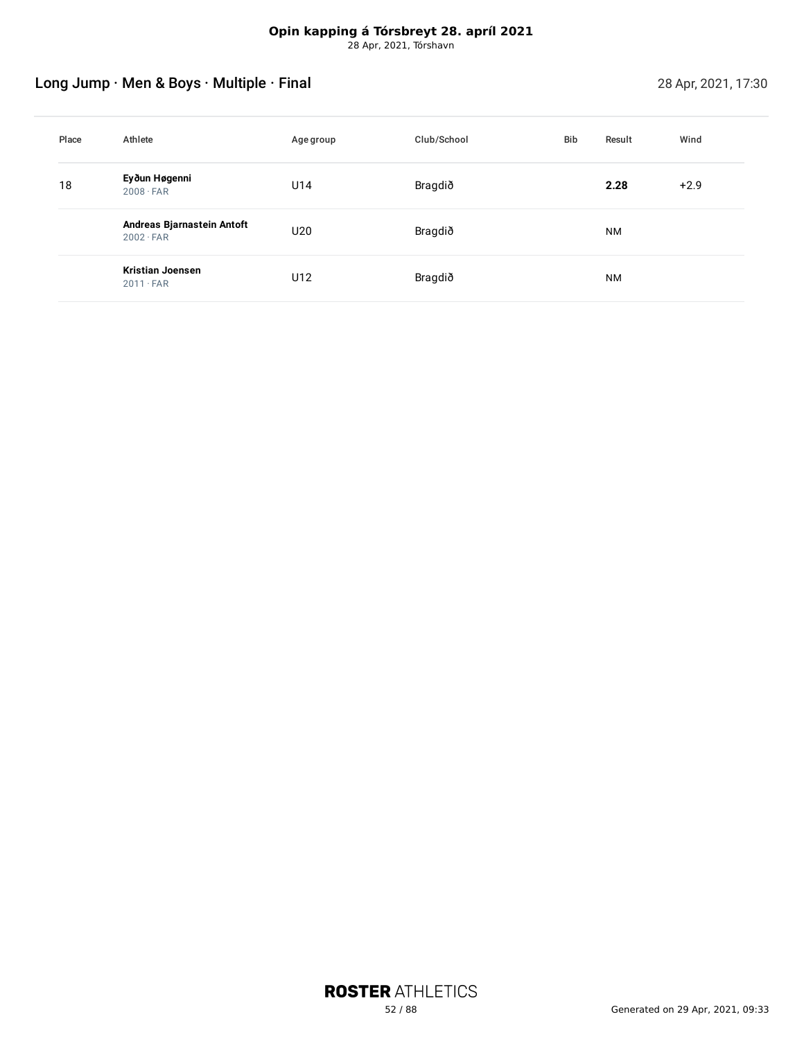**Opin kapping á Tórsbreyt 28. apríl 2021**
28 Apr, 2021, Tórshavn

## Long Jump · Men & Boys · Multiple · Final

28 Apr, 2021, 17:30

| Place | Athlete | Age group | Club/School | Bib | Result | Wind |
|---|---|---|---|---|---|---|
| 18 | **Eyðun Høgenni** 2008 · FAR | U14 | Bragdið | | **2.28** | +2.9 |
| | **Andreas Bjarnastein Antoft** 2002 · FAR | U20 | Bragdið | | NM | |
| | **Kristian Joensen** 2011 · FAR | U12 | Bragdið | | NM | |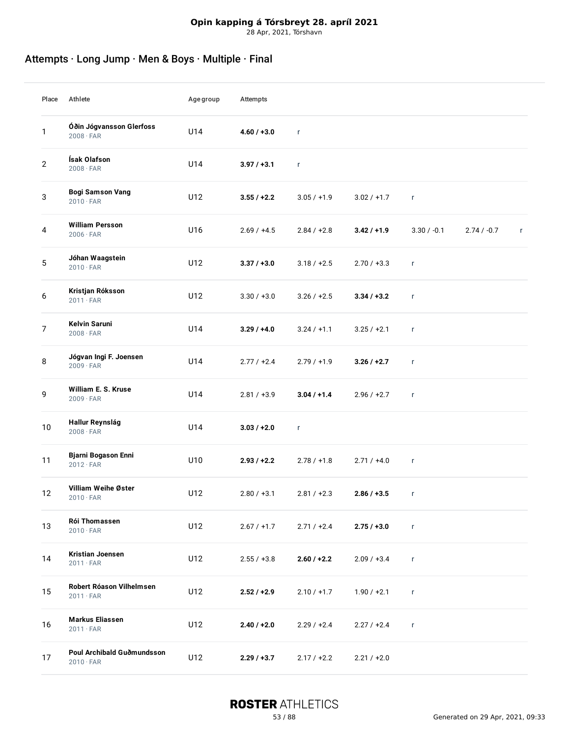**Opin kapping á Tórsbreyt 28. apríl 2021**
28 Apr, 2021, Tórshavn

## Attempts · Long Jump · Men & Boys · Multiple · Final

| Place | Athlete | Age group | Attempts | | | | | |
|---|---|---|---|---|---|---|---|---|
| 1 | **Óðin Jógvansson Glerfoss** 2008 · FAR | U14 | **4.60 / +3.0** | r | | | | |
| 2 | **Ísak Olafson** 2008 · FAR | U14 | **3.97 / +3.1** | r | | | | |
| 3 | **Bogi Samson Vang** 2010 · FAR | U12 | **3.55 / +2.2** | 3.05 / +1.9 | 3.02 / +1.7 | r | | |
| 4 | **William Persson** 2006 · FAR | U16 | 2.69 / +4.5 | 2.84 / +2.8 | **3.42 / +1.9** | 3.30 / -0.1 | 2.74 / -0.7 | r |
| 5 | **Jóhan Waagstein** 2010 · FAR | U12 | **3.37 / +3.0** | 3.18 / +2.5 | 2.70 / +3.3 | r | | |
| 6 | **Kristjan Róksson** 2011 · FAR | U12 | 3.30 / +3.0 | 3.26 / +2.5 | **3.34 / +3.2** | r | | |
| 7 | **Kelvin Saruni** 2008 · FAR | U14 | **3.29 / +4.0** | 3.24 / +1.1 | 3.25 / +2.1 | r | | |
| 8 | **Jógvan Ingi F. Joensen** 2009 · FAR | U14 | 2.77 / +2.4 | 2.79 / +1.9 | **3.26 / +2.7** | r | | |
| 9 | **William E. S. Kruse** 2009 · FAR | U14 | 2.81 / +3.9 | **3.04 / +1.4** | 2.96 / +2.7 | r | | |
| 10 | **Hallur Reynslág** 2008 · FAR | U14 | **3.03 / +2.0** | r | | | | |
| 11 | **Bjarni Bogason Enni** 2012 · FAR | U10 | **2.93 / +2.2** | 2.78 / +1.8 | 2.71 / +4.0 | r | | |
| 12 | **Villiam Weihe Øster** 2010 · FAR | U12 | 2.80 / +3.1 | 2.81 / +2.3 | **2.86 / +3.5** | r | | |
| 13 | **Rói Thomassen** 2010 · FAR | U12 | 2.67 / +1.7 | 2.71 / +2.4 | **2.75 / +3.0** | r | | |
| 14 | **Kristian Joensen** 2011 · FAR | U12 | 2.55 / +3.8 | **2.60 / +2.2** | 2.09 / +3.4 | r | | |
| 15 | **Robert Róason Vilhelmsen** 2011 · FAR | U12 | **2.52 / +2.9** | 2.10 / +1.7 | 1.90 / +2.1 | r | | |
| 16 | **Markus Eliassen** 2011 · FAR | U12 | **2.40 / +2.0** | 2.29 / +2.4 | 2.27 / +2.4 | r | | |
| 17 | **Poul Archibald Guðmundsson** 2010 · FAR | U12 | **2.29 / +3.7** | 2.17 / +2.2 | 2.21 / +2.0 | | | |

**ROSTER** ATHLETICS

Generated on 29 Apr, 2021, 09:33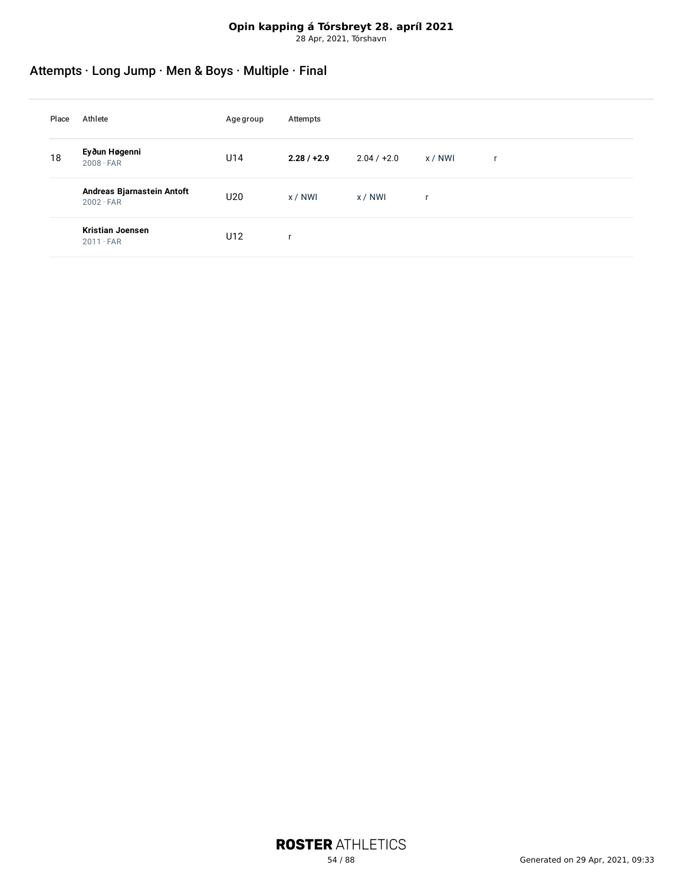**Opin kapping á Tórsbreyt 28. apríl 2021**
28 Apr, 2021, Tórshavn

## Attempts · Long Jump · Men & Boys · Multiple · Final

| Place | Athlete | Age group | Attempts | | | |
|---|---|---|---|---|---|---|
| 18 | **Eyðun Høgenni** 2008 · FAR | U14 | **2.28 / +2.9** | 2.04 / +2.0 | x / NWI | r |
| | **Andreas Bjarnastein Antoft** 2002 · FAR | U20 | x / NWI | x / NWI | r | |
| | **Kristian Joensen** 2011 · FAR | U12 | r | | | |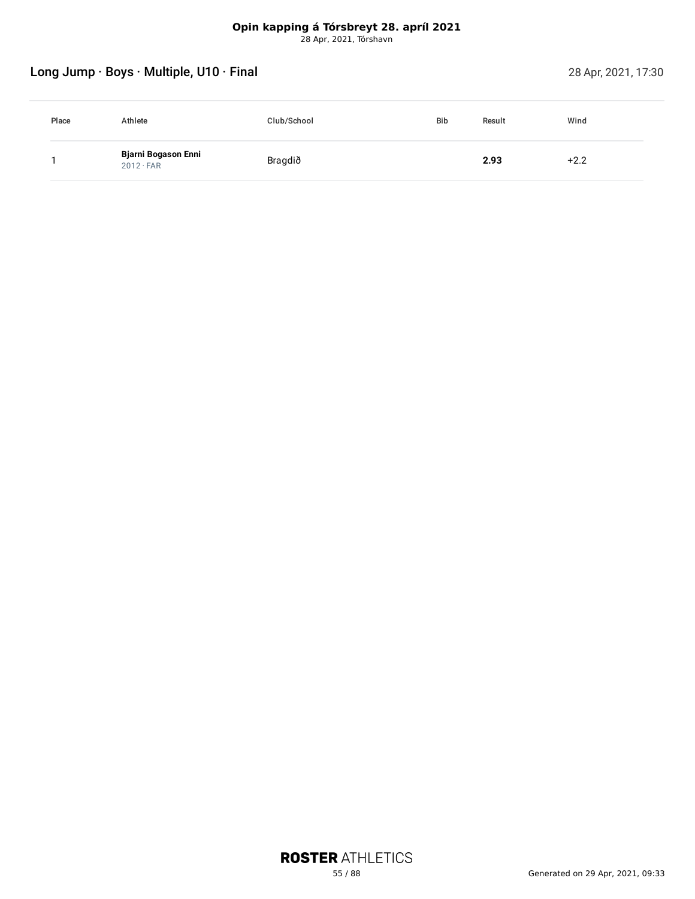## Long Jump · Boys · Multiple, U10 · Final

28 Apr, 2021, 17:30

| Place | Athlete | Club/School | Bib | Result | Wind |
|---|---|---|---|---|---|
| 1 | **Bjarni Bogason Enni** 2012 · FAR | Bragdið | | **2.93** | +2.2 |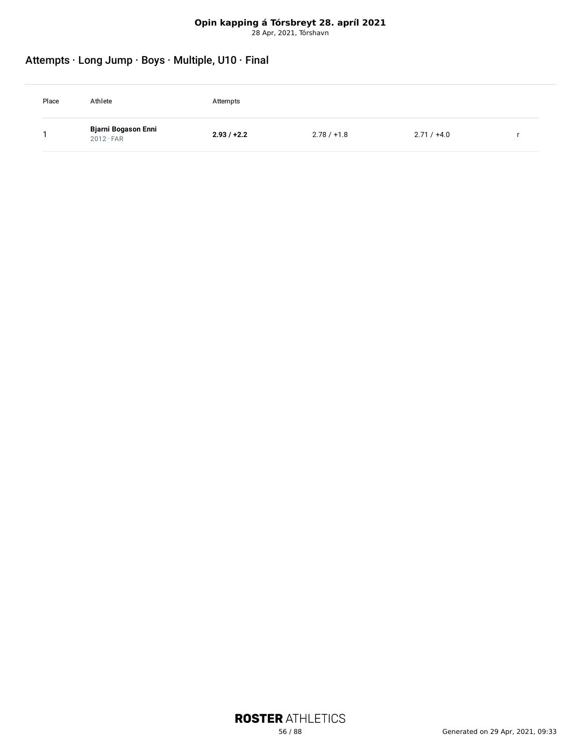**Opin kapping á Tórsbreyt 28. apríl 2021**
28 Apr, 2021, Tórshavn

## Attempts · Long Jump · Boys · Multiple, U10 · Final

| Place | Athlete | Attempts | | | |
|---|---|---|---|---|---|
| 1 | **Bjarni Bogason Enni** 2012 · FAR | **2.93 / +2.2** | 2.78 / +1.8 | 2.71 / +4.0 | r |

**ROSTER** ATHLETICS

Generated on 29 Apr, 2021, 09:33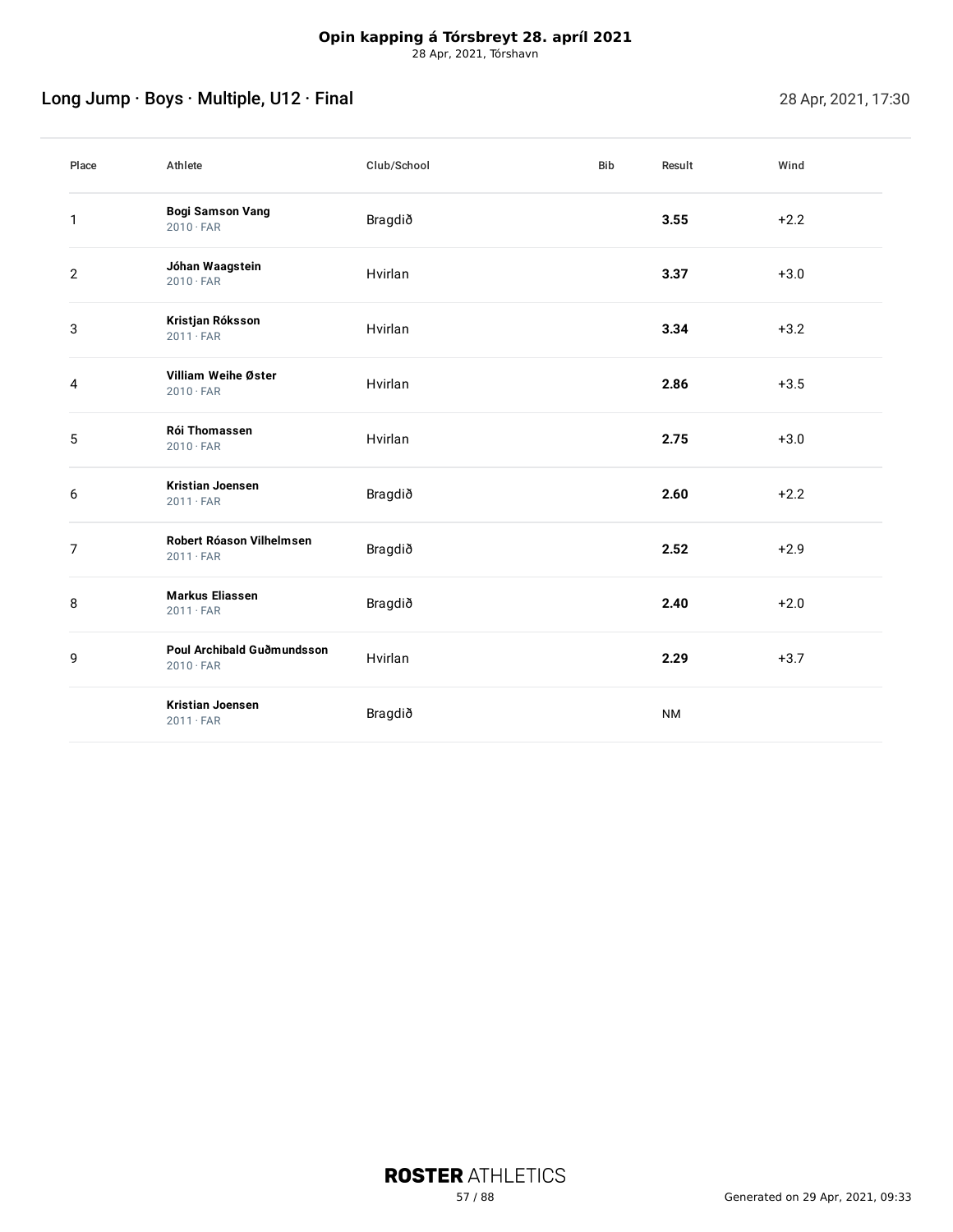**Opin kapping á Tórsbreyt 28. apríl 2021**
28 Apr, 2021, Tórshavn

## Long Jump · Boys · Multiple, U12 · Final

28 Apr, 2021, 17:30

| Place | Athlete | Club/School | Bib | Result | Wind |
|---|---|---|---|---|---|
| 1 | **Bogi Samson Vang** 2010 · FAR | Bragdið | | **3.55** | +2.2 |
| 2 | **Jóhan Waagstein** 2010 · FAR | Hvirlan | | **3.37** | +3.0 |
| 3 | **Kristjan Róksson** 2011 · FAR | Hvirlan | | **3.34** | +3.2 |
| 4 | **Villiam Weihe Øster** 2010 · FAR | Hvirlan | | **2.86** | +3.5 |
| 5 | **Rói Thomassen** 2010 · FAR | Hvirlan | | **2.75** | +3.0 |
| 6 | **Kristian Joensen** 2011 · FAR | Bragdið | | **2.60** | +2.2 |
| 7 | **Robert Róason Vilhelmsen** 2011 · FAR | Bragdið | | **2.52** | +2.9 |
| 8 | **Markus Eliassen** 2011 · FAR | Bragdið | | **2.40** | +2.0 |
| 9 | **Poul Archibald Guðmundsson** 2010 · FAR | Hvirlan | | **2.29** | +3.7 |
| | **Kristian Joensen** 2011 · FAR | Bragdið | | NM | |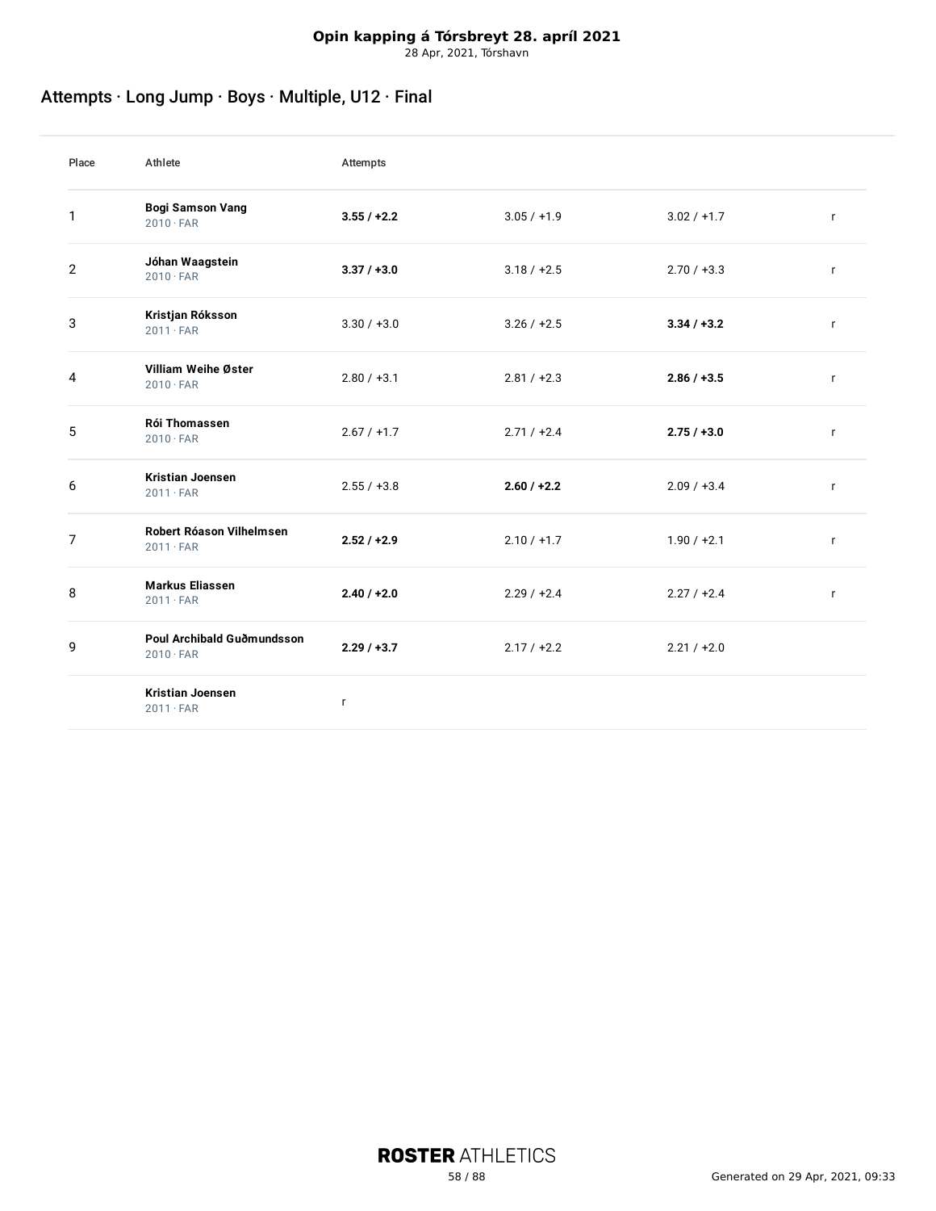**Opin kapping á Tórsbreyt 28. apríl 2021**
28 Apr, 2021, Tórshavn

## Attempts · Long Jump · Boys · Multiple, U12 · Final

| Place | Athlete | Attempts | | | |
|---|---|---|---|---|---|
| 1 | **Bogi Samson Vang** 2010 · FAR | **3.55 / +2.2** | 3.05 / +1.9 | 3.02 / +1.7 | r |
| 2 | **Jóhan Waagstein** 2010 · FAR | **3.37 / +3.0** | 3.18 / +2.5 | 2.70 / +3.3 | r |
| 3 | **Kristjan Róksson** 2011 · FAR | 3.30 / +3.0 | 3.26 / +2.5 | **3.34 / +3.2** | r |
| 4 | **Villiam Weihe Øster** 2010 · FAR | 2.80 / +3.1 | 2.81 / +2.3 | **2.86 / +3.5** | r |
| 5 | **Rói Thomassen** 2010 · FAR | 2.67 / +1.7 | 2.71 / +2.4 | **2.75 / +3.0** | r |
| 6 | **Kristian Joensen** 2011 · FAR | 2.55 / +3.8 | **2.60 / +2.2** | 2.09 / +3.4 | r |
| 7 | **Robert Róason Vilhelmsen** 2011 · FAR | **2.52 / +2.9** | 2.10 / +1.7 | 1.90 / +2.1 | r |
| 8 | **Markus Eliassen** 2011 · FAR | **2.40 / +2.0** | 2.29 / +2.4 | 2.27 / +2.4 | r |
| 9 | **Poul Archibald Guðmundsson** 2010 · FAR | **2.29 / +3.7** | 2.17 / +2.2 | 2.21 / +2.0 | |
| | **Kristian Joensen** 2011 · FAR | r | | | |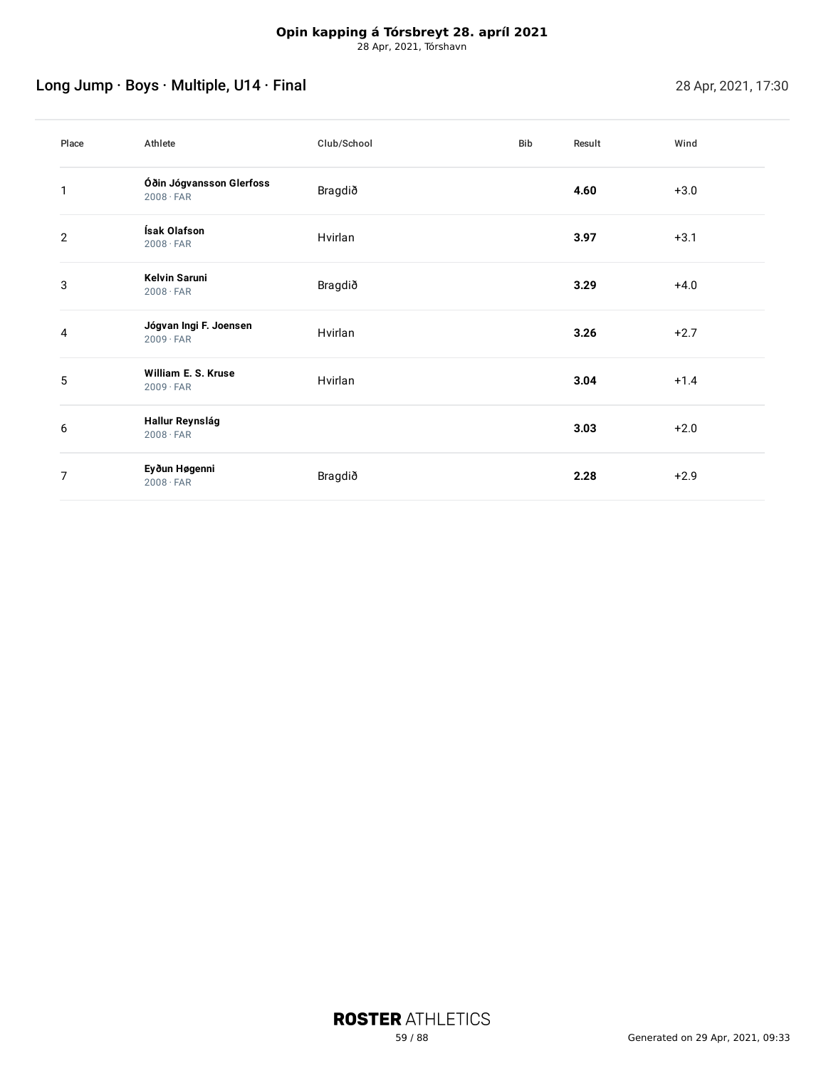**Opin kapping á Tórsbreyt 28. apríl 2021**
28 Apr, 2021, Tórshavn

## Long Jump · Boys · Multiple, U14 · Final

28 Apr, 2021, 17:30

| Place | Athlete | Club/School | Bib | Result | Wind |
|---|---|---|---|---|---|
| 1 | **Óðin Jógvansson Glerfoss** 2008 · FAR | Bragdið | | **4.60** | +3.0 |
| 2 | **Ísak Olafson** 2008 · FAR | Hvirlan | | **3.97** | +3.1 |
| 3 | **Kelvin Saruni** 2008 · FAR | Bragdið | | **3.29** | +4.0 |
| 4 | **Jógvan Ingi F. Joensen** 2009 · FAR | Hvirlan | | **3.26** | +2.7 |
| 5 | **William E. S. Kruse** 2009 · FAR | Hvirlan | | **3.04** | +1.4 |
| 6 | **Hallur Reynslág** 2008 · FAR | | | **3.03** | +2.0 |
| 7 | **Eyðun Høgenni** 2008 · FAR | Bragdið | | **2.28** | +2.9 |

Generated on 29 Apr, 2021, 09:33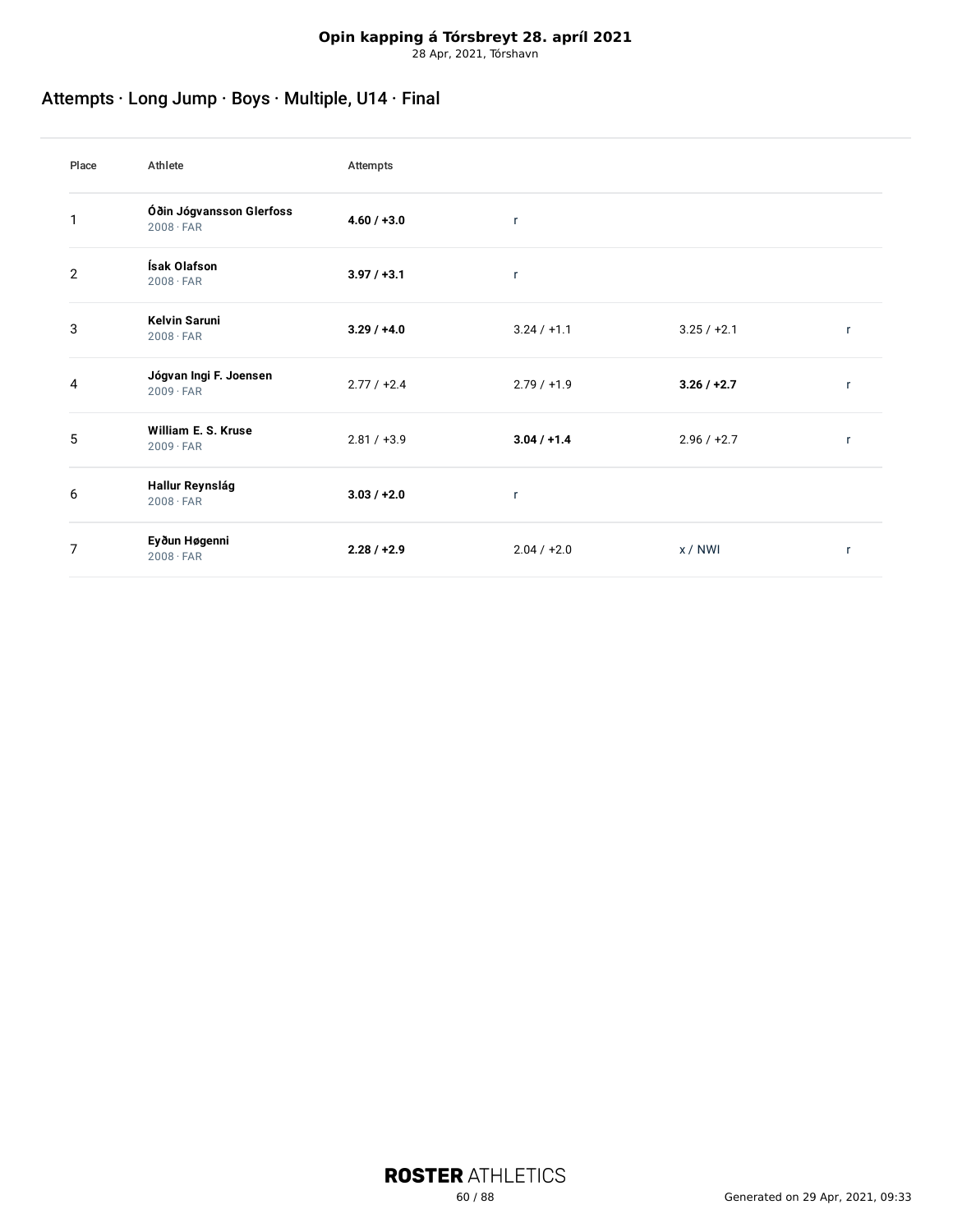**Opin kapping á Tórsbreyt 28. apríl 2021**
28 Apr, 2021, Tórshavn

## Attempts · Long Jump · Boys · Multiple, U14 · Final

| Place | Athlete | Attempts | | | |
|---|---|---|---|---|---|
| 1 | **Óðin Jógvansson Glerfoss** 2008 · FAR | **4.60 / +3.0** | r | | |
| 2 | **Ísak Olafson** 2008 · FAR | **3.97 / +3.1** | r | | |
| 3 | **Kelvin Saruni** 2008 · FAR | **3.29 / +4.0** | 3.24 / +1.1 | 3.25 / +2.1 | r |
| 4 | **Jógvan Ingi F. Joensen** 2009 · FAR | 2.77 / +2.4 | 2.79 / +1.9 | **3.26 / +2.7** | r |
| 5 | **William E. S. Kruse** 2009 · FAR | 2.81 / +3.9 | **3.04 / +1.4** | 2.96 / +2.7 | r |
| 6 | **Hallur Reynslág** 2008 · FAR | **3.03 / +2.0** | r | | |
| 7 | **Eyðun Høgenni** 2008 · FAR | **2.28 / +2.9** | 2.04 / +2.0 | x / NWI | r |

**ROSTER** ATHLETICS

Generated on 29 Apr, 2021, 09:33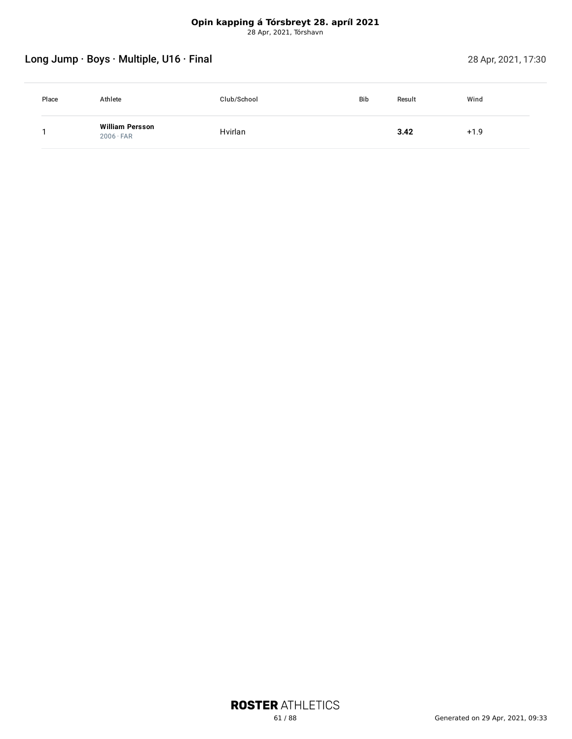**Opin kapping á Tórsbreyt 28. apríl 2021**
28 Apr, 2021, Tórshavn

## Long Jump · Boys · Multiple, U16 · Final

28 Apr, 2021, 17:30

| Place | Athlete | Club/School | Bib | Result | Wind |
|---|---|---|---|---|---|
| 1 | **William Persson** 2006 · FAR | Hvirlan | | **3.42** | +1.9 |

**ROSTER** ATHLETICS

Generated on 29 Apr, 2021, 09:33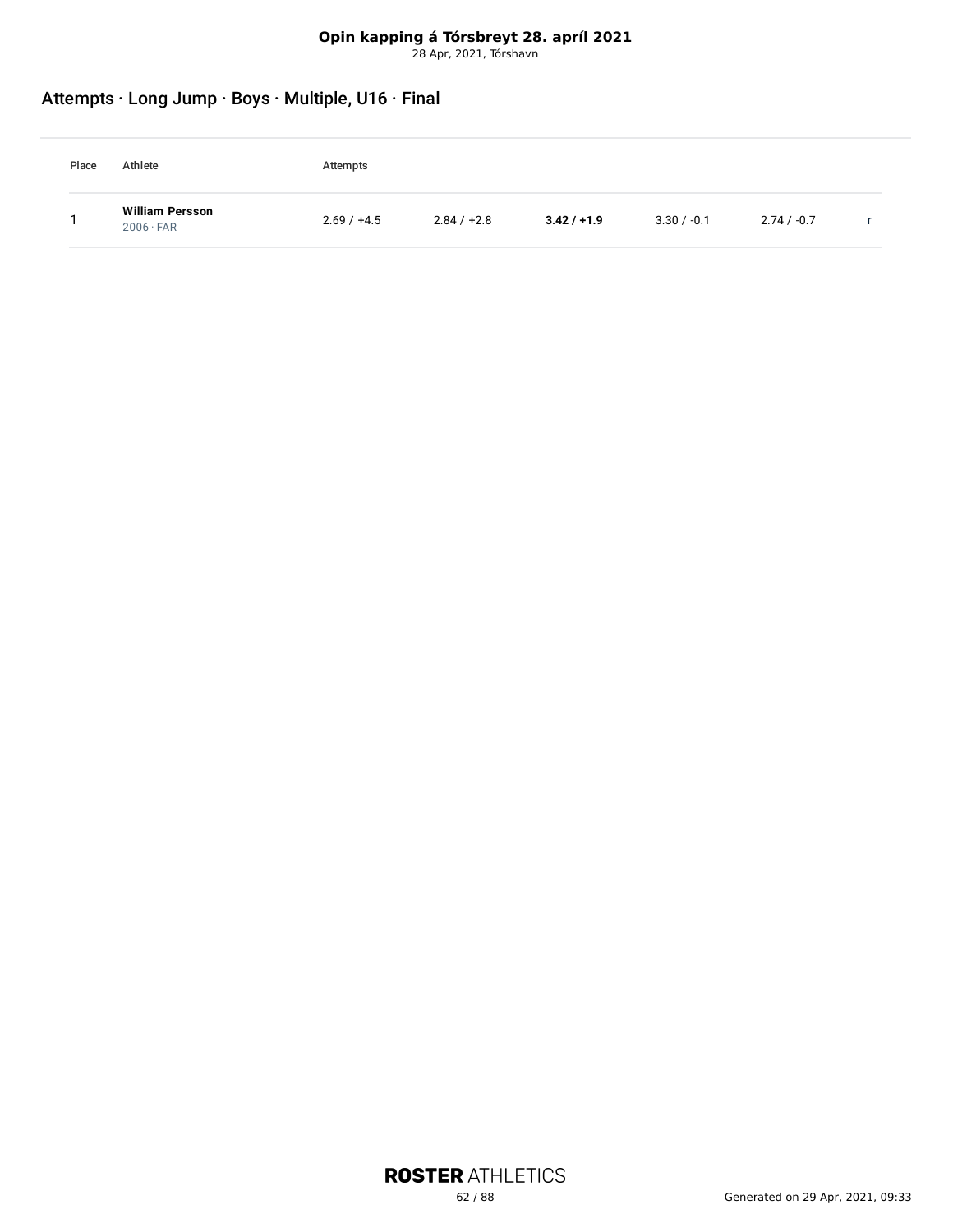**Opin kapping á Tórsbreyt 28. apríl 2021**
28 Apr, 2021, Tórshavn

## Attempts · Long Jump · Boys · Multiple, U16 · Final

| Place | Athlete | Attempts | | | | | |
|---|---|---|---|---|---|---|---|
| 1 | **William Persson** 2006 · FAR | 2.69 / +4.5 | 2.84 / +2.8 | **3.42 / +1.9** | 3.30 / -0.1 | 2.74 / -0.7 | r |

**ROSTER** ATHLETICS

Generated on 29 Apr, 2021, 09:33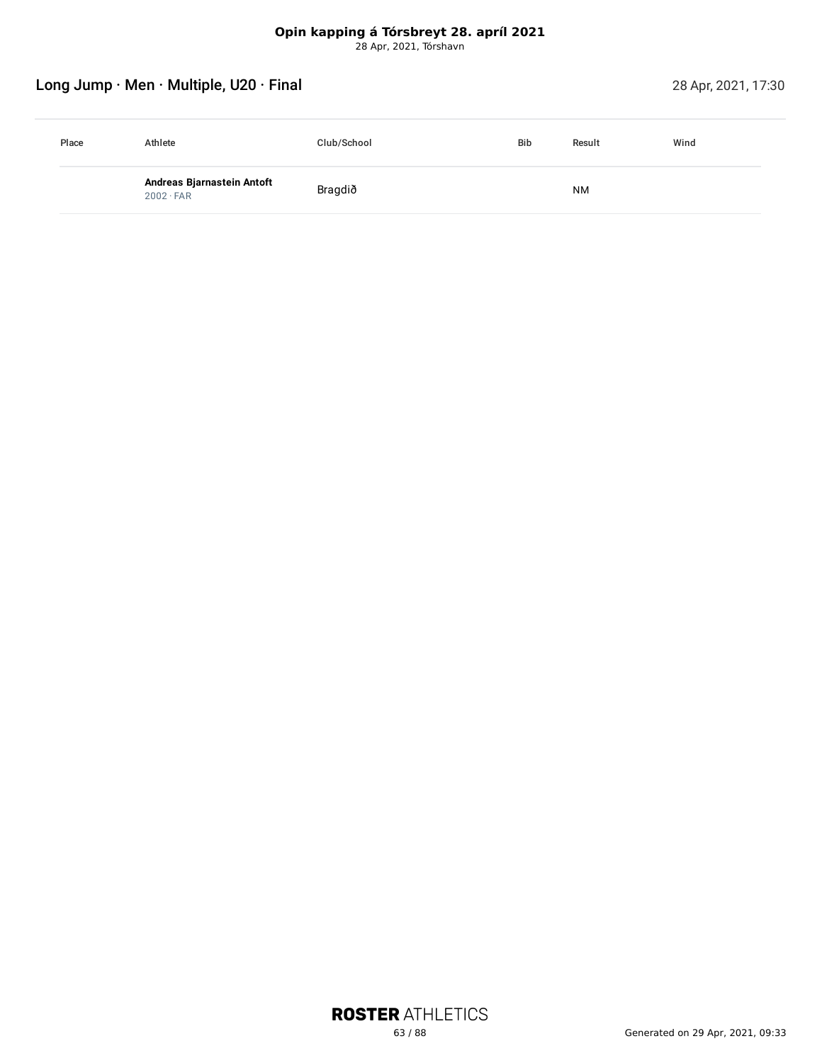**Opin kapping á Tórsbreyt 28. apríl 2021**
28 Apr, 2021, Tórshavn

## Long Jump · Men · Multiple, U20 · Final

28 Apr, 2021, 17:30

| Place | Athlete | Club/School | Bib | Result | Wind |
|---|---|---|---|---|---|
| | **Andreas Bjarnastein Antoft** 2002 · FAR | Bragdið | | NM | |

ROSTER ATHLETICS

Generated on 29 Apr, 2021, 09:33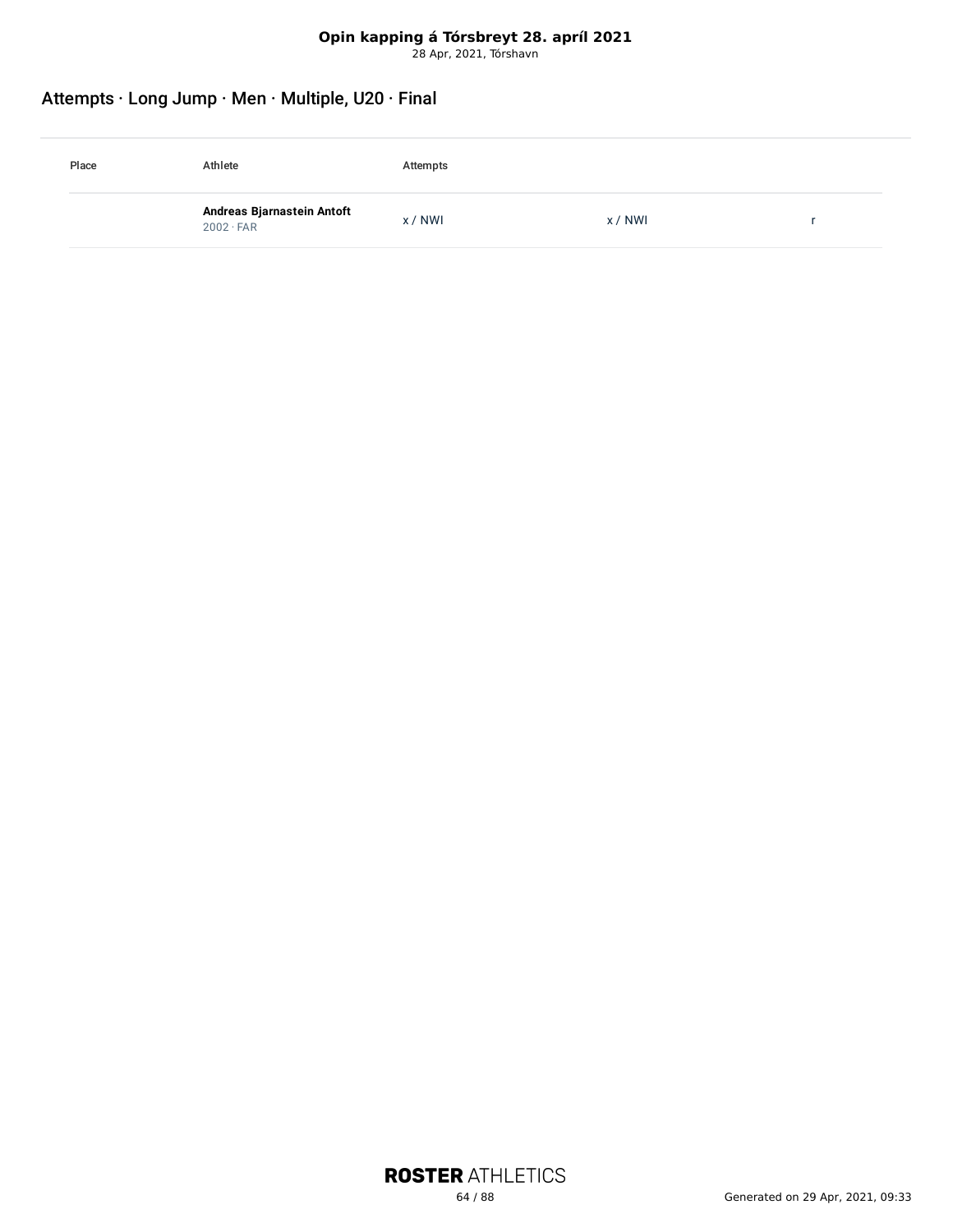**Opin kapping á Tórsbreyt 28. apríl 2021**
28 Apr, 2021, Tórshavn

## Attempts · Long Jump · Men · Multiple, U20 · Final

| Place | Athlete | Attempts | | |
|---|---|---|---|---|
| | **Andreas Bjarnastein Antoft** 2002 · FAR | x / NWI | x / NWI | r |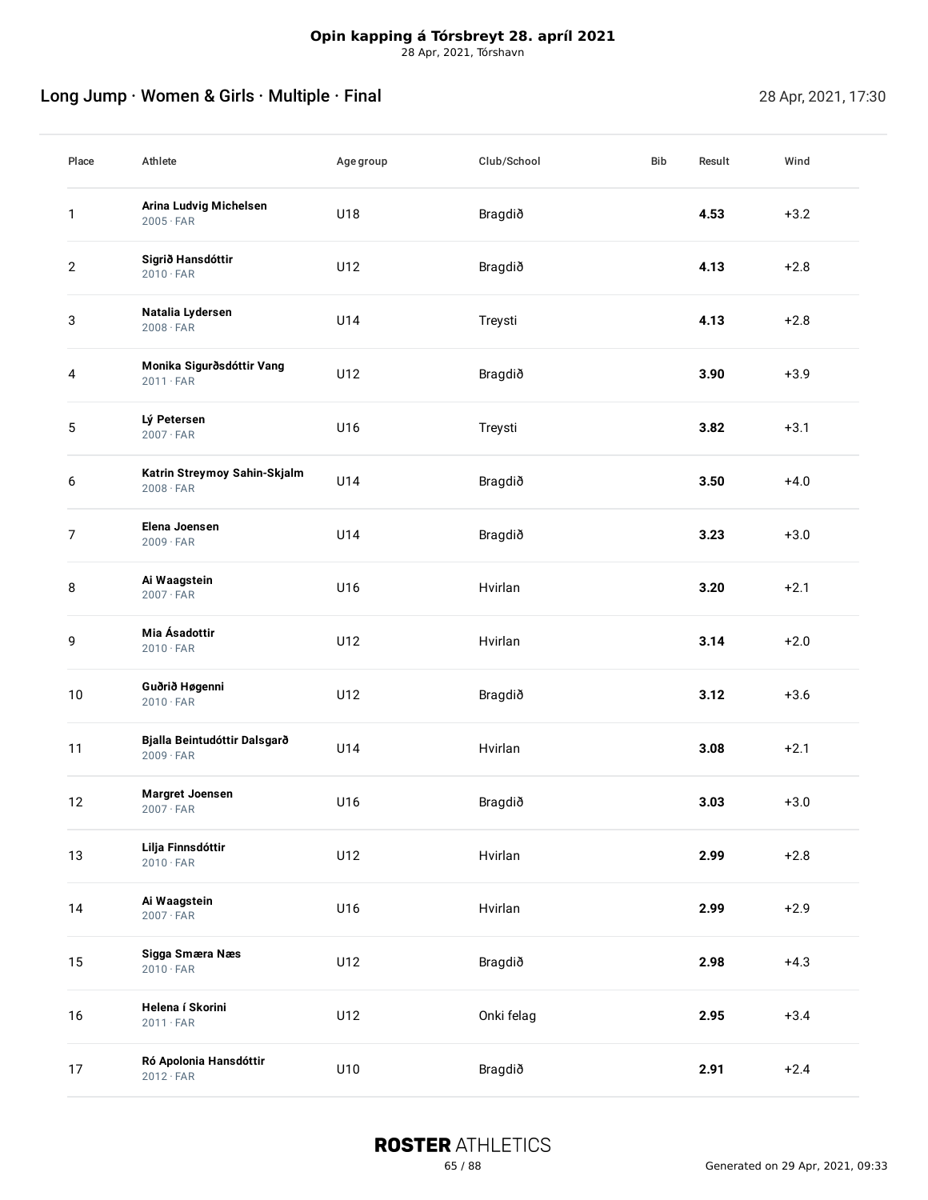**Opin kapping á Tórsbreyt 28. apríl 2021**
28 Apr, 2021, Tórshavn

## Long Jump · Women & Girls · Multiple · Final

28 Apr, 2021, 17:30

| Place | Athlete | Age group | Club/School | Bib | Result | Wind |
|---|---|---|---|---|---|---|
| 1 | **Arina Ludvig Michelsen**<br>2005 · FAR | U18 | Bragdið | | **4.53** | +3.2 |
| 2 | **Sigrið Hansdóttir**<br>2010 · FAR | U12 | Bragdið | | **4.13** | +2.8 |
| 3 | **Natalia Lydersen**<br>2008 · FAR | U14 | Treysti | | **4.13** | +2.8 |
| 4 | **Monika Sigurðsdóttir Vang**<br>2011 · FAR | U12 | Bragdið | | **3.90** | +3.9 |
| 5 | **Lý Petersen**<br>2007 · FAR | U16 | Treysti | | **3.82** | +3.1 |
| 6 | **Katrin Streymoy Sahin-Skjalm**<br>2008 · FAR | U14 | Bragdið | | **3.50** | +4.0 |
| 7 | **Elena Joensen**<br>2009 · FAR | U14 | Bragdið | | **3.23** | +3.0 |
| 8 | **Ai Waagstein**<br>2007 · FAR | U16 | Hvirlan | | **3.20** | +2.1 |
| 9 | **Mia Ásadottir**<br>2010 · FAR | U12 | Hvirlan | | **3.14** | +2.0 |
| 10 | **Guðrið Høgenni**<br>2010 · FAR | U12 | Bragdið | | **3.12** | +3.6 |
| 11 | **Bjalla Beintudóttir Dalsgarð**<br>2009 · FAR | U14 | Hvirlan | | **3.08** | +2.1 |
| 12 | **Margret Joensen**<br>2007 · FAR | U16 | Bragdið | | **3.03** | +3.0 |
| 13 | **Lilja Finnsdóttir**<br>2010 · FAR | U12 | Hvirlan | | **2.99** | +2.8 |
| 14 | **Ai Waagstein**<br>2007 · FAR | U16 | Hvirlan | | **2.99** | +2.9 |
| 15 | **Sigga Smæra Næs**<br>2010 · FAR | U12 | Bragdið | | **2.98** | +4.3 |
| 16 | **Helena í Skorini**<br>2011 · FAR | U12 | Onki felag | | **2.95** | +3.4 |
| 17 | **Ró Apolonia Hansdóttir**<br>2012 · FAR | U10 | Bragdið | | **2.91** | +2.4 |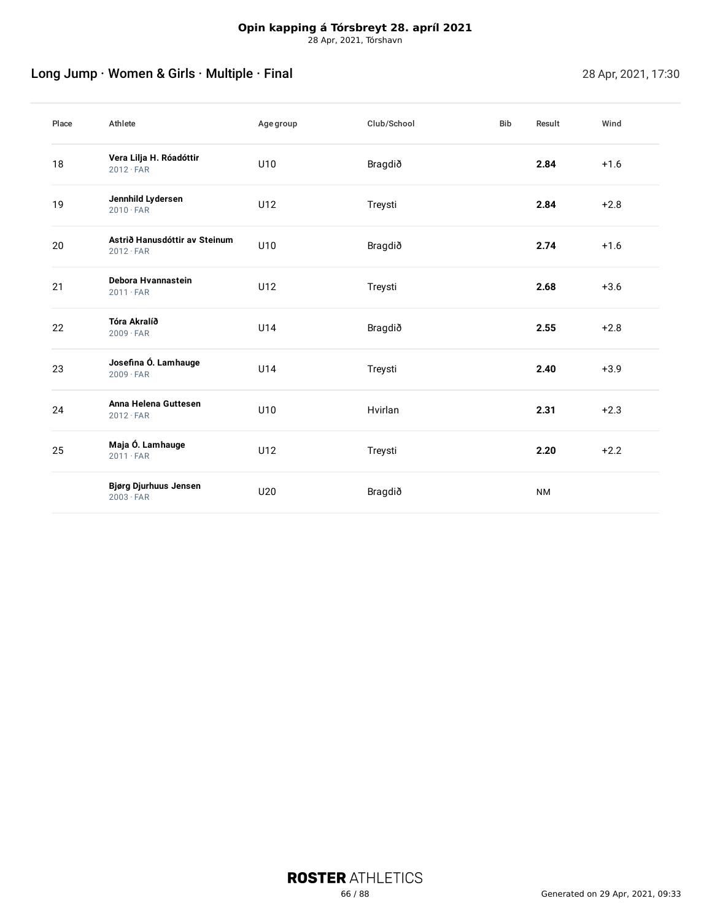**Opin kapping á Tórsbreyt 28. apríl 2021**
28 Apr, 2021, Tórshavn

## Long Jump · Women & Girls · Multiple · Final

28 Apr, 2021, 17:30

| Place | Athlete | Age group | Club/School | Bib | Result | Wind |
|---|---|---|---|---|---|---|
| 18 | **Vera Lilja H. Róadóttir**<br>2012 · FAR | U10 | Bragdið | | **2.84** | +1.6 |
| 19 | **Jennhild Lydersen**<br>2010 · FAR | U12 | Treysti | | **2.84** | +2.8 |
| 20 | **Astrið Hanusdóttir av Steinum**<br>2012 · FAR | U10 | Bragdið | | **2.74** | +1.6 |
| 21 | **Debora Hvannastein**<br>2011 · FAR | U12 | Treysti | | **2.68** | +3.6 |
| 22 | **Tóra Akralíð**<br>2009 · FAR | U14 | Bragdið | | **2.55** | +2.8 |
| 23 | **Josefina Ó. Lamhauge**<br>2009 · FAR | U14 | Treysti | | **2.40** | +3.9 |
| 24 | **Anna Helena Guttesen**<br>2012 · FAR | U10 | Hvirlan | | **2.31** | +2.3 |
| 25 | **Maja Ó. Lamhauge**<br>2011 · FAR | U12 | Treysti | | **2.20** | +2.2 |
| | **Bjørg Djurhuus Jensen**<br>2003 · FAR | U20 | Bragdið | | NM | |

Generated on 29 Apr, 2021, 09:33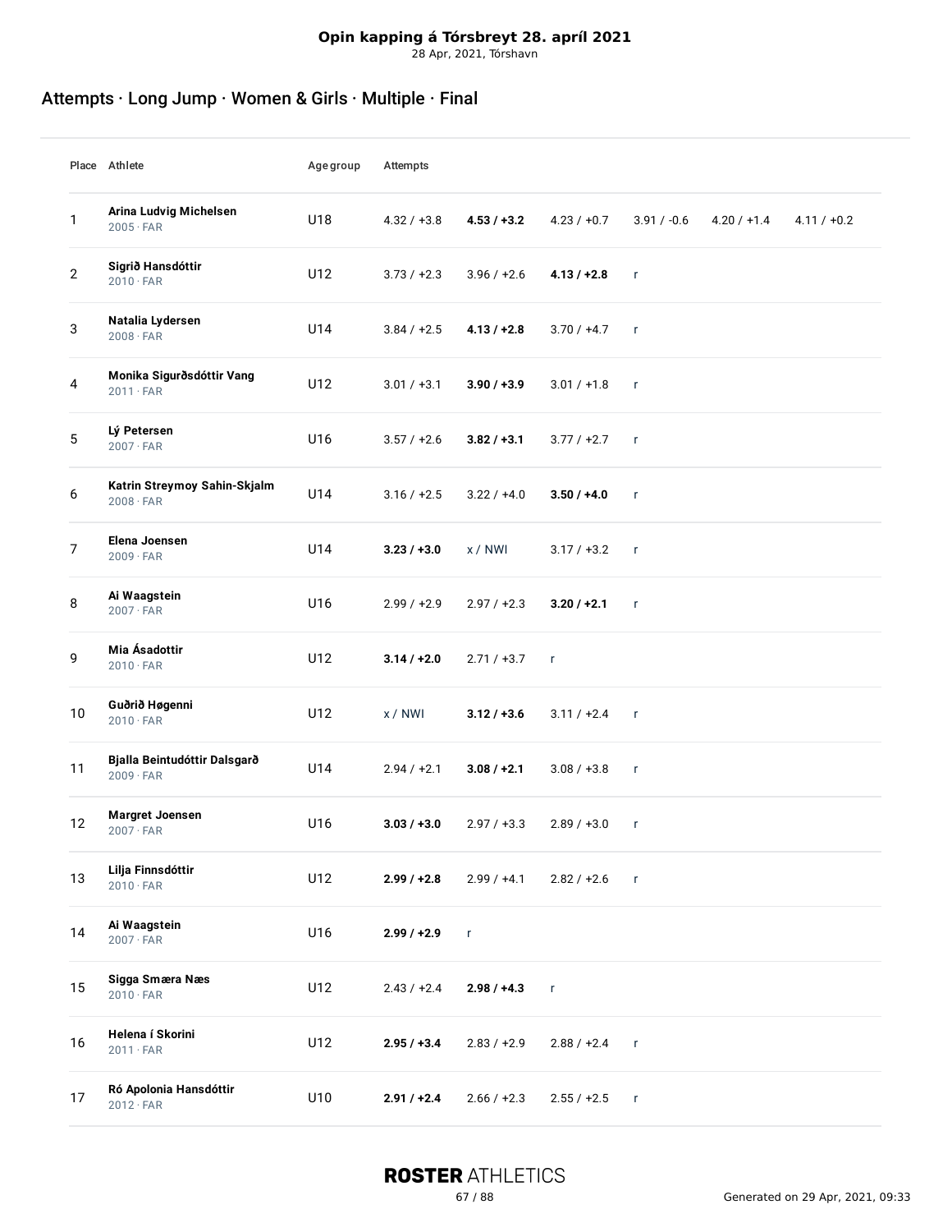**Opin kapping á Tórsbreyt 28. apríl 2021**
28 Apr, 2021, Tórshavn

## Attempts · Long Jump · Women & Girls · Multiple · Final

| Place | Athlete | Agegroup | Attempts | | | | | |
|---|---|---|---|---|---|---|---|---|
| 1 | **Arina Ludvig Michelsen** 2005 · FAR | U18 | 4.32 / +3.8 | **4.53 / +3.2** | 4.23 / +0.7 | 3.91 / -0.6 | 4.20 / +1.4 | 4.11 / +0.2 |
| 2 | **Sigrið Hansdóttir** 2010 · FAR | U12 | 3.73 / +2.3 | 3.96 / +2.6 | **4.13 / +2.8** | r | | |
| 3 | **Natalia Lydersen** 2008 · FAR | U14 | 3.84 / +2.5 | **4.13 / +2.8** | 3.70 / +4.7 | r | | |
| 4 | **Monika Sigurðsdóttir Vang** 2011 · FAR | U12 | 3.01 / +3.1 | **3.90 / +3.9** | 3.01 / +1.8 | r | | |
| 5 | **Lý Petersen** 2007 · FAR | U16 | 3.57 / +2.6 | **3.82 / +3.1** | 3.77 / +2.7 | r | | |
| 6 | **Katrin Streymoy Sahin-Skjalm** 2008 · FAR | U14 | 3.16 / +2.5 | 3.22 / +4.0 | **3.50 / +4.0** | r | | |
| 7 | **Elena Joensen** 2009 · FAR | U14 | **3.23 / +3.0** | x / NWI | 3.17 / +3.2 | r | | |
| 8 | **Ai Waagstein** 2007 · FAR | U16 | 2.99 / +2.9 | 2.97 / +2.3 | **3.20 / +2.1** | r | | |
| 9 | **Mia Ásadottir** 2010 · FAR | U12 | **3.14 / +2.0** | 2.71 / +3.7 | r | | | |
| 10 | **Guðrið Høgenni** 2010 · FAR | U12 | x / NWI | **3.12 / +3.6** | 3.11 / +2.4 | r | | |
| 11 | **Bjalla Beintudóttir Dalsgarð** 2009 · FAR | U14 | 2.94 / +2.1 | **3.08 / +2.1** | 3.08 / +3.8 | r | | |
| 12 | **Margret Joensen** 2007 · FAR | U16 | **3.03 / +3.0** | 2.97 / +3.3 | 2.89 / +3.0 | r | | |
| 13 | **Lilja Finnsdóttir** 2010 · FAR | U12 | **2.99 / +2.8** | 2.99 / +4.1 | 2.82 / +2.6 | r | | |
| 14 | **Ai Waagstein** 2007 · FAR | U16 | **2.99 / +2.9** | r | | | | |
| 15 | **Sigga Smæra Næs** 2010 · FAR | U12 | 2.43 / +2.4 | **2.98 / +4.3** | r | | | |
| 16 | **Helena í Skorini** 2011 · FAR | U12 | **2.95 / +3.4** | 2.83 / +2.9 | 2.88 / +2.4 | r | | |
| 17 | **Ró Apolonia Hansdóttir** 2012 · FAR | U10 | **2.91 / +2.4** | 2.66 / +2.3 | 2.55 / +2.5 | r | | |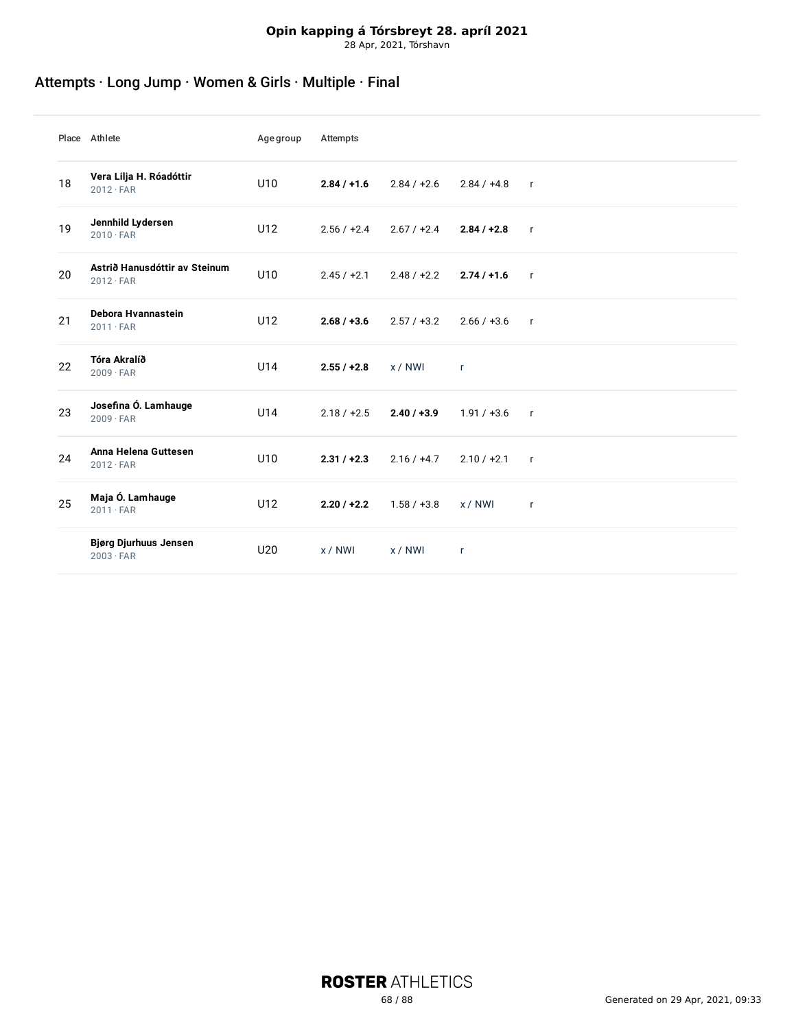**Opin kapping á Tórsbreyt 28. apríl 2021**
28 Apr, 2021, Tórshavn

## Attempts · Long Jump · Women & Girls · Multiple · Final

| Place | Athlete | Age group | Attempts | | | |
|---|---|---|---|---|---|---|
| 18 | **Vera Lilja H. Róadóttir**<br>2012 · FAR | U10 | **2.84 / +1.6** | 2.84 / +2.6 | 2.84 / +4.8 | r |
| 19 | **Jennhild Lydersen**<br>2010 · FAR | U12 | 2.56 / +2.4 | 2.67 / +2.4 | **2.84 / +2.8** | r |
| 20 | **Astrið Hanusdóttir av Steinum**<br>2012 · FAR | U10 | 2.45 / +2.1 | 2.48 / +2.2 | **2.74 / +1.6** | r |
| 21 | **Debora Hvannastein**<br>2011 · FAR | U12 | **2.68 / +3.6** | 2.57 / +3.2 | 2.66 / +3.6 | r |
| 22 | **Tóra Akralíð**<br>2009 · FAR | U14 | **2.55 / +2.8** | x / NWI | r | |
| 23 | **Josefina Ó. Lamhauge**<br>2009 · FAR | U14 | 2.18 / +2.5 | **2.40 / +3.9** | 1.91 / +3.6 | r |
| 24 | **Anna Helena Guttesen**<br>2012 · FAR | U10 | **2.31 / +2.3** | 2.16 / +4.7 | 2.10 / +2.1 | r |
| 25 | **Maja Ó. Lamhauge**<br>2011 · FAR | U12 | **2.20 / +2.2** | 1.58 / +3.8 | x / NWI | r |
| | **Bjørg Djurhuus Jensen**<br>2003 · FAR | U20 | x / NWI | x / NWI | r | |

Generated on 29 Apr, 2021, 09:33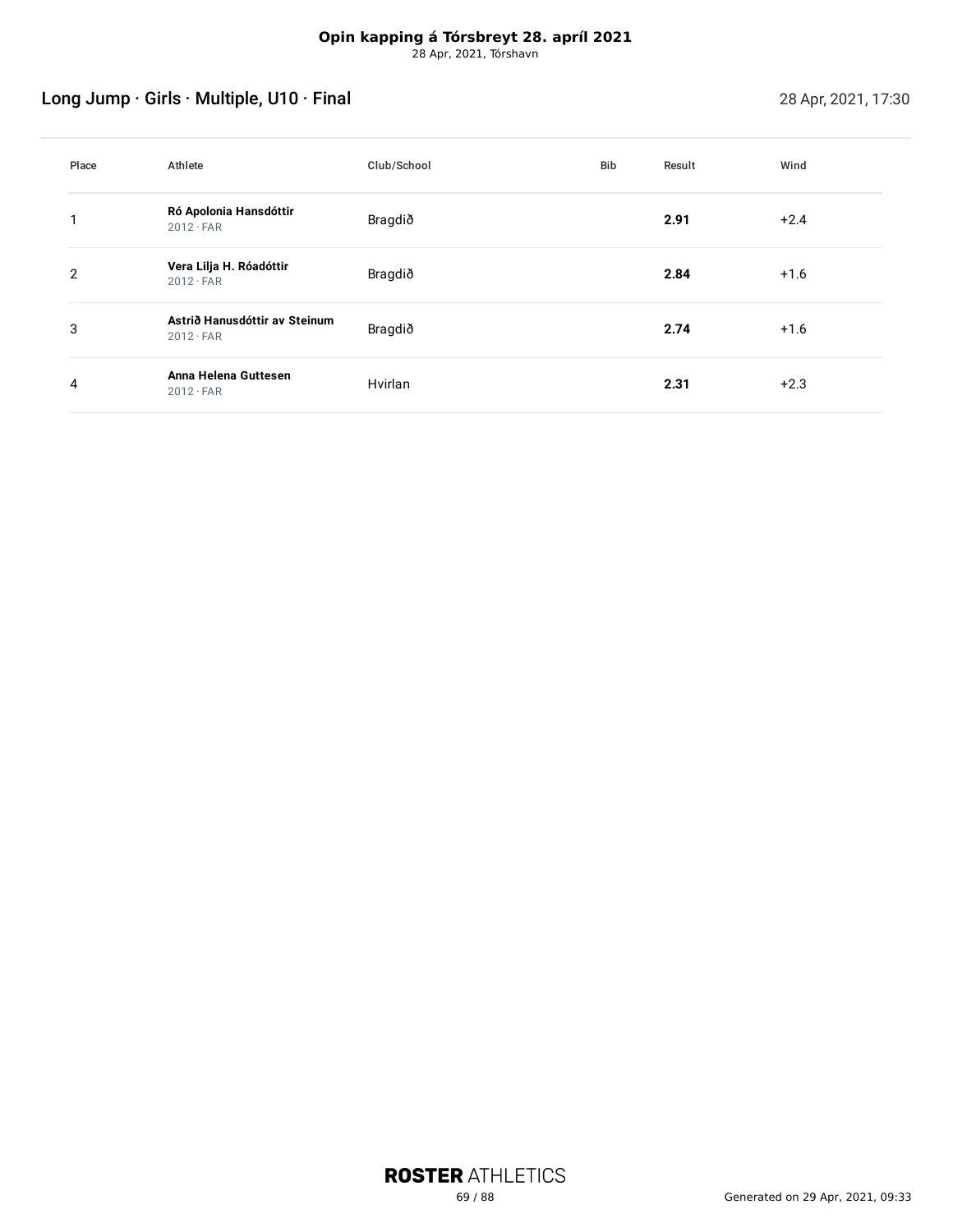**Opin kapping á Tórsbreyt 28. apríl 2021**
28 Apr, 2021, Tórshavn

## Long Jump · Girls · Multiple, U10 · Final

28 Apr, 2021, 17:30

| Place | Athlete | Club/School | Bib | Result | Wind |
|---|---|---|---|---|---|
| 1 | **Ró Apolonia Hansdóttir** 2012 · FAR | Bragdið | | **2.91** | +2.4 |
| 2 | **Vera Lilja H. Róadóttir** 2012 · FAR | Bragdið | | **2.84** | +1.6 |
| 3 | **Astrið Hanusdóttir av Steinum** 2012 · FAR | Bragdið | | **2.74** | +1.6 |
| 4 | **Anna Helena Guttesen** 2012 · FAR | Hvirlan | | **2.31** | +2.3 |

**ROSTER** ATHLETICS

Generated on 29 Apr, 2021, 09:33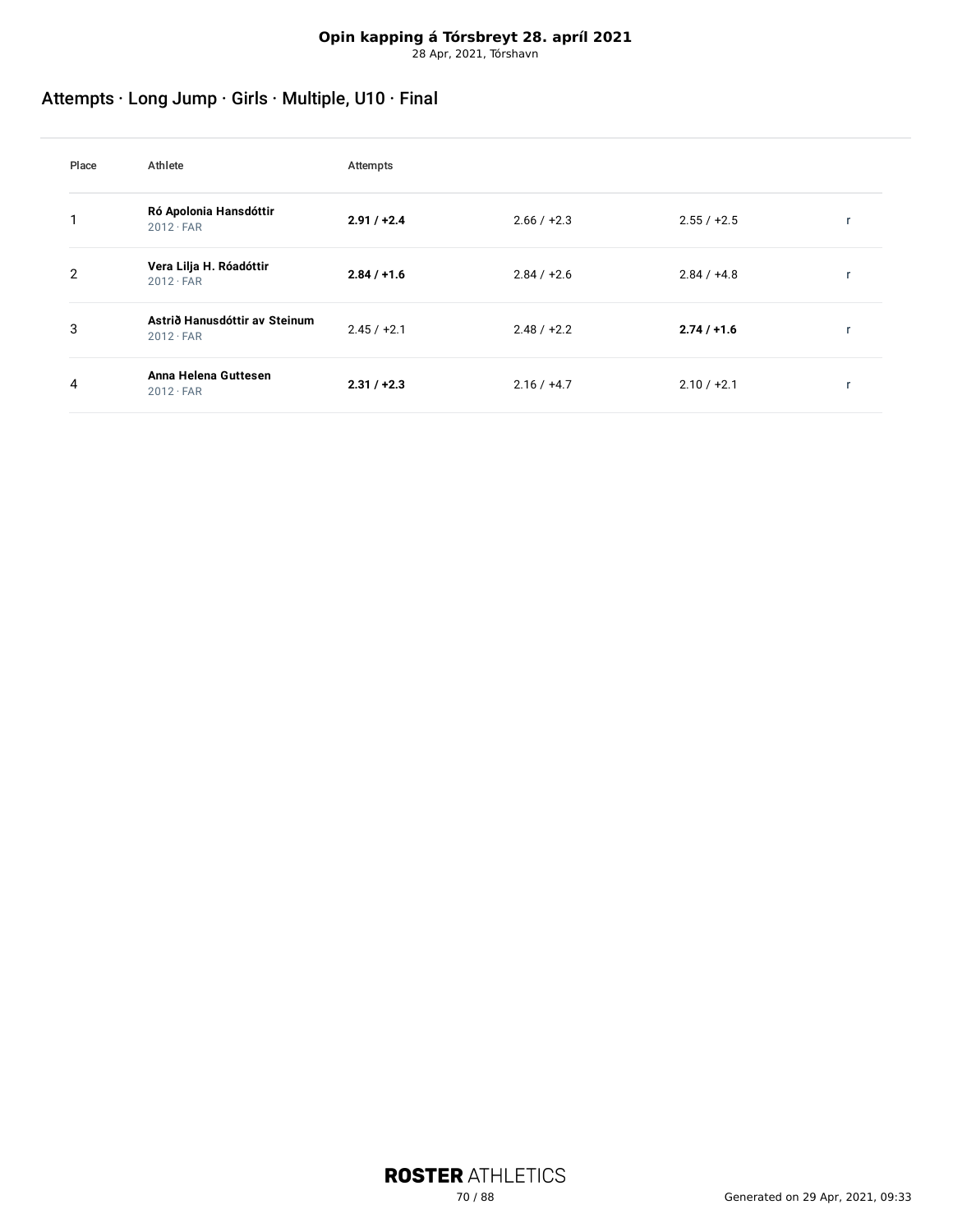**Opin kapping á Tórsbreyt 28. apríl 2021**
28 Apr, 2021, Tórshavn

## Attempts · Long Jump · Girls · Multiple, U10 · Final

| Place | Athlete | Attempts | | | |
|---|---|---|---|---|---|
| 1 | **Ró Apolonia Hansdóttir** 2012 · FAR | **2.91 / +2.4** | 2.66 / +2.3 | 2.55 / +2.5 | r |
| 2 | **Vera Lilja H. Róadóttir** 2012 · FAR | **2.84 / +1.6** | 2.84 / +2.6 | 2.84 / +4.8 | r |
| 3 | **Astrið Hanusdóttir av Steinum** 2012 · FAR | 2.45 / +2.1 | 2.48 / +2.2 | **2.74 / +1.6** | r |
| 4 | **Anna Helena Guttesen** 2012 · FAR | **2.31 / +2.3** | 2.16 / +4.7 | 2.10 / +2.1 | r |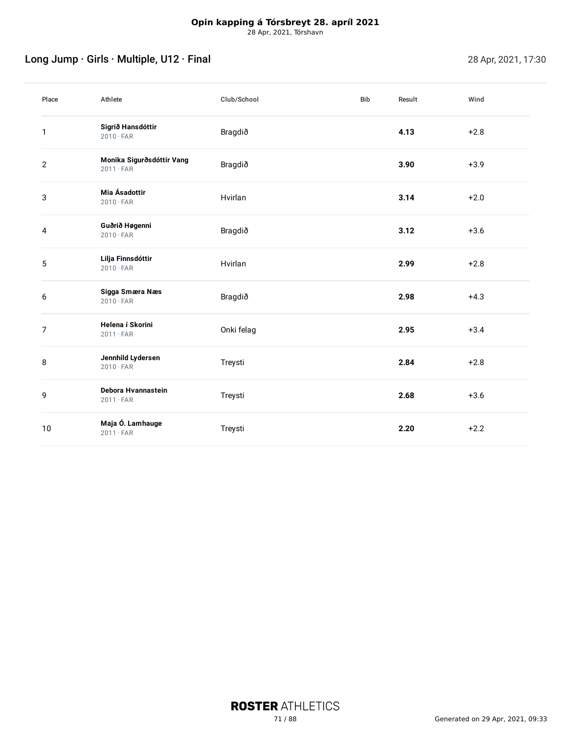**Opin kapping á Tórsbreyt 28. apríl 2021**
28 Apr, 2021, Tórshavn

## Long Jump · Girls · Multiple, U12 · Final

28 Apr, 2021, 17:30

| Place | Athlete | Club/School | Bib | Result | Wind |
|---|---|---|---|---|---|
| 1 | **Sigrið Hansdóttir** 2010 · FAR | Bragdið | | **4.13** | +2.8 |
| 2 | **Monika Sigurðsdóttir Vang** 2011 · FAR | Bragdið | | **3.90** | +3.9 |
| 3 | **Mia Ásadottir** 2010 · FAR | Hvirlan | | **3.14** | +2.0 |
| 4 | **Guðrið Høgenni** 2010 · FAR | Bragdið | | **3.12** | +3.6 |
| 5 | **Lilja Finnsdóttir** 2010 · FAR | Hvirlan | | **2.99** | +2.8 |
| 6 | **Sigga Smæra Næs** 2010 · FAR | Bragdið | | **2.98** | +4.3 |
| 7 | **Helena í Skorini** 2011 · FAR | Onki felag | | **2.95** | +3.4 |
| 8 | **Jennhild Lydersen** 2010 · FAR | Treysti | | **2.84** | +2.8 |
| 9 | **Debora Hvannastein** 2011 · FAR | Treysti | | **2.68** | +3.6 |
| 10 | **Maja Ó. Lamhauge** 2011 · FAR | Treysti | | **2.20** | +2.2 |

**ROSTER** ATHLETICS

Generated on 29 Apr, 2021, 09:33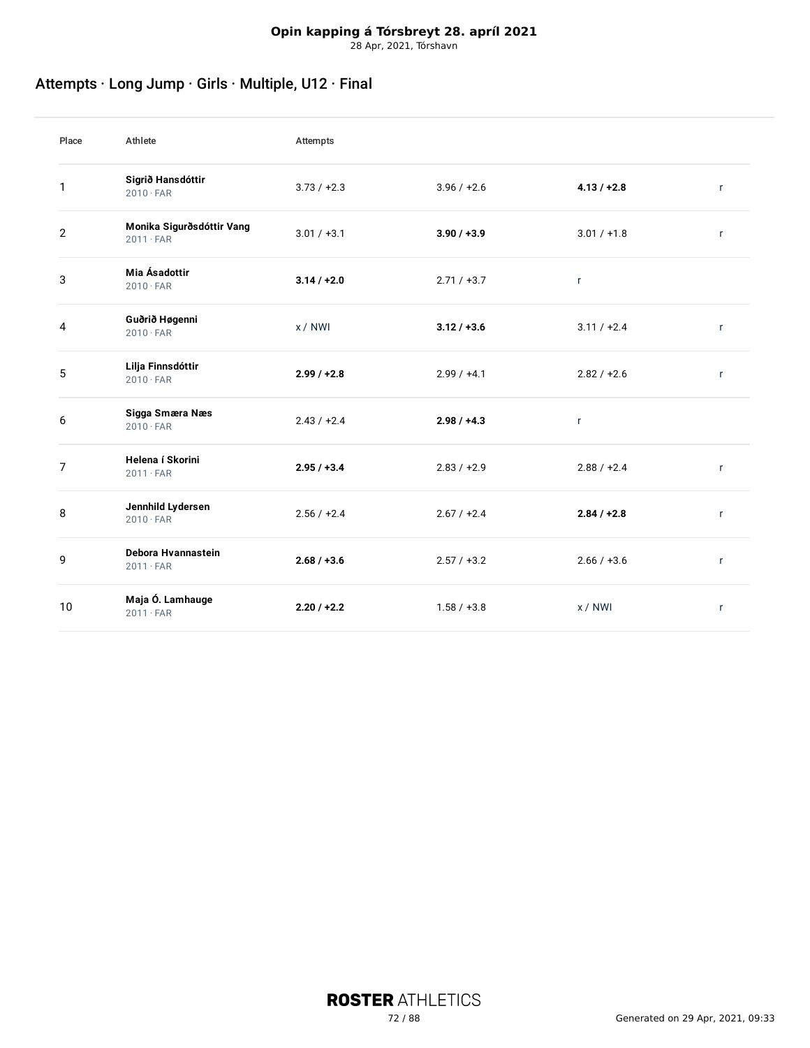**Opin kapping á Tórsbreyt 28. apríl 2021**
28 Apr, 2021, Tórshavn

## Attempts · Long Jump · Girls · Multiple, U12 · Final

| Place | Athlete | Attempts | | | |
|---|---|---|---|---|---|
| 1 | **Sigrið Hansdóttir** 2010 · FAR | 3.73 / +2.3 | 3.96 / +2.6 | **4.13 / +2.8** | r |
| 2 | **Monika Sigurðsdóttir Vang** 2011 · FAR | 3.01 / +3.1 | **3.90 / +3.9** | 3.01 / +1.8 | r |
| 3 | **Mia Ásadottir** 2010 · FAR | **3.14 / +2.0** | 2.71 / +3.7 | r | |
| 4 | **Guðrið Høgenni** 2010 · FAR | x / NWI | **3.12 / +3.6** | 3.11 / +2.4 | r |
| 5 | **Lilja Finnsdóttir** 2010 · FAR | **2.99 / +2.8** | 2.99 / +4.1 | 2.82 / +2.6 | r |
| 6 | **Sigga Smæra Næs** 2010 · FAR | 2.43 / +2.4 | **2.98 / +4.3** | r | |
| 7 | **Helena í Skorini** 2011 · FAR | **2.95 / +3.4** | 2.83 / +2.9 | 2.88 / +2.4 | r |
| 8 | **Jennhild Lydersen** 2010 · FAR | 2.56 / +2.4 | 2.67 / +2.4 | **2.84 / +2.8** | r |
| 9 | **Debora Hvannastein** 2011 · FAR | **2.68 / +3.6** | 2.57 / +3.2 | 2.66 / +3.6 | r |
| 10 | **Maja Ó. Lamhauge** 2011 · FAR | **2.20 / +2.2** | 1.58 / +3.8 | x / NWI | r |

**ROSTER** ATHLETICS

Generated on 29 Apr, 2021, 09:33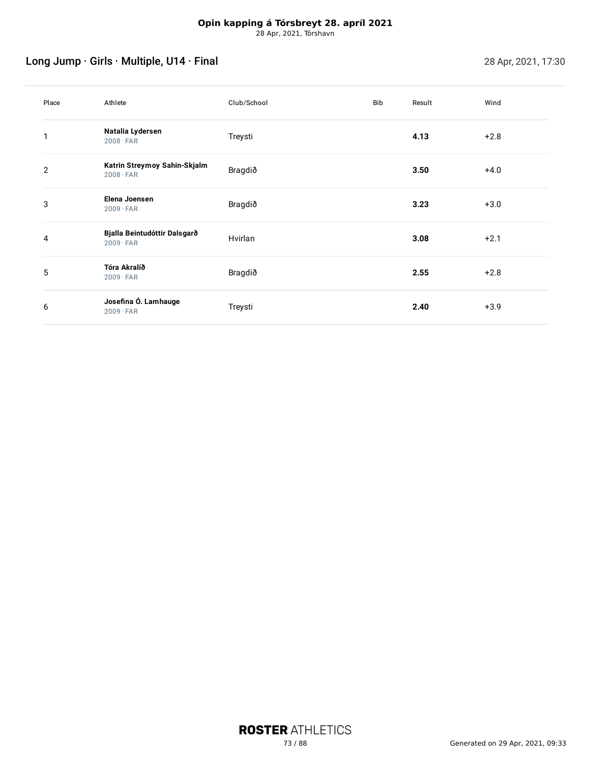**Opin kapping á Tórsbreyt 28. apríl 2021**
28 Apr, 2021, Tórshavn

## Long Jump · Girls · Multiple, U14 · Final

28 Apr, 2021, 17:30

| Place | Athlete | Club/School | Bib | Result | Wind |
|---|---|---|---|---|---|
| 1 | **Natalia Lydersen** 2008 · FAR | Treysti | | **4.13** | +2.8 |
| 2 | **Katrin Streymoy Sahin-Skjalm** 2008 · FAR | Bragdið | | **3.50** | +4.0 |
| 3 | **Elena Joensen** 2009 · FAR | Bragdið | | **3.23** | +3.0 |
| 4 | **Bjalla Beintudóttir Dalsgarð** 2009 · FAR | Hvirlan | | **3.08** | +2.1 |
| 5 | **Tóra Akralíð** 2009 · FAR | Bragdið | | **2.55** | +2.8 |
| 6 | **Josefina Ó. Lamhauge** 2009 · FAR | Treysti | | **2.40** | +3.9 |

**ROSTER** ATHLETICS

Generated on 29 Apr, 2021, 09:33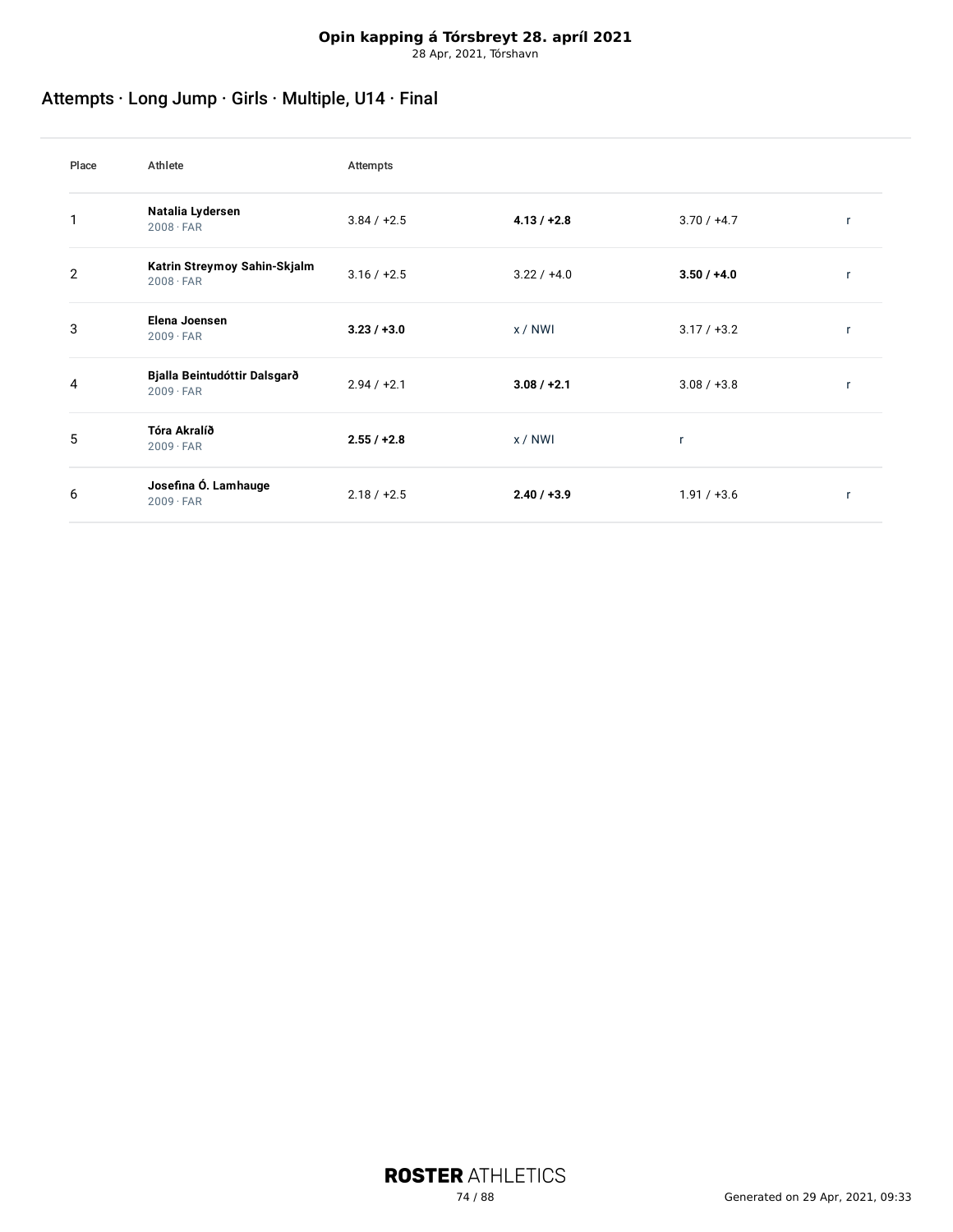**Opin kapping á Tórsbreyt 28. apríl 2021**
28 Apr, 2021, Tórshavn

## Attempts · Long Jump · Girls · Multiple, U14 · Final

| Place | Athlete | Attempts | | | |
|---|---|---|---|---|---|
| 1 | **Natalia Lydersen** 2008 · FAR | 3.84 / +2.5 | **4.13 / +2.8** | 3.70 / +4.7 | r |
| 2 | **Katrin Streymoy Sahin-Skjalm** 2008 · FAR | 3.16 / +2.5 | 3.22 / +4.0 | **3.50 / +4.0** | r |
| 3 | **Elena Joensen** 2009 · FAR | **3.23 / +3.0** | x / NWI | 3.17 / +3.2 | r |
| 4 | **Bjalla Beintudóttir Dalsgarð** 2009 · FAR | 2.94 / +2.1 | **3.08 / +2.1** | 3.08 / +3.8 | r |
| 5 | **Tóra Akralíð** 2009 · FAR | **2.55 / +2.8** | x / NWI | r | |
| 6 | **Josefina Ó. Lamhauge** 2009 · FAR | 2.18 / +2.5 | **2.40 / +3.9** | 1.91 / +3.6 | r |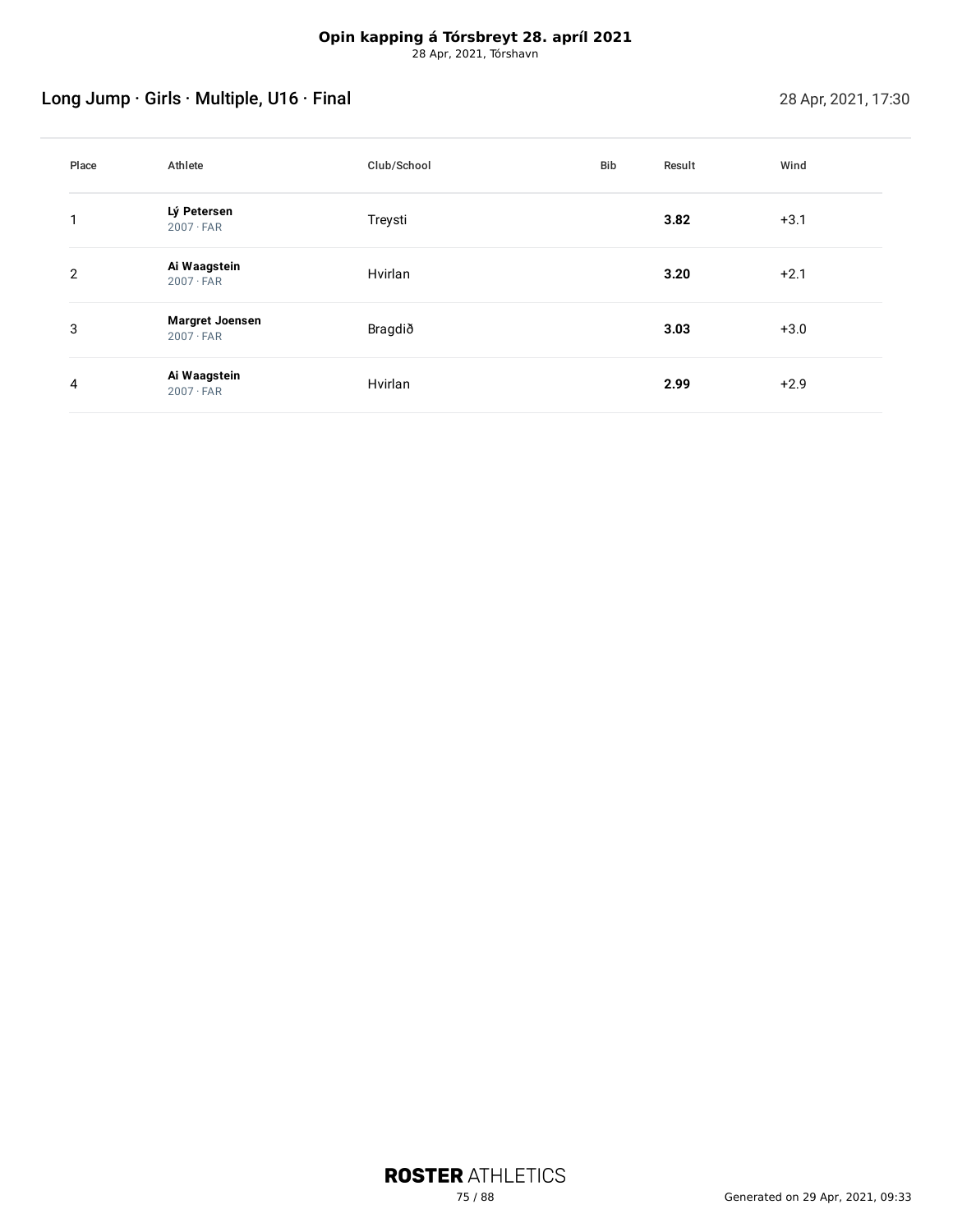**Opin kapping á Tórsbreyt 28. apríl 2021**
28 Apr, 2021, Tórshavn

## Long Jump · Girls · Multiple, U16 · Final

28 Apr, 2021, 17:30

| Place | Athlete | Club/School | Bib | Result | Wind |
|---|---|---|---|---|---|
| 1 | **Lý Petersen**<br>2007 · FAR | Treysti | | **3.82** | +3.1 |
| 2 | **Ai Waagstein**<br>2007 · FAR | Hvirlan | | **3.20** | +2.1 |
| 3 | **Margret Joensen**<br>2007 · FAR | Bragdið | | **3.03** | +3.0 |
| 4 | **Ai Waagstein**<br>2007 · FAR | Hvirlan | | **2.99** | +2.9 |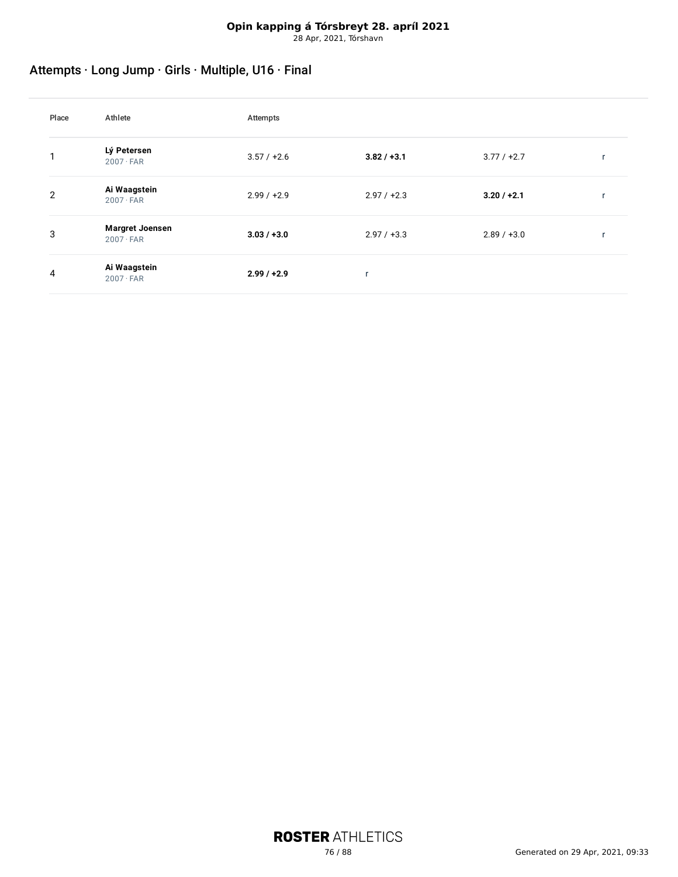**Opin kapping á Tórsbreyt 28. apríl 2021**
28 Apr, 2021, Tórshavn

## Attempts · Long Jump · Girls · Multiple, U16 · Final

| Place | Athlete | Attempts | | | |
|---|---|---|---|---|---|
| 1 | **Lý Petersen** 2007 · FAR | 3.57 / +2.6 | **3.82 / +3.1** | 3.77 / +2.7 | r |
| 2 | **Ai Waagstein** 2007 · FAR | 2.99 / +2.9 | 2.97 / +2.3 | **3.20 / +2.1** | r |
| 3 | **Margret Joensen** 2007 · FAR | **3.03 / +3.0** | 2.97 / +3.3 | 2.89 / +3.0 | r |
| 4 | **Ai Waagstein** 2007 · FAR | **2.99 / +2.9** | r | | |

ROSTER ATHLETICS

Generated on 29 Apr, 2021, 09:33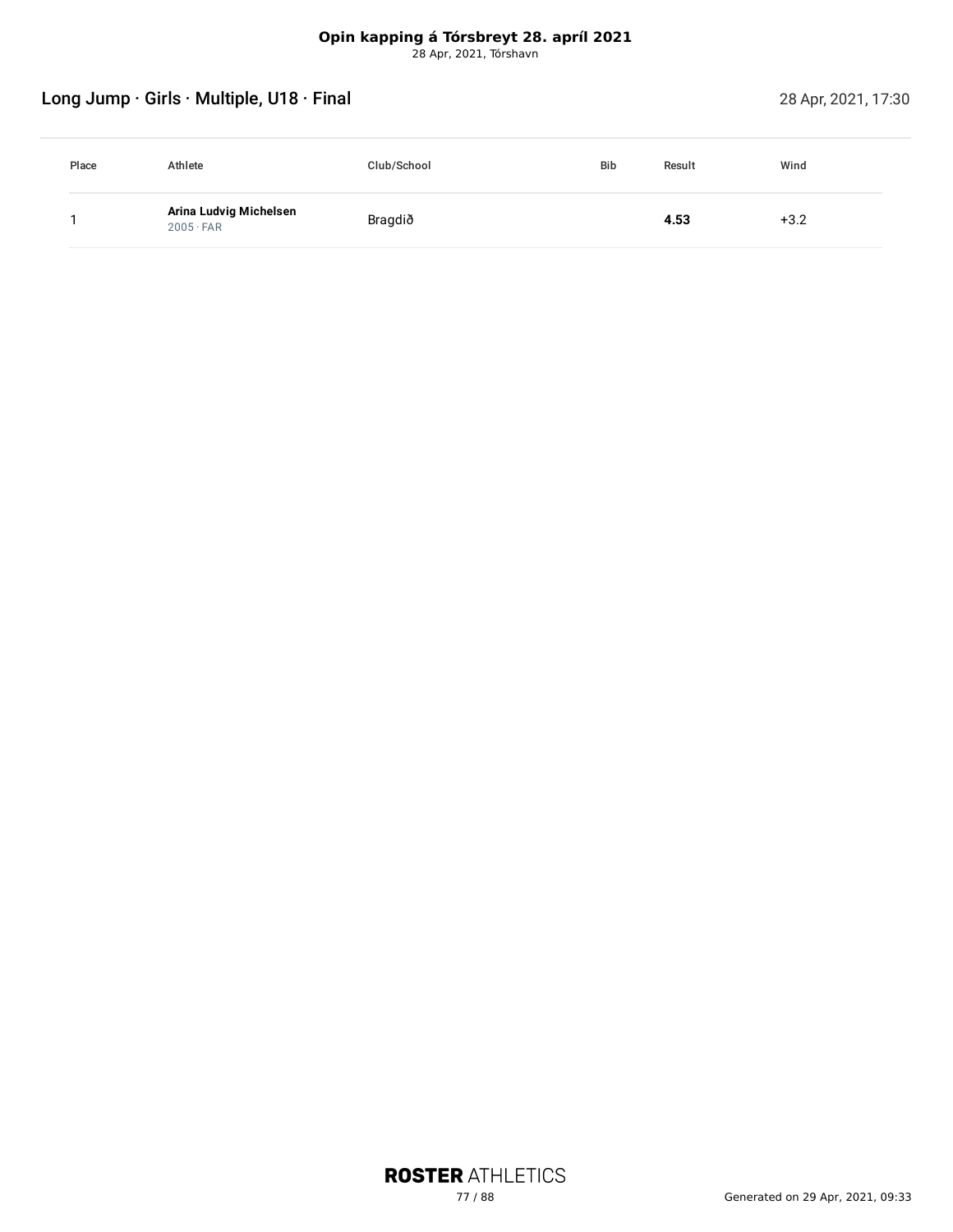**Opin kapping á Tórsbreyt 28. apríl 2021**
28 Apr, 2021, Tórshavn

## Long Jump · Girls · Multiple, U18 · Final

28 Apr, 2021, 17:30

| Place | Athlete | Club/School | Bib | Result | Wind |
|---|---|---|---|---|---|
| 1 | **Arina Ludvig Michelsen** 2005 · FAR | Bragdið | | **4.53** | +3.2 |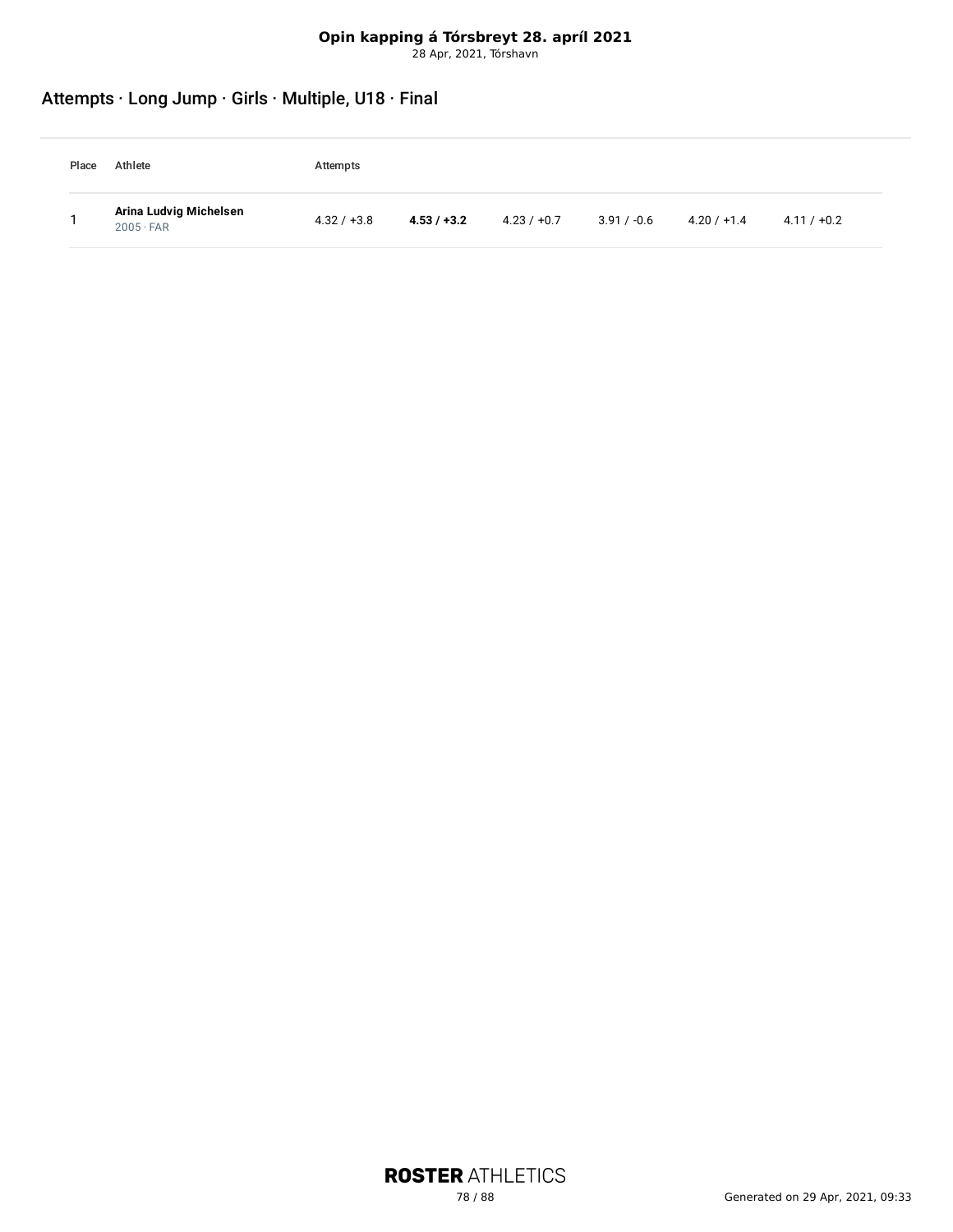**Opin kapping á Tórsbreyt 28. apríl 2021**
28 Apr, 2021, Tórshavn

## Attempts · Long Jump · Girls · Multiple, U18 · Final

| Place | Athlete | Attempts | | | | | |
|---|---|---|---|---|---|---|---|
| 1 | **Arina Ludvig Michelsen** 2005 · FAR | 4.32 / +3.8 | **4.53 / +3.2** | 4.23 / +0.7 | 3.91 / -0.6 | 4.20 / +1.4 | 4.11 / +0.2 |

ROSTER ATHLETICS

Generated on 29 Apr, 2021, 09:33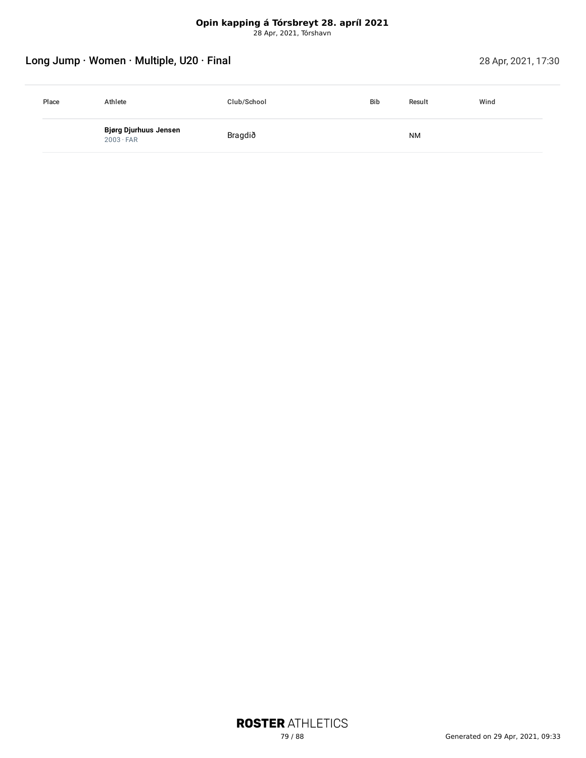**Opin kapping á Tórsbreyt 28. apríl 2021**
28 Apr, 2021, Tórshavn

## Long Jump · Women · Multiple, U20 · Final

28 Apr, 2021, 17:30

| Place | Athlete | Club/School | Bib | Result | Wind |
|---|---|---|---|---|---|
| | **Bjørg Djurhuus Jensen** 2003 · FAR | Bragdið | | NM | |

Generated on 29 Apr, 2021, 09:33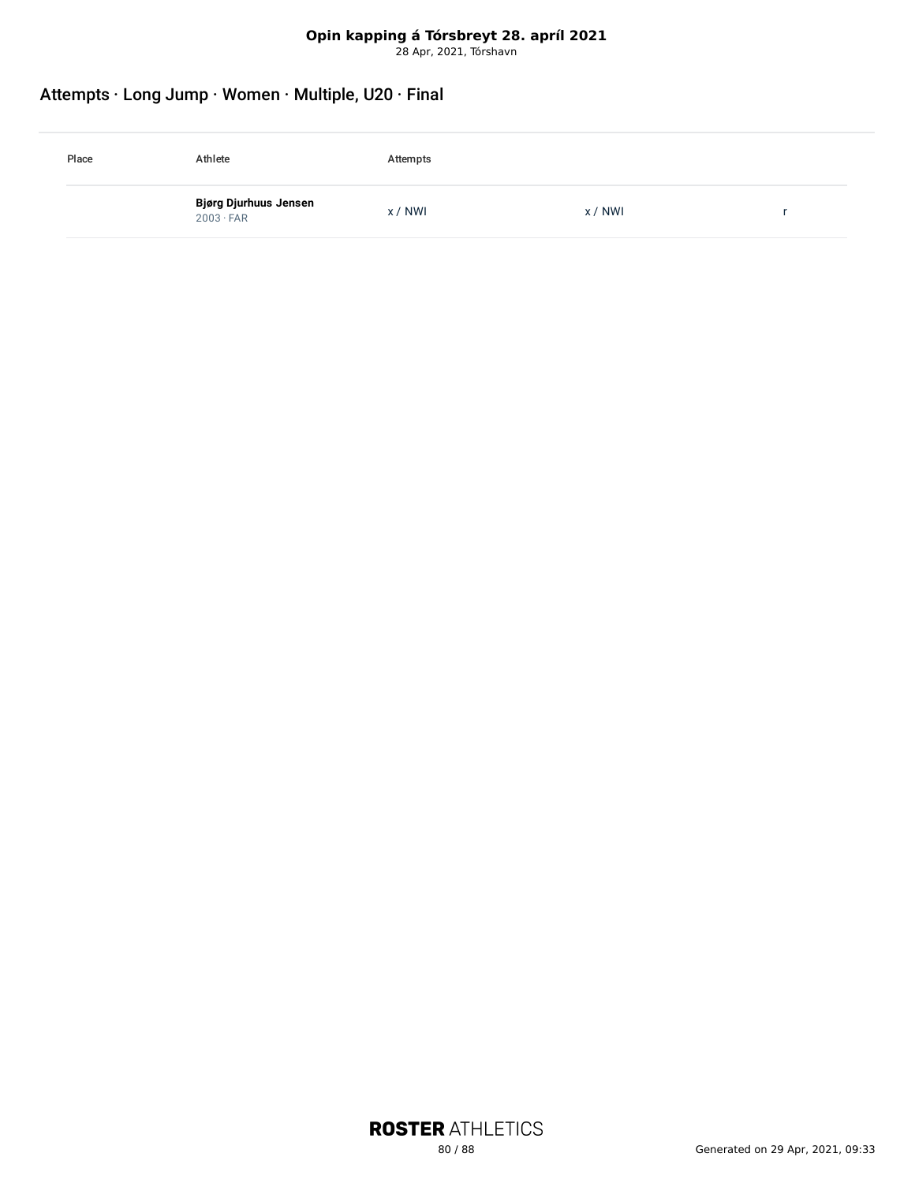**Opin kapping á Tórsbreyt 28. apríl 2021**
28 Apr, 2021, Tórshavn

## Attempts · Long Jump · Women · Multiple, U20 · Final

| Place | Athlete | Attempts | | |
|---|---|---|---|---|
| | **Bjørg Djurhuus Jensen**<br>2003 · FAR | x / NWI | x / NWI | r |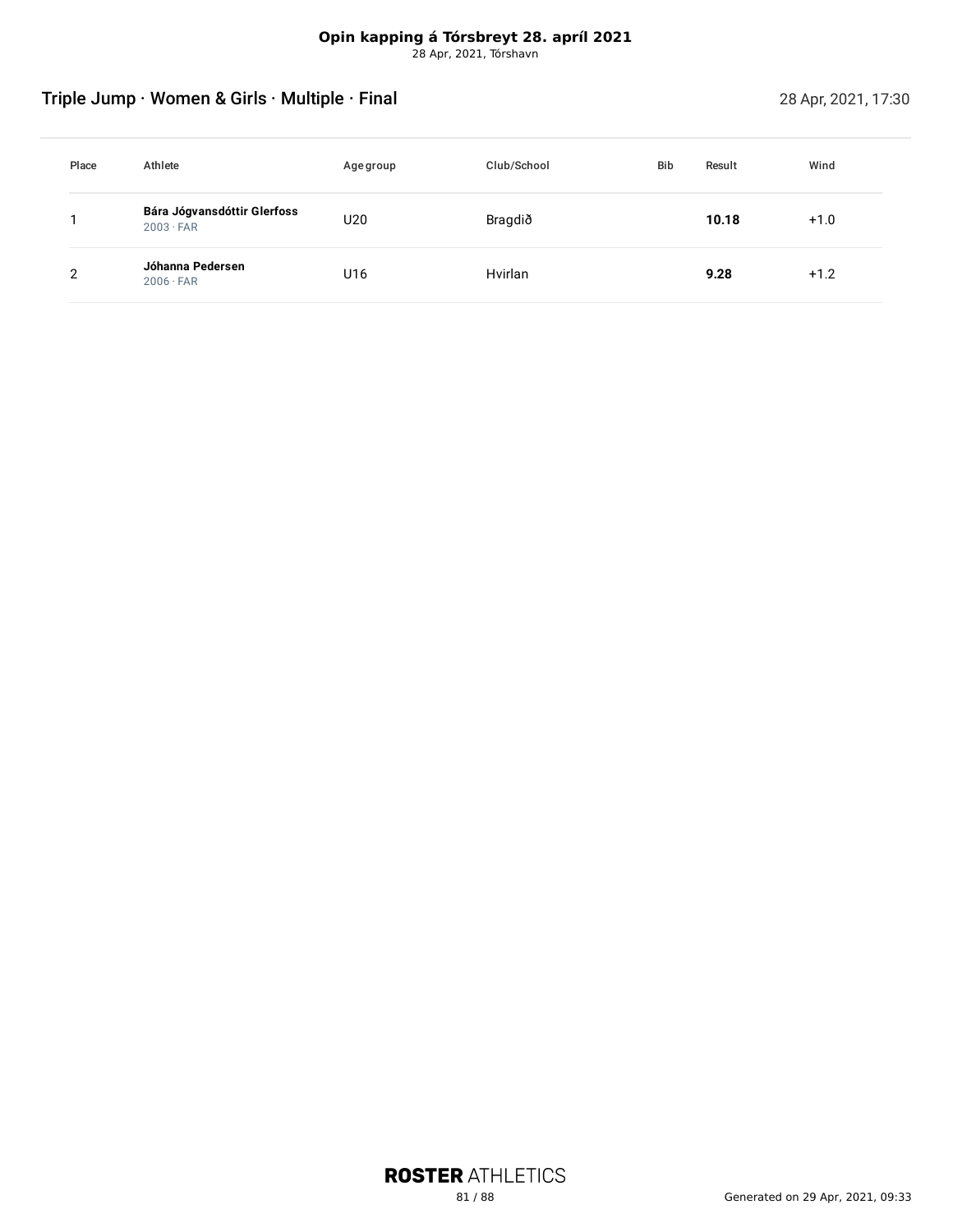**Opin kapping á Tórsbreyt 28. apríl 2021**
28 Apr, 2021, Tórshavn

## Triple Jump · Women & Girls · Multiple · Final

28 Apr, 2021, 17:30

| Place | Athlete | Age group | Club/School | Bib | Result | Wind |
| --- | --- | --- | --- | --- | --- | --- |
| 1 | **Bára Jógvansdóttir Glerfoss**<br>2003 · FAR | U20 | Bragdið | | **10.18** | +1.0 |
| 2 | **Jóhanna Pedersen**<br>2006 · FAR | U16 | Hvirlan | | **9.28** | +1.2 |

ROSTER ATHLETICS

Generated on 29 Apr, 2021, 09:33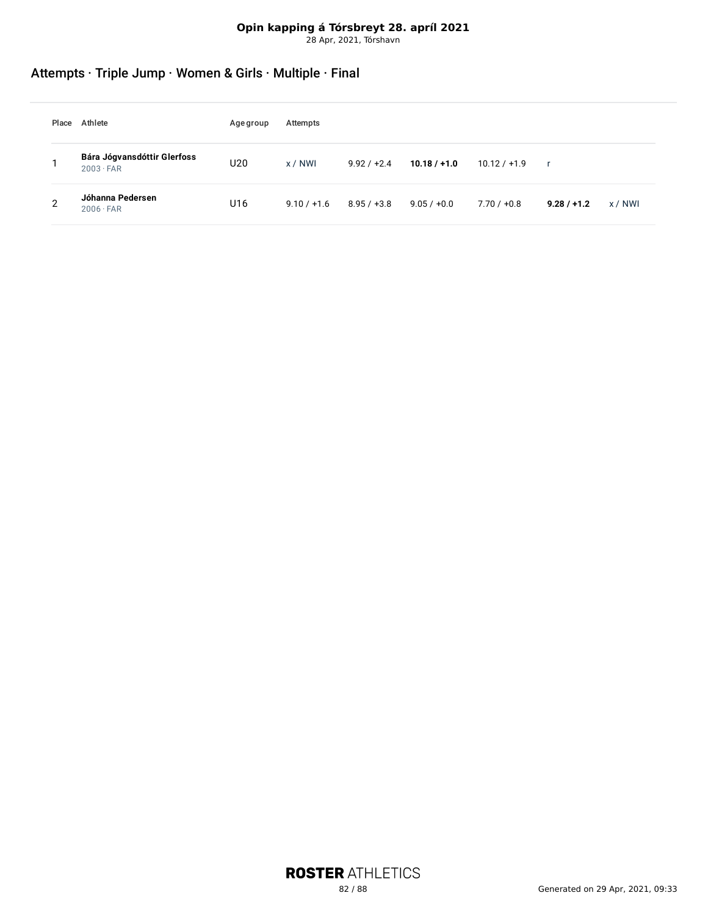**Opin kapping á Tórsbreyt 28. apríl 2021**
28 Apr, 2021, Tórshavn

## Attempts · Triple Jump · Women & Girls · Multiple · Final

| Place | Athlete | Age group | Attempts | | | | | |
|---|---|---|---|---|---|---|---|---|
| 1 | **Bára Jógvansdóttir Glerfoss** 2003 · FAR | U20 | x / NWI | 9.92 / +2.4 | **10.18 / +1.0** | 10.12 / +1.9 | r | |
| 2 | **Jóhanna Pedersen** 2006 · FAR | U16 | 9.10 / +1.6 | 8.95 / +3.8 | 9.05 / +0.0 | 7.70 / +0.8 | **9.28 / +1.2** | x / NWI |

**ROSTER** ATHLETICS

Generated on 29 Apr, 2021, 09:33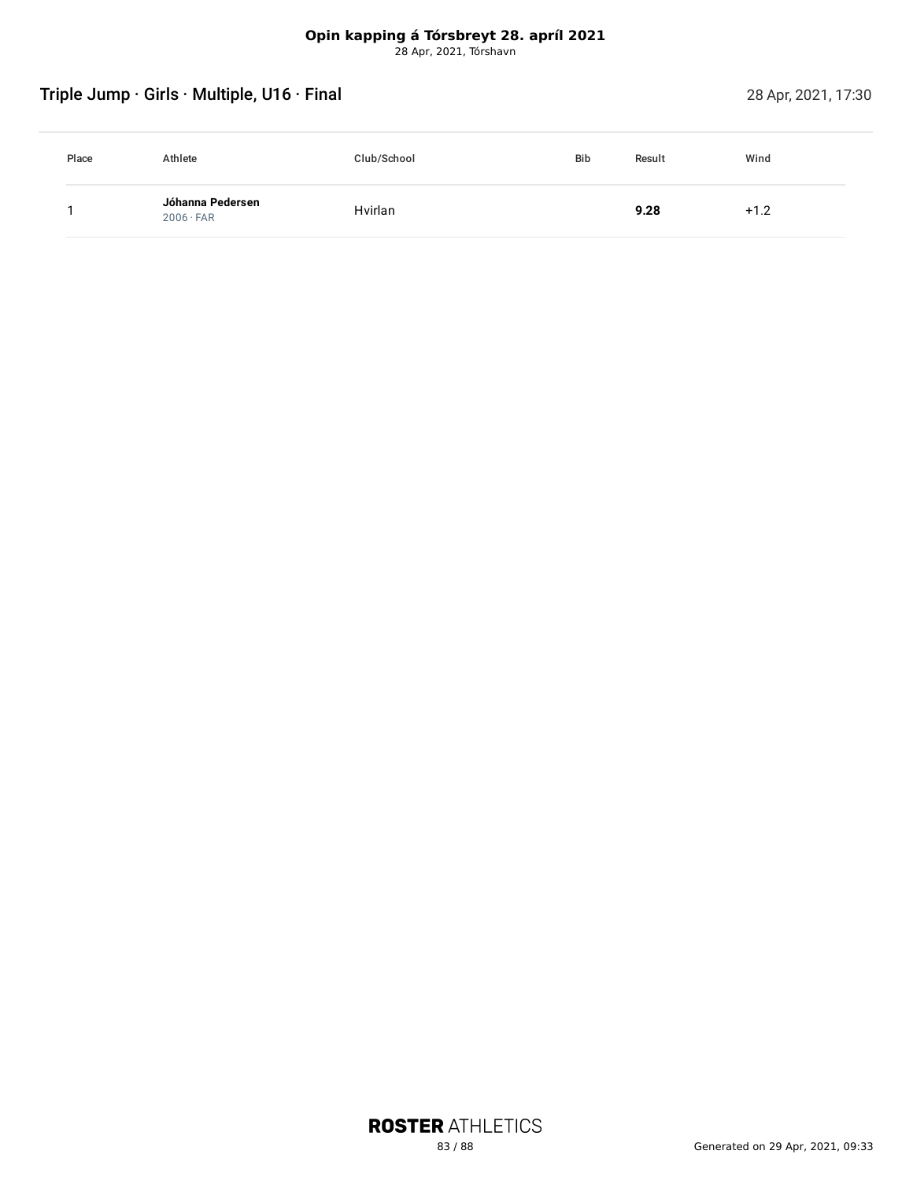**Opin kapping á Tórsbreyt 28. apríl 2021**
28 Apr, 2021, Tórshavn

## Triple Jump · Girls · Multiple, U16 · Final

28 Apr, 2021, 17:30

| Place | Athlete | Club/School | Bib | Result | Wind |
|---|---|---|---|---|---|
| 1 | **Jóhanna Pedersen** 2006 · FAR | Hvirlan | | **9.28** | +1.2 |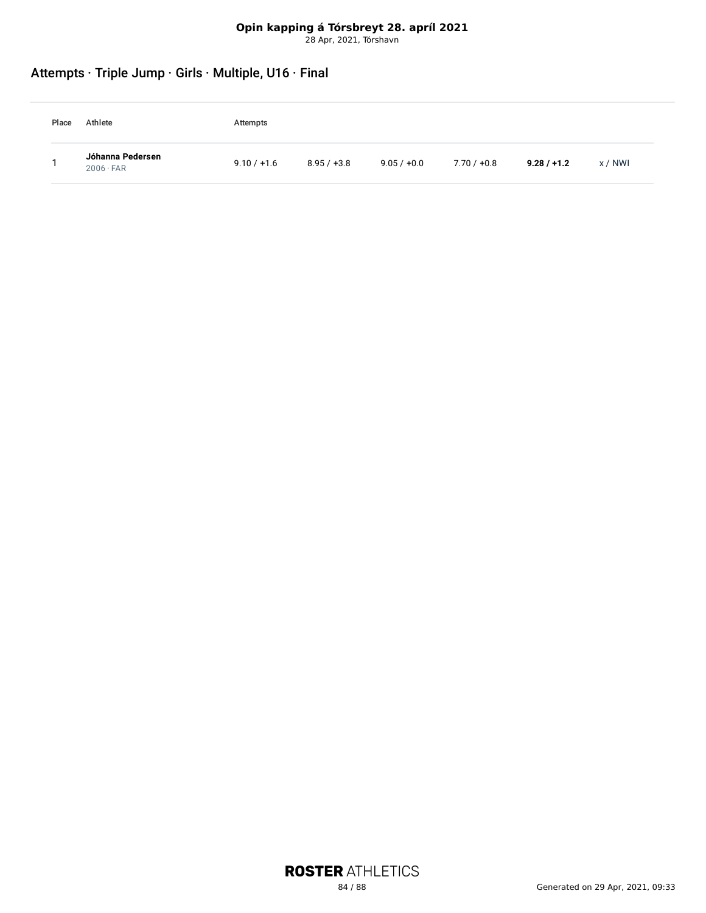**Opin kapping á Tórsbreyt 28. apríl 2021**
28 Apr, 2021, Tórshavn

## Attempts · Triple Jump · Girls · Multiple, U16 · Final

| Place | Athlete | Attempts | | | | | |
|---|---|---|---|---|---|---|---|
| 1 | **Jóhanna Pedersen** 2006 · FAR | 9.10 / +1.6 | 8.95 / +3.8 | 9.05 / +0.0 | 7.70 / +0.8 | **9.28 / +1.2** | x / NWI |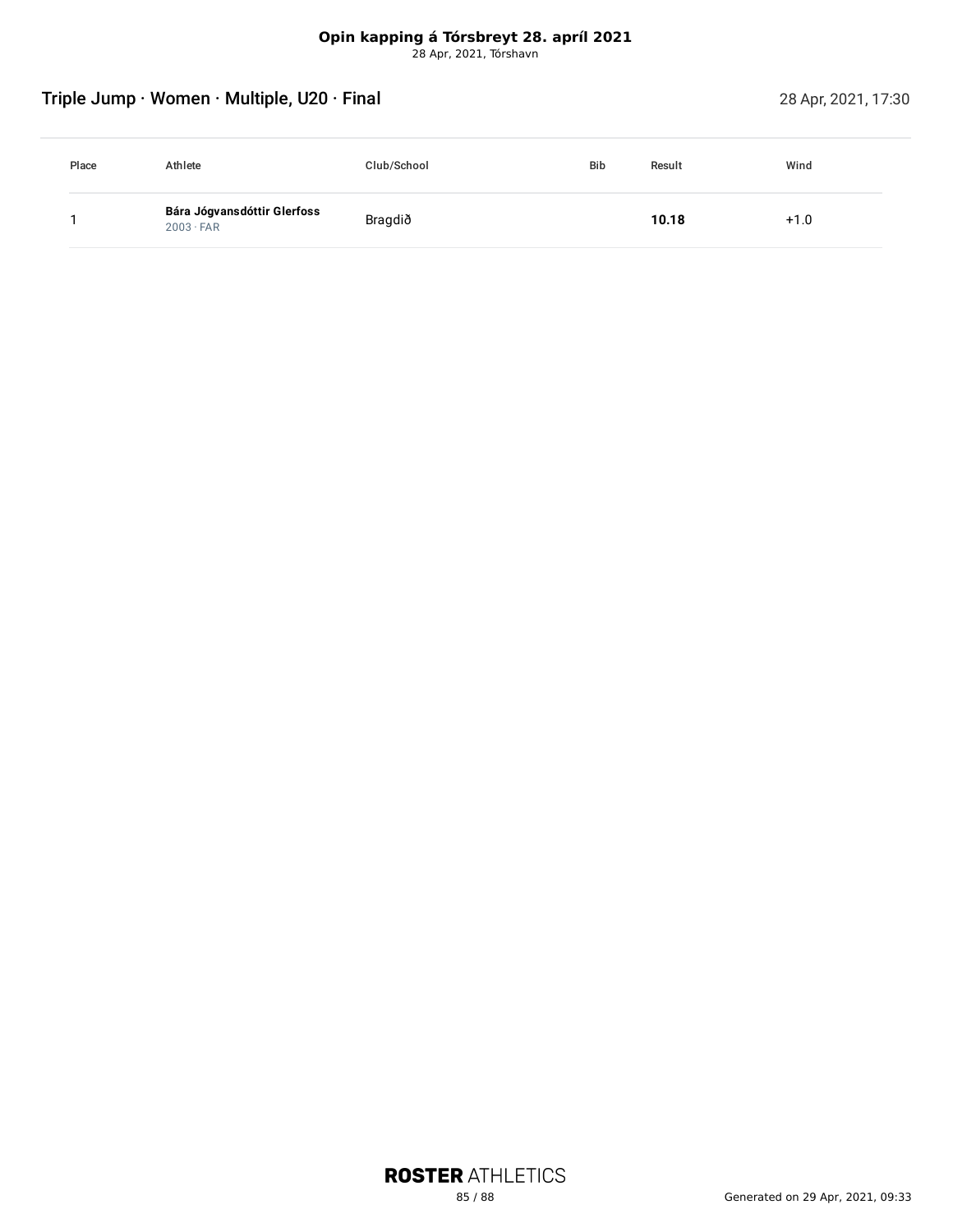**Opin kapping á Tórsbreyt 28. apríl 2021**
28 Apr, 2021, Tórshavn

## Triple Jump · Women · Multiple, U20 · Final

28 Apr, 2021, 17:30

| Place | Athlete | Club/School | Bib | Result | Wind |
|---|---|---|---|---|---|
| 1 | **Bára Jógvansdóttir Glerfoss** 2003 · FAR | Bragdið | | **10.18** | +1.0 |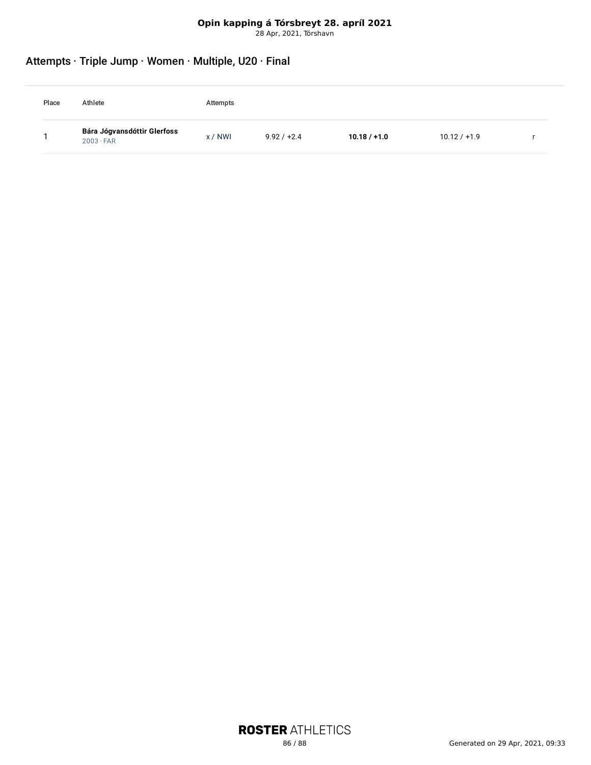**Opin kapping á Tórsbreyt 28. apríl 2021**
28 Apr, 2021, Tórshavn

## Attempts · Triple Jump · Women · Multiple, U20 · Final

| Place | Athlete | Attempts | | | | |
|---|---|---|---|---|---|---|
| 1 | **Bára Jógvansdóttir Glerfoss** 2003 · FAR | x / NWI | 9.92 / +2.4 | **10.18 / +1.0** | 10.12 / +1.9 | r |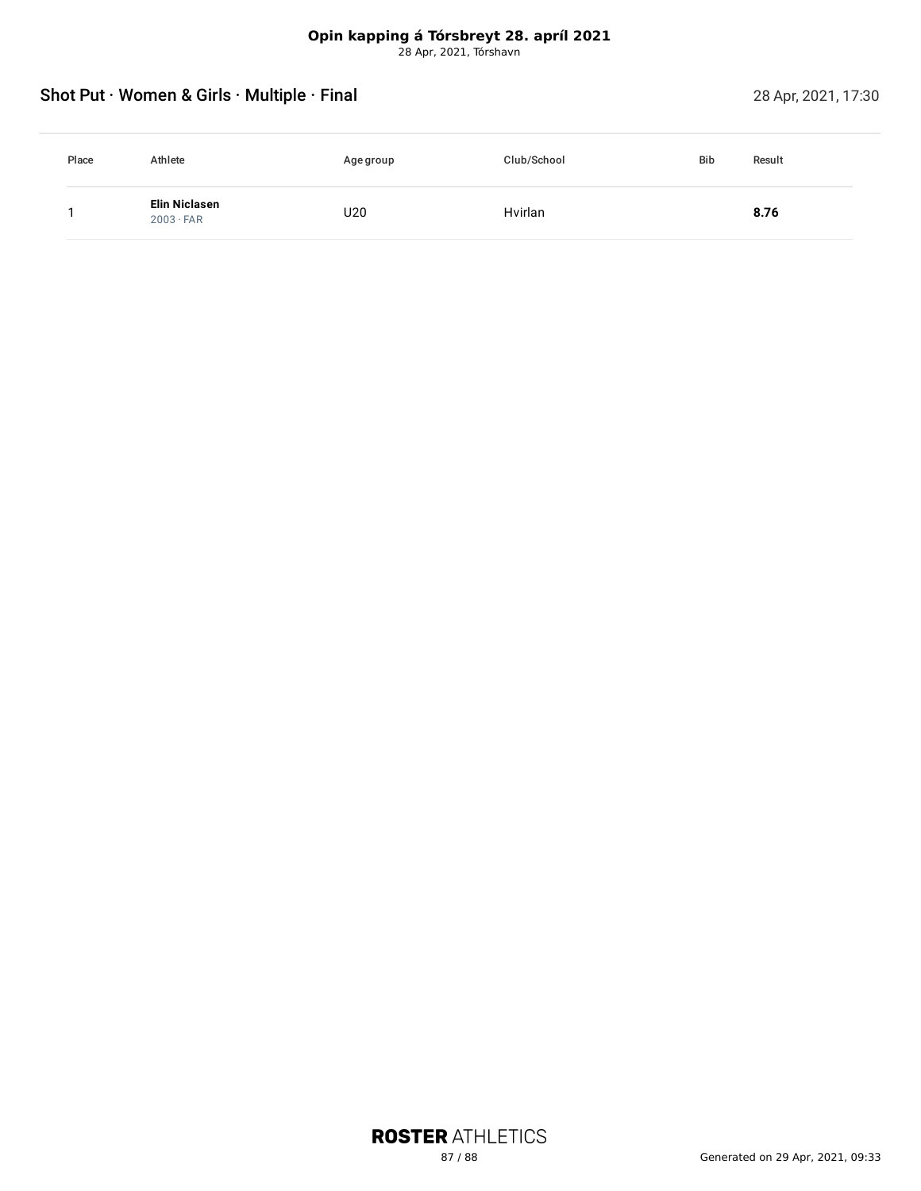**Opin kapping á Tórsbreyt 28. apríl 2021**
28 Apr, 2021, Tórshavn

## Shot Put · Women & Girls · Multiple · Final

28 Apr, 2021, 17:30

| Place | Athlete | Age group | Club/School | Bib | Result |
|---|---|---|---|---|---|
| 1 | **Elin Niclasen** 2003 · FAR | U20 | Hvirlan | | **8.76** |

ROSTER ATHLETICS

Generated on 29 Apr, 2021, 09:33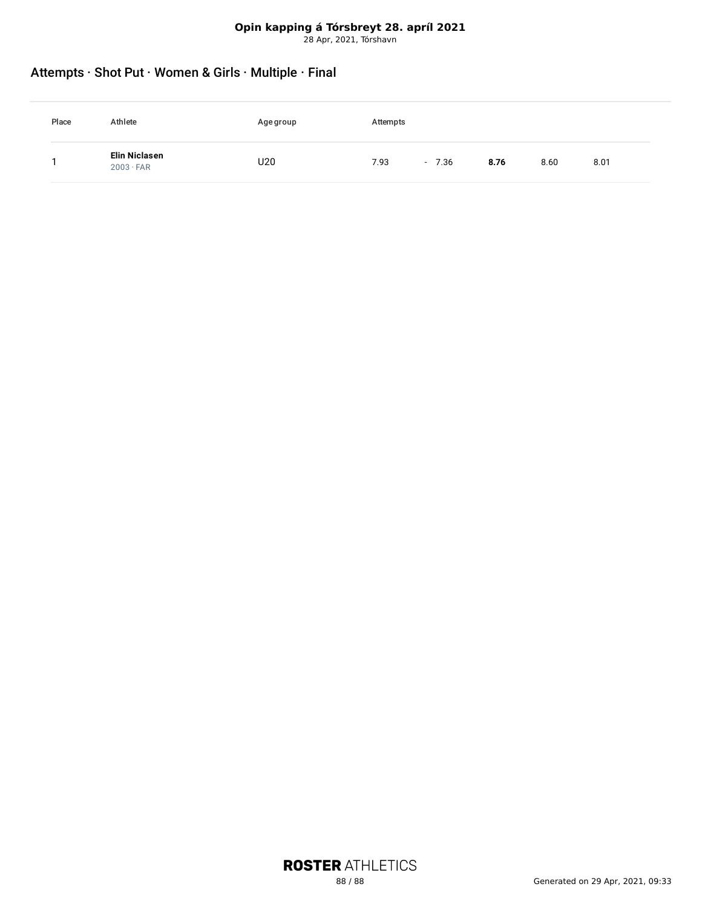**Opin kapping á Tórsbreyt 28. apríl 2021**
28 Apr, 2021, Tórshavn

## Attempts · Shot Put · Women & Girls · Multiple · Final

| Place | Athlete | Age group | Attempts | | | | | |
|---|---|---|---|---|---|---|---|---|
| 1 | **Elin Niclasen** 2003 · FAR | U20 | 7.93 | - | 7.36 | **8.76** | 8.60 | 8.01 |

**ROSTER** ATHLETICS

Generated on 29 Apr, 2021, 09:33